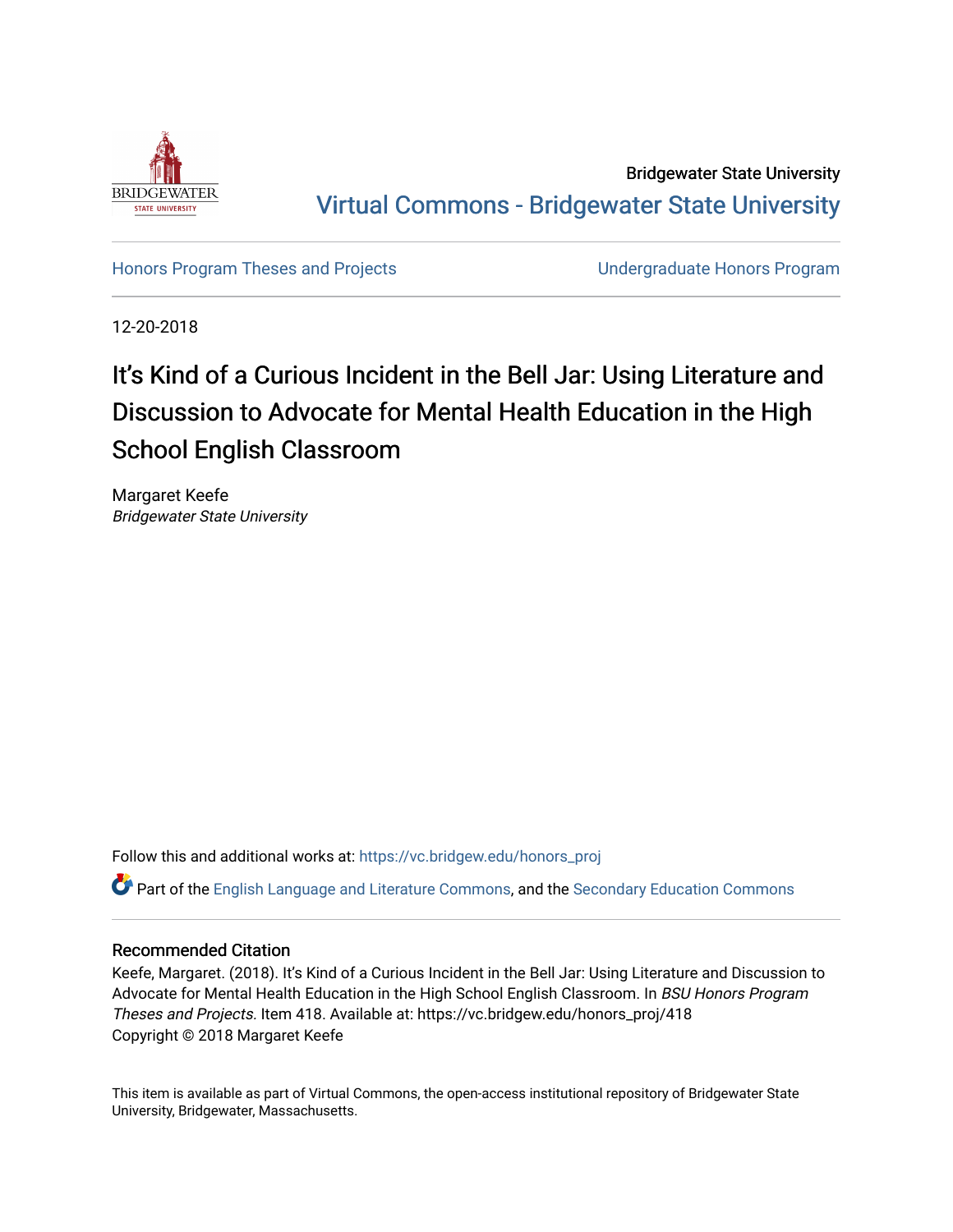Bridgewater State University

Virtual Commons - Bridgewater State University

Honors Program Theses and Projects

Undergraduate Honors Program

12-20-2018

# It's Kind of a Curious Incident in the Bell Jar: Using Literature and Discussion to Advocate for Mental Health Education in the High School English Classroom

Margaret Keefe

*Bridgewater State University*

Follow this and additional works at: https://vc.bridgew.edu/honors_proj

Part of the English Language and Literature Commons, and the Secondary Education Commons

## Recommended Citation

Keefe, Margaret. (2018). It's Kind of a Curious Incident in the Bell Jar: Using Literature and Discussion to Advocate for Mental Health Education in the High School English Classroom. In *BSU Honors Program Theses and Projects.* Item 418. Available at: https://vc.bridgew.edu/honors_proj/418

Copyright © 2018 Margaret Keefe

This item is available as part of Virtual Commons, the open-access institutional repository of Bridgewater State University, Bridgewater, Massachusetts.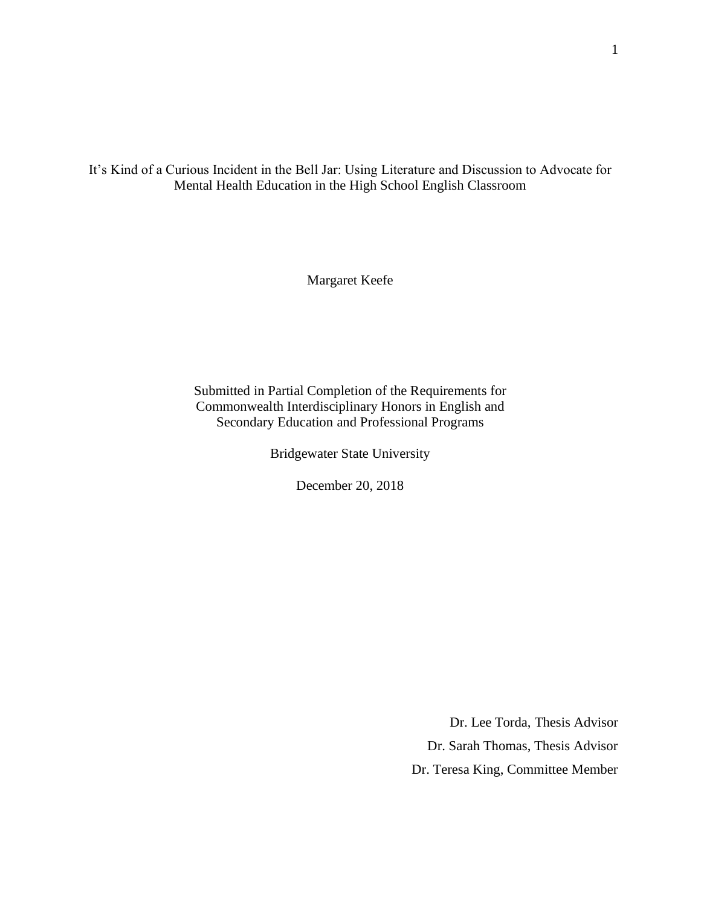# It's Kind of a Curious Incident in the Bell Jar: Using Literature and Discussion to Advocate for Mental Health Education in the High School English Classroom

Margaret Keefe

Submitted in Partial Completion of the Requirements for Commonwealth Interdisciplinary Honors in English and Secondary Education and Professional Programs

Bridgewater State University

December 20, 2018

Dr. Lee Torda, Thesis Advisor

Dr. Sarah Thomas, Thesis Advisor

Dr. Teresa King, Committee Member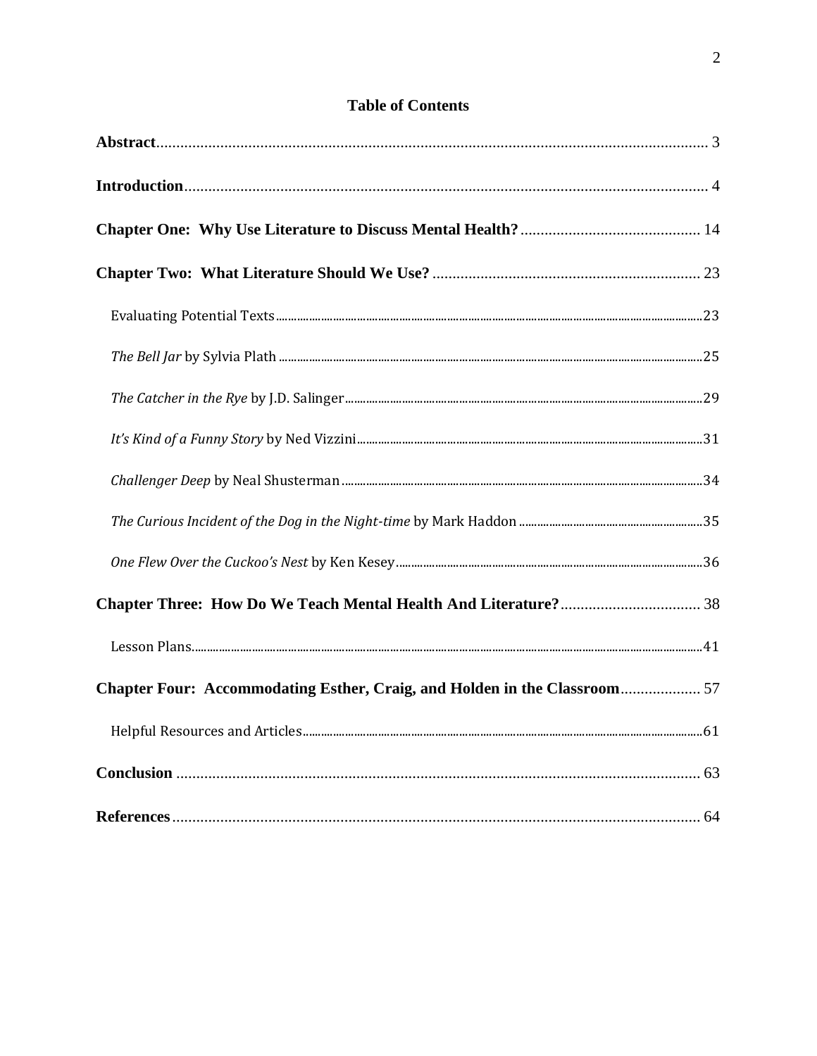# Table of Contents

**Abstract** ........................................................................................................................ 3

**Introduction** .................................................................................................................. 4

**Chapter One: Why Use Literature to Discuss Mental Health?** ............................................ 14

**Chapter Two: What Literature Should We Use?** .................................................................. 23

- Evaluating Potential Texts ........................................................................................ 23
- *The Bell Jar* by Sylvia Plath ..................................................................................... 25
- *The Catcher in the Rye* by J.D. Salinger ................................................................. 29
- *It's Kind of a Funny Story* by Ned Vizzini .............................................................. 31
- *Challenger Deep* by Neal Shusterman .................................................................... 34
- *The Curious Incident of the Dog in the Night-time* by Mark Haddon ....................... 35
- *One Flew Over the Cuckoo's Nest* by Ken Kesey .................................................... 36

**Chapter Three: How Do We Teach Mental Health And Literature?** ................................... 38

- Lesson Plans ............................................................................................................. 41

**Chapter Four: Accommodating Esther, Craig, and Holden in the Classroom** .................... 57

- Helpful Resources and Articles ................................................................................ 61

**Conclusion** ................................................................................................................... 63

**References** ................................................................................................................... 64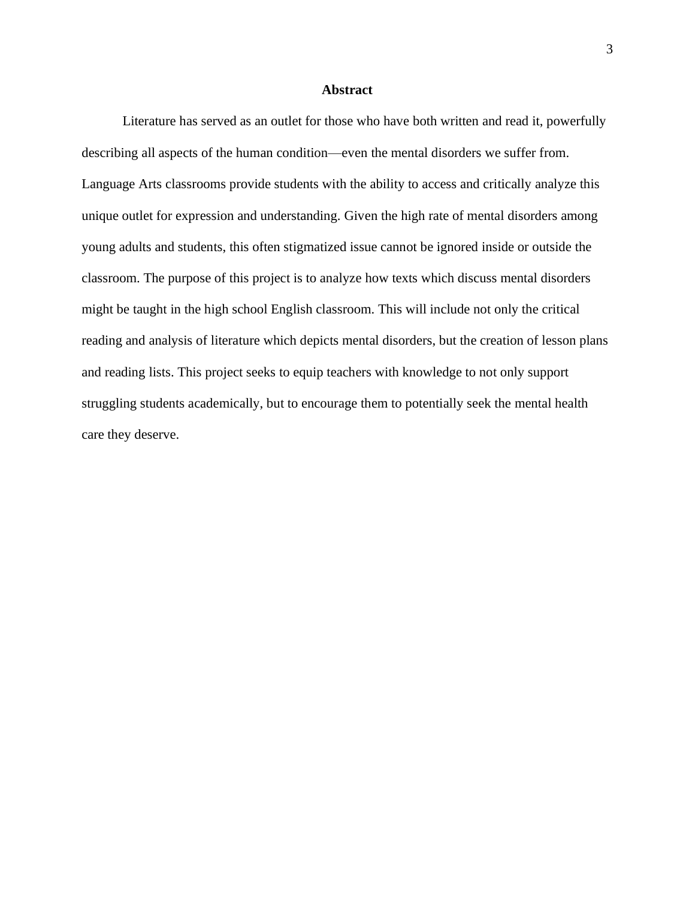## Abstract

Literature has served as an outlet for those who have both written and read it, powerfully describing all aspects of the human condition—even the mental disorders we suffer from. Language Arts classrooms provide students with the ability to access and critically analyze this unique outlet for expression and understanding. Given the high rate of mental disorders among young adults and students, this often stigmatized issue cannot be ignored inside or outside the classroom. The purpose of this project is to analyze how texts which discuss mental disorders might be taught in the high school English classroom. This will include not only the critical reading and analysis of literature which depicts mental disorders, but the creation of lesson plans and reading lists. This project seeks to equip teachers with knowledge to not only support struggling students academically, but to encourage them to potentially seek the mental health care they deserve.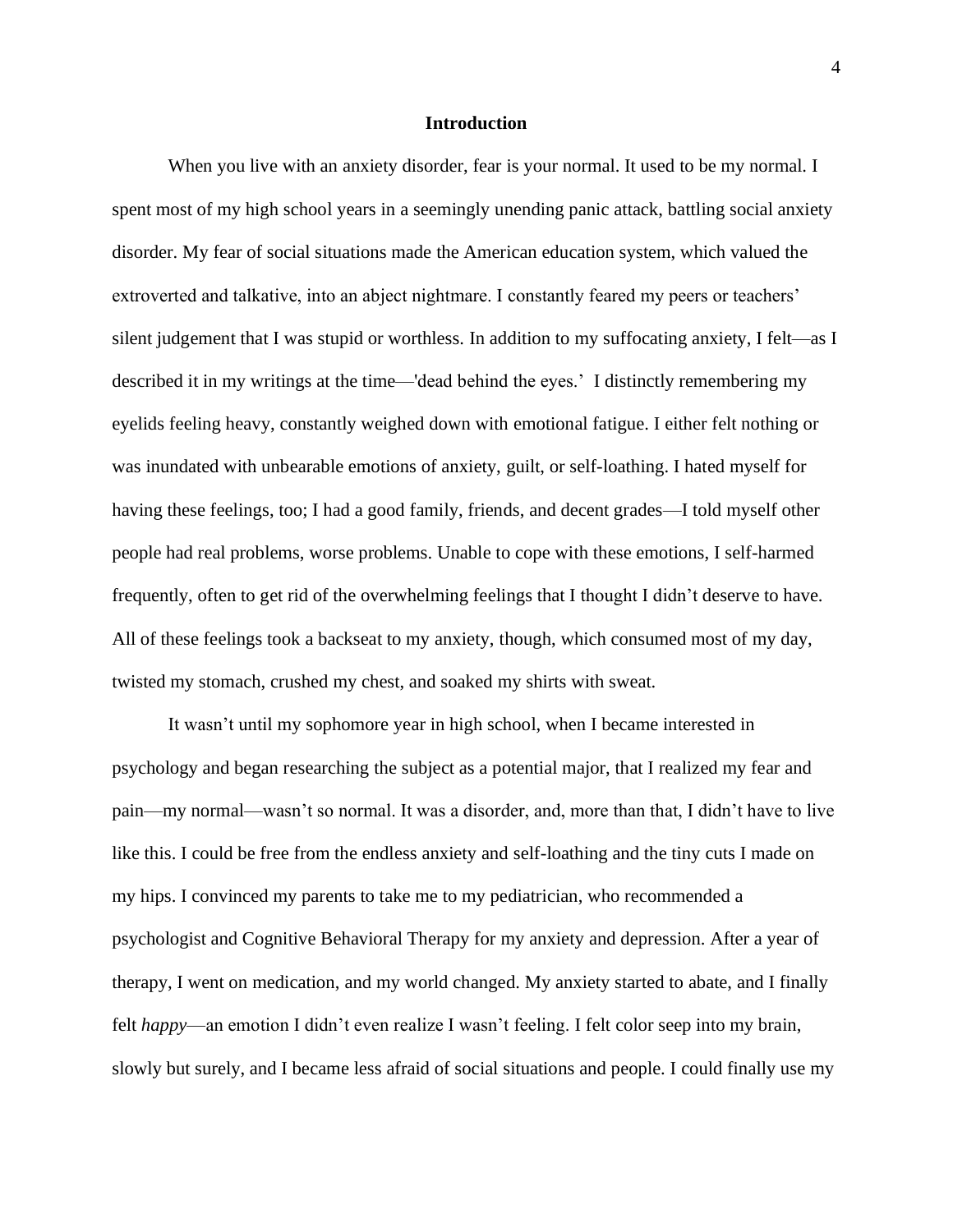# Introduction

When you live with an anxiety disorder, fear is your normal. It used to be my normal. I spent most of my high school years in a seemingly unending panic attack, battling social anxiety disorder. My fear of social situations made the American education system, which valued the extroverted and talkative, into an abject nightmare. I constantly feared my peers or teachers' silent judgement that I was stupid or worthless. In addition to my suffocating anxiety, I felt—as I described it in my writings at the time—'dead behind the eyes.' I distinctly remembering my eyelids feeling heavy, constantly weighed down with emotional fatigue. I either felt nothing or was inundated with unbearable emotions of anxiety, guilt, or self-loathing. I hated myself for having these feelings, too; I had a good family, friends, and decent grades—I told myself other people had real problems, worse problems. Unable to cope with these emotions, I self-harmed frequently, often to get rid of the overwhelming feelings that I thought I didn't deserve to have. All of these feelings took a backseat to my anxiety, though, which consumed most of my day, twisted my stomach, crushed my chest, and soaked my shirts with sweat.

It wasn't until my sophomore year in high school, when I became interested in psychology and began researching the subject as a potential major, that I realized my fear and pain—my normal—wasn't so normal. It was a disorder, and, more than that, I didn't have to live like this. I could be free from the endless anxiety and self-loathing and the tiny cuts I made on my hips. I convinced my parents to take me to my pediatrician, who recommended a psychologist and Cognitive Behavioral Therapy for my anxiety and depression. After a year of therapy, I went on medication, and my world changed. My anxiety started to abate, and I finally felt *happy*—an emotion I didn't even realize I wasn't feeling. I felt color seep into my brain, slowly but surely, and I became less afraid of social situations and people. I could finally use my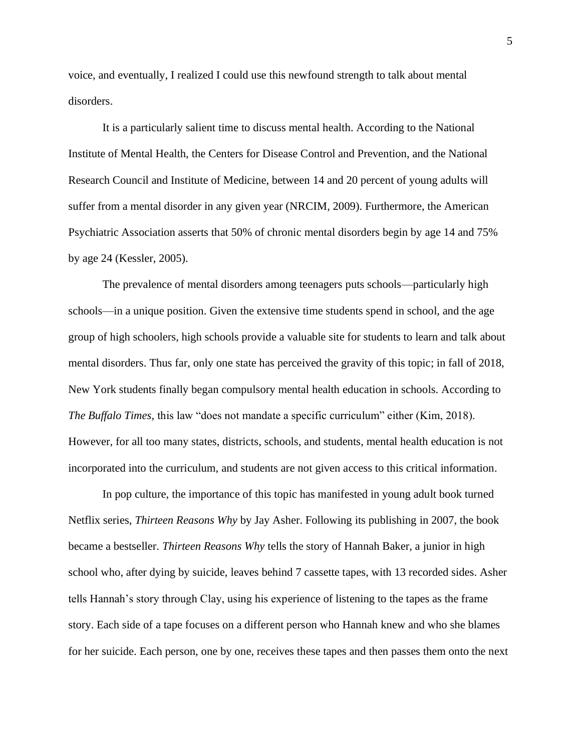voice, and eventually, I realized I could use this newfound strength to talk about mental disorders.

It is a particularly salient time to discuss mental health. According to the National Institute of Mental Health, the Centers for Disease Control and Prevention, and the National Research Council and Institute of Medicine, between 14 and 20 percent of young adults will suffer from a mental disorder in any given year (NRCIM, 2009). Furthermore, the American Psychiatric Association asserts that 50% of chronic mental disorders begin by age 14 and 75% by age 24 (Kessler, 2005).

The prevalence of mental disorders among teenagers puts schools—particularly high schools—in a unique position. Given the extensive time students spend in school, and the age group of high schoolers, high schools provide a valuable site for students to learn and talk about mental disorders. Thus far, only one state has perceived the gravity of this topic; in fall of 2018, New York students finally began compulsory mental health education in schools. According to *The Buffalo Times*, this law "does not mandate a specific curriculum" either (Kim, 2018). However, for all too many states, districts, schools, and students, mental health education is not incorporated into the curriculum, and students are not given access to this critical information.

In pop culture, the importance of this topic has manifested in young adult book turned Netflix series, *Thirteen Reasons Why* by Jay Asher. Following its publishing in 2007, the book became a bestseller. *Thirteen Reasons Why* tells the story of Hannah Baker, a junior in high school who, after dying by suicide, leaves behind 7 cassette tapes, with 13 recorded sides. Asher tells Hannah's story through Clay, using his experience of listening to the tapes as the frame story. Each side of a tape focuses on a different person who Hannah knew and who she blames for her suicide. Each person, one by one, receives these tapes and then passes them onto the next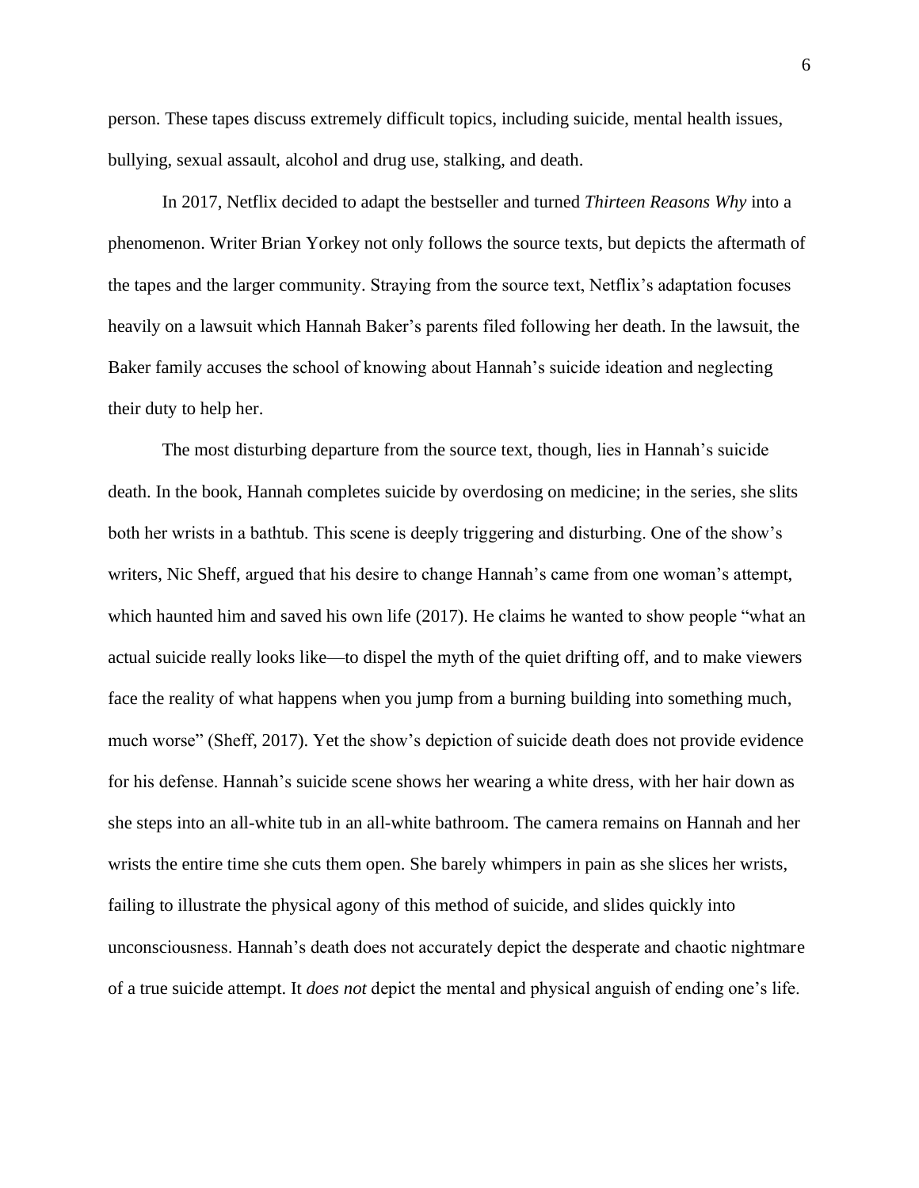person. These tapes discuss extremely difficult topics, including suicide, mental health issues, bullying, sexual assault, alcohol and drug use, stalking, and death.

In 2017, Netflix decided to adapt the bestseller and turned *Thirteen Reasons Why* into a phenomenon. Writer Brian Yorkey not only follows the source texts, but depicts the aftermath of the tapes and the larger community. Straying from the source text, Netflix's adaptation focuses heavily on a lawsuit which Hannah Baker's parents filed following her death. In the lawsuit, the Baker family accuses the school of knowing about Hannah's suicide ideation and neglecting their duty to help her.

The most disturbing departure from the source text, though, lies in Hannah's suicide death. In the book, Hannah completes suicide by overdosing on medicine; in the series, she slits both her wrists in a bathtub. This scene is deeply triggering and disturbing. One of the show's writers, Nic Sheff, argued that his desire to change Hannah's came from one woman's attempt, which haunted him and saved his own life (2017). He claims he wanted to show people "what an actual suicide really looks like—to dispel the myth of the quiet drifting off, and to make viewers face the reality of what happens when you jump from a burning building into something much, much worse" (Sheff, 2017). Yet the show's depiction of suicide death does not provide evidence for his defense. Hannah's suicide scene shows her wearing a white dress, with her hair down as she steps into an all-white tub in an all-white bathroom. The camera remains on Hannah and her wrists the entire time she cuts them open. She barely whimpers in pain as she slices her wrists, failing to illustrate the physical agony of this method of suicide, and slides quickly into unconsciousness. Hannah's death does not accurately depict the desperate and chaotic nightmare of a true suicide attempt. It *does not* depict the mental and physical anguish of ending one's life.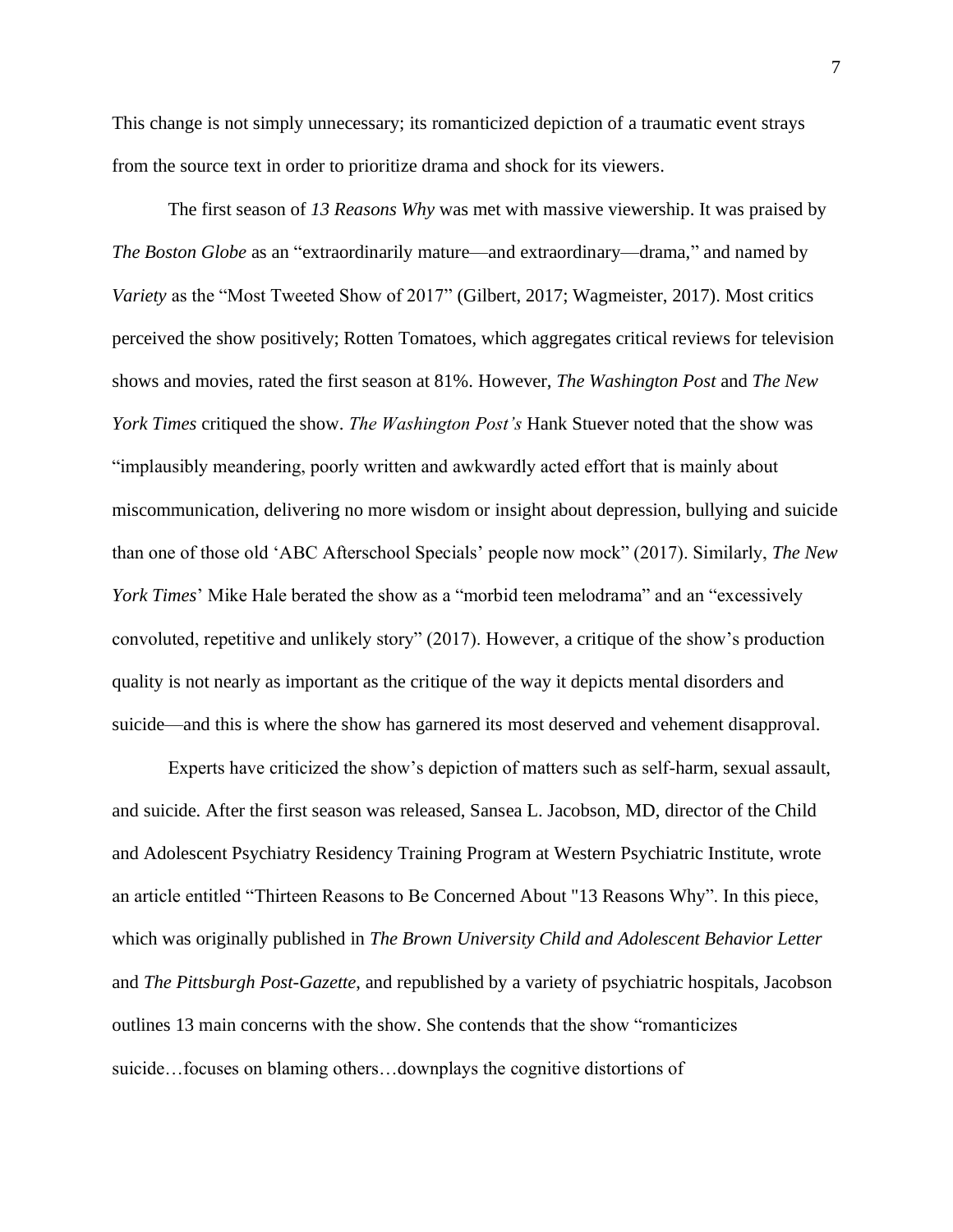This change is not simply unnecessary; its romanticized depiction of a traumatic event strays from the source text in order to prioritize drama and shock for its viewers.

The first season of *13 Reasons Why* was met with massive viewership. It was praised by *The Boston Globe* as an "extraordinarily mature—and extraordinary—drama," and named by *Variety* as the "Most Tweeted Show of 2017" (Gilbert, 2017; Wagmeister, 2017). Most critics perceived the show positively; Rotten Tomatoes, which aggregates critical reviews for television shows and movies, rated the first season at 81%. However, *The Washington Post* and *The New York Times* critiqued the show. *The Washington Post's* Hank Stuever noted that the show was "implausibly meandering, poorly written and awkwardly acted effort that is mainly about miscommunication, delivering no more wisdom or insight about depression, bullying and suicide than one of those old 'ABC Afterschool Specials' people now mock" (2017). Similarly, *The New York Times*' Mike Hale berated the show as a "morbid teen melodrama" and an "excessively convoluted, repetitive and unlikely story" (2017). However, a critique of the show's production quality is not nearly as important as the critique of the way it depicts mental disorders and suicide—and this is where the show has garnered its most deserved and vehement disapproval.

Experts have criticized the show's depiction of matters such as self-harm, sexual assault, and suicide. After the first season was released, Sansea L. Jacobson, MD, director of the Child and Adolescent Psychiatry Residency Training Program at Western Psychiatric Institute, wrote an article entitled "Thirteen Reasons to Be Concerned About "13 Reasons Why". In this piece, which was originally published in *The Brown University Child and Adolescent Behavior Letter* and *The Pittsburgh Post-Gazette*, and republished by a variety of psychiatric hospitals, Jacobson outlines 13 main concerns with the show. She contends that the show "romanticizes suicide…focuses on blaming others…downplays the cognitive distortions of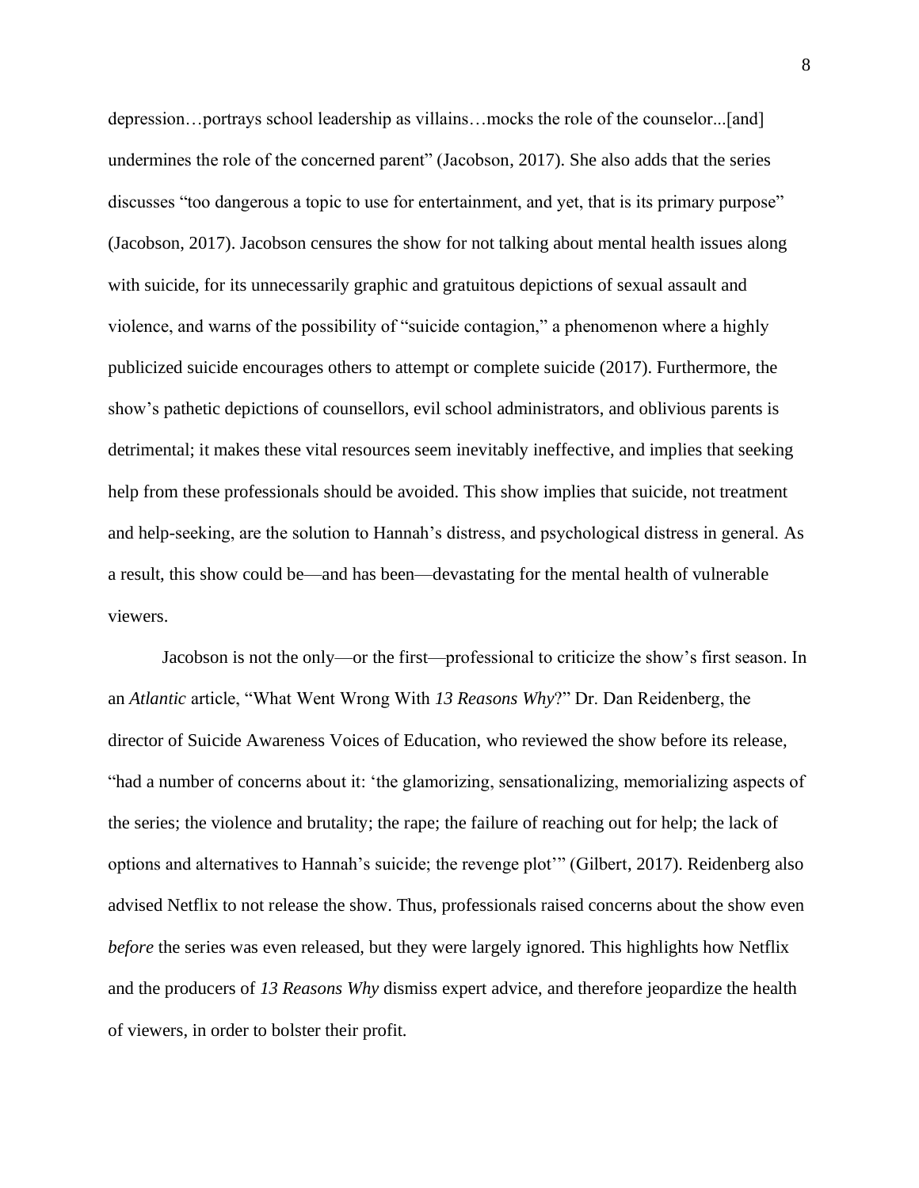depression…portrays school leadership as villains…mocks the role of the counselor...[and] undermines the role of the concerned parent" (Jacobson, 2017). She also adds that the series discusses "too dangerous a topic to use for entertainment, and yet, that is its primary purpose" (Jacobson, 2017). Jacobson censures the show for not talking about mental health issues along with suicide, for its unnecessarily graphic and gratuitous depictions of sexual assault and violence, and warns of the possibility of "suicide contagion," a phenomenon where a highly publicized suicide encourages others to attempt or complete suicide (2017). Furthermore, the show's pathetic depictions of counsellors, evil school administrators, and oblivious parents is detrimental; it makes these vital resources seem inevitably ineffective, and implies that seeking help from these professionals should be avoided. This show implies that suicide, not treatment and help-seeking, are the solution to Hannah's distress, and psychological distress in general. As a result, this show could be—and has been—devastating for the mental health of vulnerable viewers.

Jacobson is not the only—or the first—professional to criticize the show's first season. In an *Atlantic* article, "What Went Wrong With *13 Reasons Why*?" Dr. Dan Reidenberg, the director of Suicide Awareness Voices of Education, who reviewed the show before its release, "had a number of concerns about it: 'the glamorizing, sensationalizing, memorializing aspects of the series; the violence and brutality; the rape; the failure of reaching out for help; the lack of options and alternatives to Hannah's suicide; the revenge plot'" (Gilbert, 2017). Reidenberg also advised Netflix to not release the show. Thus, professionals raised concerns about the show even *before* the series was even released, but they were largely ignored. This highlights how Netflix and the producers of *13 Reasons Why* dismiss expert advice, and therefore jeopardize the health of viewers, in order to bolster their profit.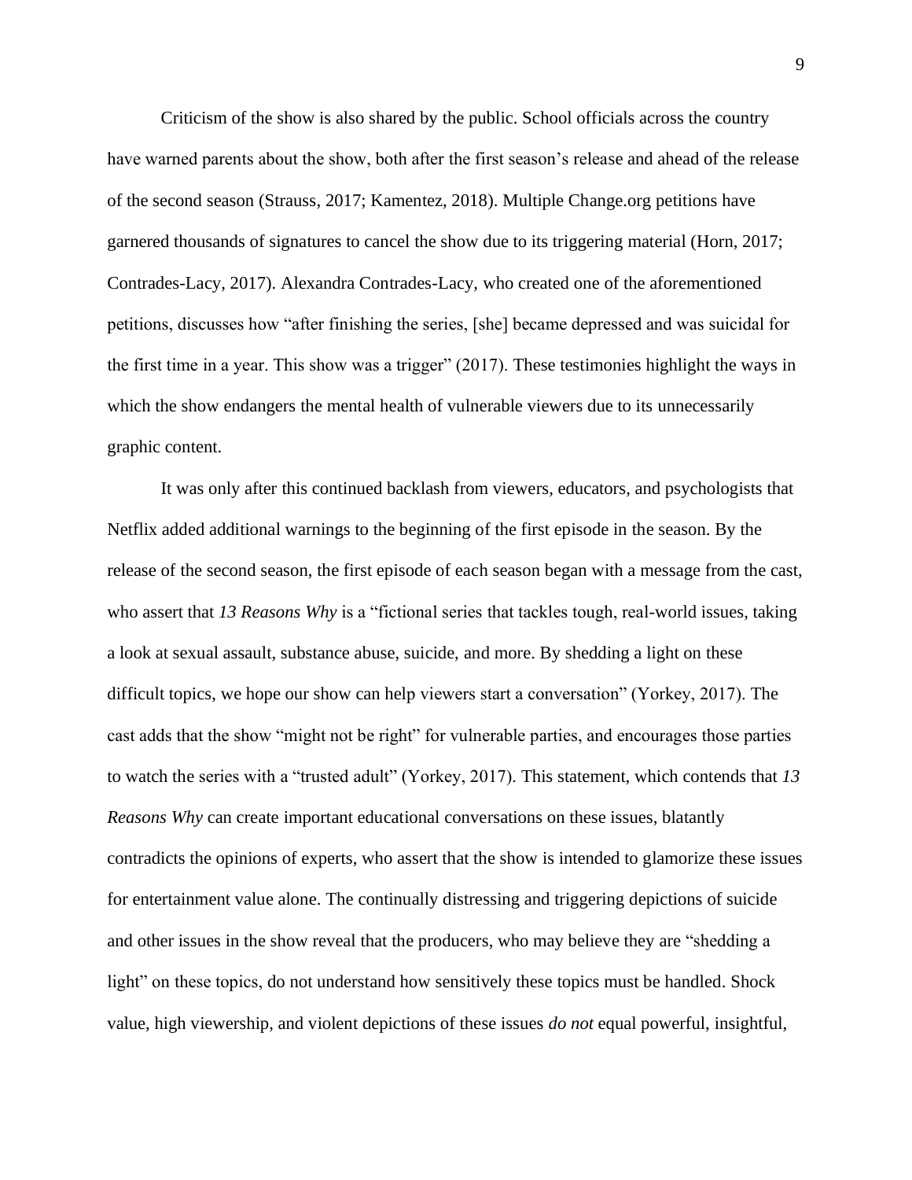Criticism of the show is also shared by the public. School officials across the country have warned parents about the show, both after the first season's release and ahead of the release of the second season (Strauss, 2017; Kamentez, 2018). Multiple Change.org petitions have garnered thousands of signatures to cancel the show due to its triggering material (Horn, 2017; Contrades-Lacy, 2017). Alexandra Contrades-Lacy, who created one of the aforementioned petitions, discusses how "after finishing the series, [she] became depressed and was suicidal for the first time in a year. This show was a trigger" (2017). These testimonies highlight the ways in which the show endangers the mental health of vulnerable viewers due to its unnecessarily graphic content.

It was only after this continued backlash from viewers, educators, and psychologists that Netflix added additional warnings to the beginning of the first episode in the season. By the release of the second season, the first episode of each season began with a message from the cast, who assert that *13 Reasons Why* is a "fictional series that tackles tough, real-world issues, taking a look at sexual assault, substance abuse, suicide, and more. By shedding a light on these difficult topics, we hope our show can help viewers start a conversation" (Yorkey, 2017). The cast adds that the show "might not be right" for vulnerable parties, and encourages those parties to watch the series with a "trusted adult" (Yorkey, 2017). This statement, which contends that *13 Reasons Why* can create important educational conversations on these issues, blatantly contradicts the opinions of experts, who assert that the show is intended to glamorize these issues for entertainment value alone. The continually distressing and triggering depictions of suicide and other issues in the show reveal that the producers, who may believe they are "shedding a light" on these topics, do not understand how sensitively these topics must be handled. Shock value, high viewership, and violent depictions of these issues *do not* equal powerful, insightful,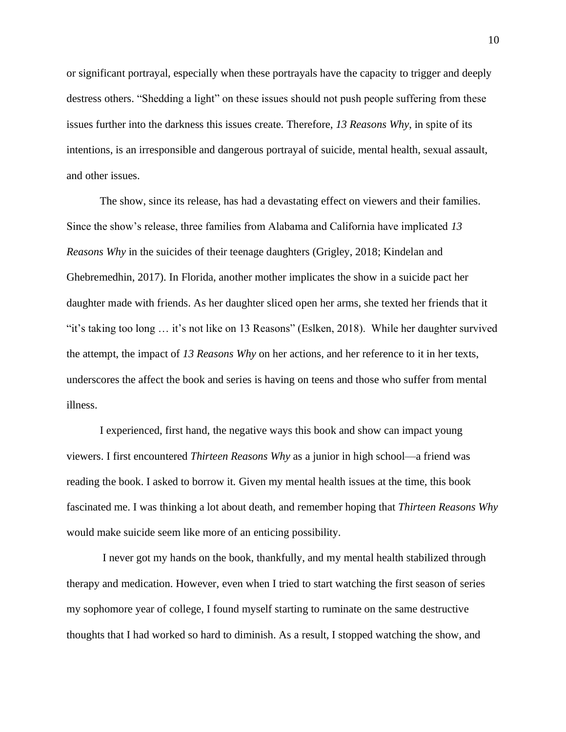or significant portrayal, especially when these portrayals have the capacity to trigger and deeply destress others. “Shedding a light” on these issues should not push people suffering from these issues further into the darkness this issues create. Therefore, *13 Reasons Why*, in spite of its intentions, is an irresponsible and dangerous portrayal of suicide, mental health, sexual assault, and other issues.

The show, since its release, has had a devastating effect on viewers and their families. Since the show’s release, three families from Alabama and California have implicated *13 Reasons Why* in the suicides of their teenage daughters (Grigley, 2018; Kindelan and Ghebremedhin, 2017). In Florida, another mother implicates the show in a suicide pact her daughter made with friends. As her daughter sliced open her arms, she texted her friends that it “it’s taking too long … it’s not like on 13 Reasons” (Eslken, 2018). While her daughter survived the attempt, the impact of *13 Reasons Why* on her actions, and her reference to it in her texts, underscores the affect the book and series is having on teens and those who suffer from mental illness.

I experienced, first hand, the negative ways this book and show can impact young viewers. I first encountered *Thirteen Reasons Why* as a junior in high school—a friend was reading the book. I asked to borrow it. Given my mental health issues at the time, this book fascinated me. I was thinking a lot about death, and remember hoping that *Thirteen Reasons Why* would make suicide seem like more of an enticing possibility.

I never got my hands on the book, thankfully, and my mental health stabilized through therapy and medication. However, even when I tried to start watching the first season of series my sophomore year of college, I found myself starting to ruminate on the same destructive thoughts that I had worked so hard to diminish. As a result, I stopped watching the show, and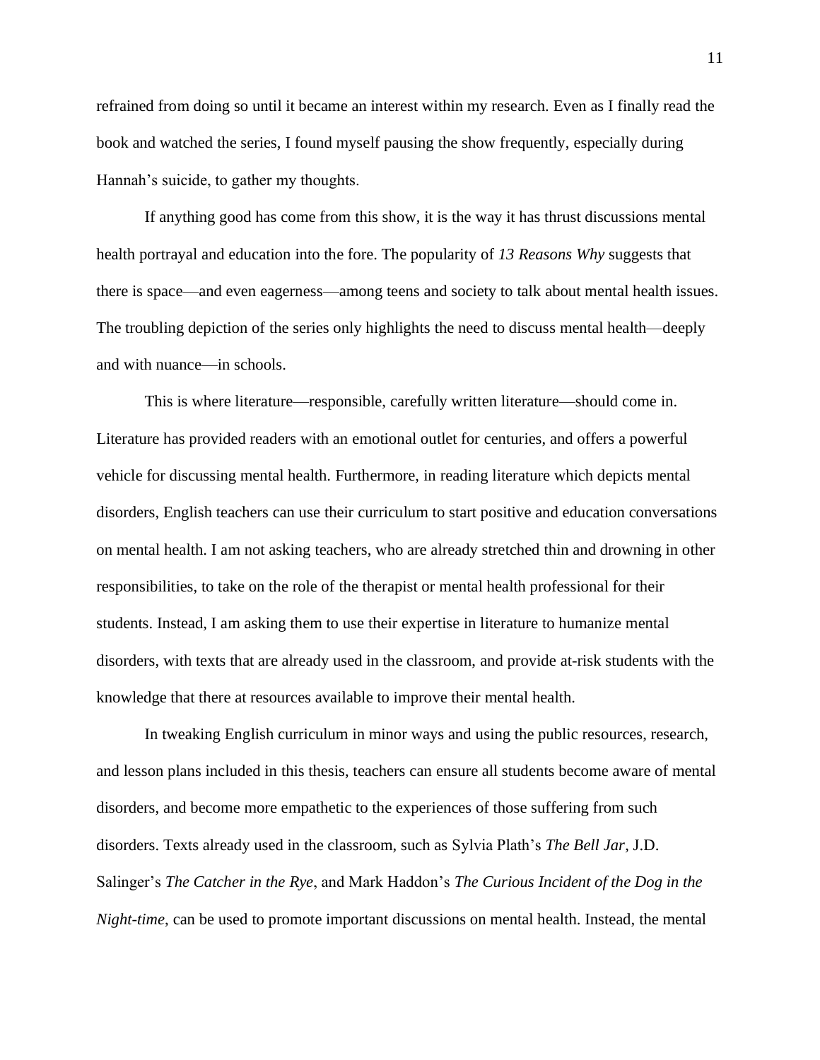refrained from doing so until it became an interest within my research. Even as I finally read the book and watched the series, I found myself pausing the show frequently, especially during Hannah's suicide, to gather my thoughts.

If anything good has come from this show, it is the way it has thrust discussions mental health portrayal and education into the fore. The popularity of *13 Reasons Why* suggests that there is space—and even eagerness—among teens and society to talk about mental health issues. The troubling depiction of the series only highlights the need to discuss mental health—deeply and with nuance—in schools.

This is where literature—responsible, carefully written literature—should come in. Literature has provided readers with an emotional outlet for centuries, and offers a powerful vehicle for discussing mental health. Furthermore, in reading literature which depicts mental disorders, English teachers can use their curriculum to start positive and education conversations on mental health. I am not asking teachers, who are already stretched thin and drowning in other responsibilities, to take on the role of the therapist or mental health professional for their students. Instead, I am asking them to use their expertise in literature to humanize mental disorders, with texts that are already used in the classroom, and provide at-risk students with the knowledge that there at resources available to improve their mental health.

In tweaking English curriculum in minor ways and using the public resources, research, and lesson plans included in this thesis, teachers can ensure all students become aware of mental disorders, and become more empathetic to the experiences of those suffering from such disorders. Texts already used in the classroom, such as Sylvia Plath's *The Bell Jar*, J.D. Salinger's *The Catcher in the Rye*, and Mark Haddon's *The Curious Incident of the Dog in the Night-time*, can be used to promote important discussions on mental health. Instead, the mental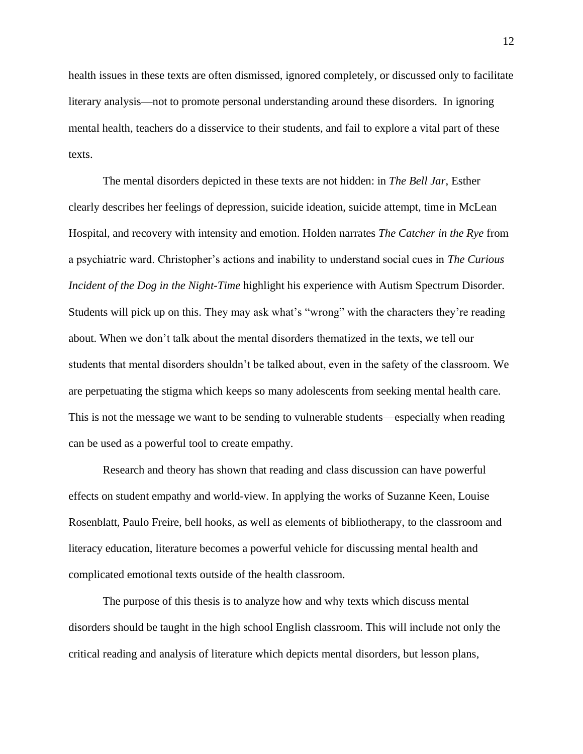health issues in these texts are often dismissed, ignored completely, or discussed only to facilitate literary analysis—not to promote personal understanding around these disorders. In ignoring mental health, teachers do a disservice to their students, and fail to explore a vital part of these texts.

The mental disorders depicted in these texts are not hidden: in *The Bell Jar*, Esther clearly describes her feelings of depression, suicide ideation, suicide attempt, time in McLean Hospital, and recovery with intensity and emotion. Holden narrates *The Catcher in the Rye* from a psychiatric ward. Christopher's actions and inability to understand social cues in *The Curious Incident of the Dog in the Night-Time* highlight his experience with Autism Spectrum Disorder. Students will pick up on this. They may ask what's "wrong" with the characters they're reading about. When we don't talk about the mental disorders thematized in the texts, we tell our students that mental disorders shouldn't be talked about, even in the safety of the classroom. We are perpetuating the stigma which keeps so many adolescents from seeking mental health care. This is not the message we want to be sending to vulnerable students—especially when reading can be used as a powerful tool to create empathy.

Research and theory has shown that reading and class discussion can have powerful effects on student empathy and world-view. In applying the works of Suzanne Keen, Louise Rosenblatt, Paulo Freire, bell hooks, as well as elements of bibliotherapy, to the classroom and literacy education, literature becomes a powerful vehicle for discussing mental health and complicated emotional texts outside of the health classroom.

The purpose of this thesis is to analyze how and why texts which discuss mental disorders should be taught in the high school English classroom. This will include not only the critical reading and analysis of literature which depicts mental disorders, but lesson plans,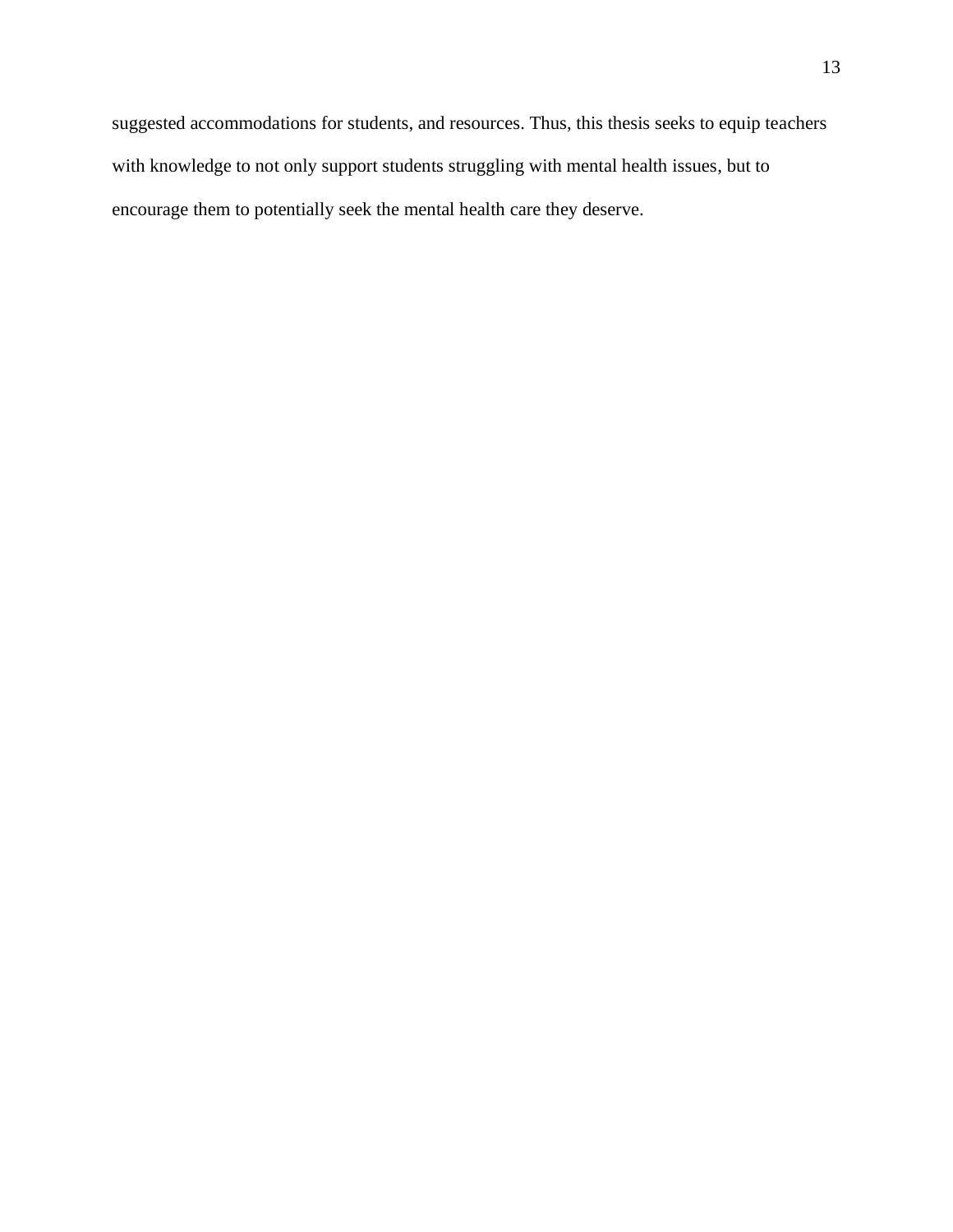suggested accommodations for students, and resources. Thus, this thesis seeks to equip teachers with knowledge to not only support students struggling with mental health issues, but to encourage them to potentially seek the mental health care they deserve.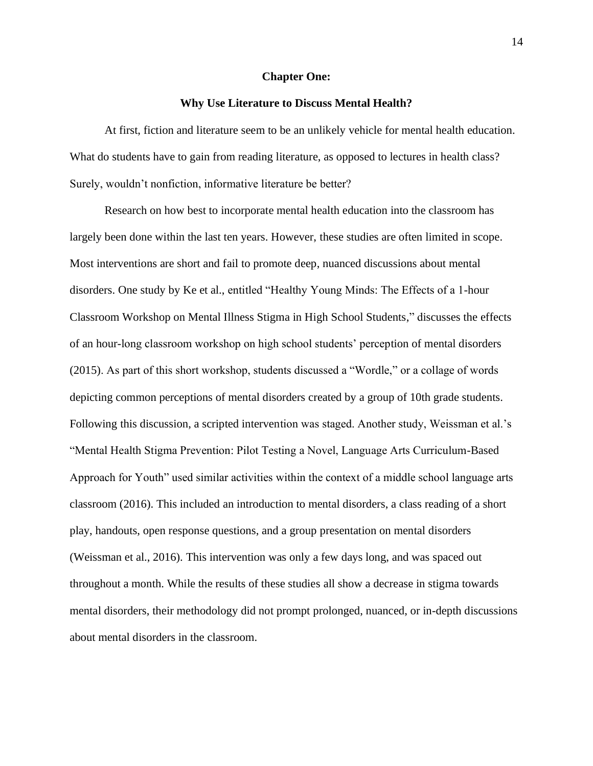# Chapter One:

## Why Use Literature to Discuss Mental Health?

At first, fiction and literature seem to be an unlikely vehicle for mental health education. What do students have to gain from reading literature, as opposed to lectures in health class? Surely, wouldn't nonfiction, informative literature be better?

Research on how best to incorporate mental health education into the classroom has largely been done within the last ten years. However, these studies are often limited in scope. Most interventions are short and fail to promote deep, nuanced discussions about mental disorders. One study by Ke et al., entitled "Healthy Young Minds: The Effects of a 1-hour Classroom Workshop on Mental Illness Stigma in High School Students," discusses the effects of an hour-long classroom workshop on high school students' perception of mental disorders (2015). As part of this short workshop, students discussed a "Wordle," or a collage of words depicting common perceptions of mental disorders created by a group of 10th grade students. Following this discussion, a scripted intervention was staged. Another study, Weissman et al.'s "Mental Health Stigma Prevention: Pilot Testing a Novel, Language Arts Curriculum-Based Approach for Youth" used similar activities within the context of a middle school language arts classroom (2016). This included an introduction to mental disorders, a class reading of a short play, handouts, open response questions, and a group presentation on mental disorders (Weissman et al., 2016). This intervention was only a few days long, and was spaced out throughout a month. While the results of these studies all show a decrease in stigma towards mental disorders, their methodology did not prompt prolonged, nuanced, or in-depth discussions about mental disorders in the classroom.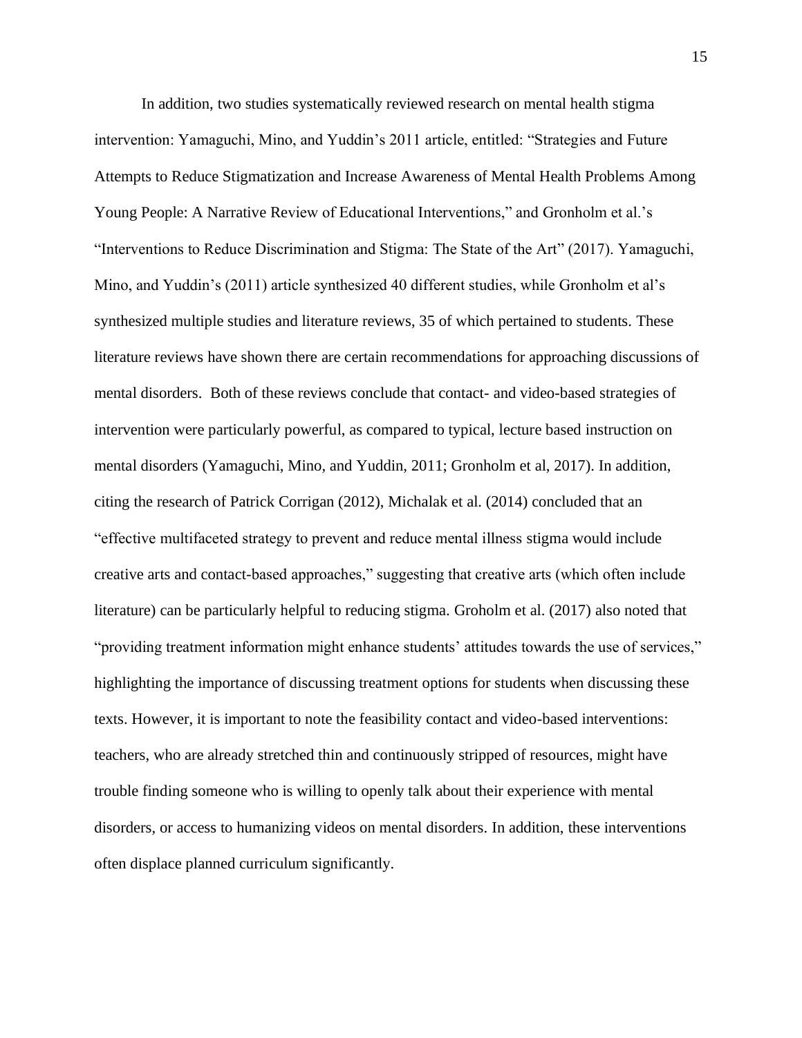In addition, two studies systematically reviewed research on mental health stigma intervention: Yamaguchi, Mino, and Yuddin's 2011 article, entitled: "Strategies and Future Attempts to Reduce Stigmatization and Increase Awareness of Mental Health Problems Among Young People: A Narrative Review of Educational Interventions," and Gronholm et al.'s "Interventions to Reduce Discrimination and Stigma: The State of the Art" (2017). Yamaguchi, Mino, and Yuddin's (2011) article synthesized 40 different studies, while Gronholm et al's synthesized multiple studies and literature reviews, 35 of which pertained to students. These literature reviews have shown there are certain recommendations for approaching discussions of mental disorders. Both of these reviews conclude that contact- and video-based strategies of intervention were particularly powerful, as compared to typical, lecture based instruction on mental disorders (Yamaguchi, Mino, and Yuddin, 2011; Gronholm et al, 2017). In addition, citing the research of Patrick Corrigan (2012), Michalak et al. (2014) concluded that an "effective multifaceted strategy to prevent and reduce mental illness stigma would include creative arts and contact-based approaches," suggesting that creative arts (which often include literature) can be particularly helpful to reducing stigma. Groholm et al. (2017) also noted that "providing treatment information might enhance students' attitudes towards the use of services," highlighting the importance of discussing treatment options for students when discussing these texts. However, it is important to note the feasibility contact and video-based interventions: teachers, who are already stretched thin and continuously stripped of resources, might have trouble finding someone who is willing to openly talk about their experience with mental disorders, or access to humanizing videos on mental disorders. In addition, these interventions often displace planned curriculum significantly.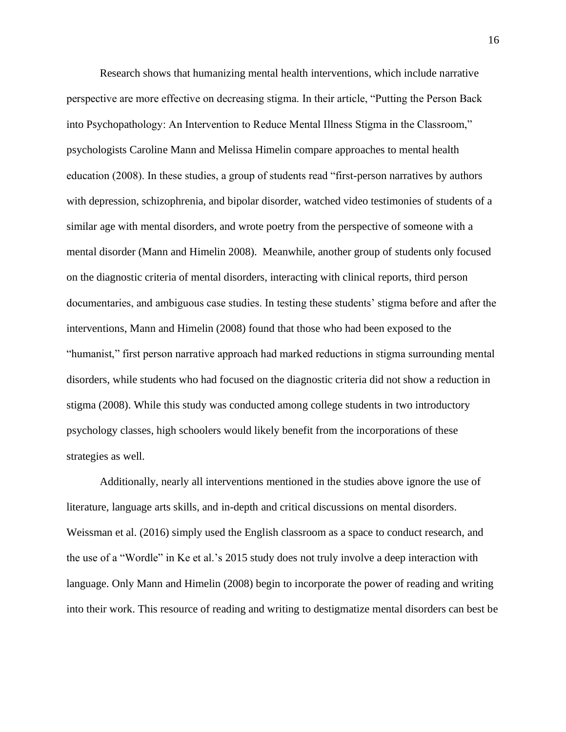Research shows that humanizing mental health interventions, which include narrative perspective are more effective on decreasing stigma. In their article, "Putting the Person Back into Psychopathology: An Intervention to Reduce Mental Illness Stigma in the Classroom," psychologists Caroline Mann and Melissa Himelin compare approaches to mental health education (2008). In these studies, a group of students read "first-person narratives by authors with depression, schizophrenia, and bipolar disorder, watched video testimonies of students of a similar age with mental disorders, and wrote poetry from the perspective of someone with a mental disorder (Mann and Himelin 2008). Meanwhile, another group of students only focused on the diagnostic criteria of mental disorders, interacting with clinical reports, third person documentaries, and ambiguous case studies. In testing these students' stigma before and after the interventions, Mann and Himelin (2008) found that those who had been exposed to the "humanist," first person narrative approach had marked reductions in stigma surrounding mental disorders, while students who had focused on the diagnostic criteria did not show a reduction in stigma (2008). While this study was conducted among college students in two introductory psychology classes, high schoolers would likely benefit from the incorporations of these strategies as well.

Additionally, nearly all interventions mentioned in the studies above ignore the use of literature, language arts skills, and in-depth and critical discussions on mental disorders. Weissman et al. (2016) simply used the English classroom as a space to conduct research, and the use of a "Wordle" in Ke et al.'s 2015 study does not truly involve a deep interaction with language. Only Mann and Himelin (2008) begin to incorporate the power of reading and writing into their work. This resource of reading and writing to destigmatize mental disorders can best be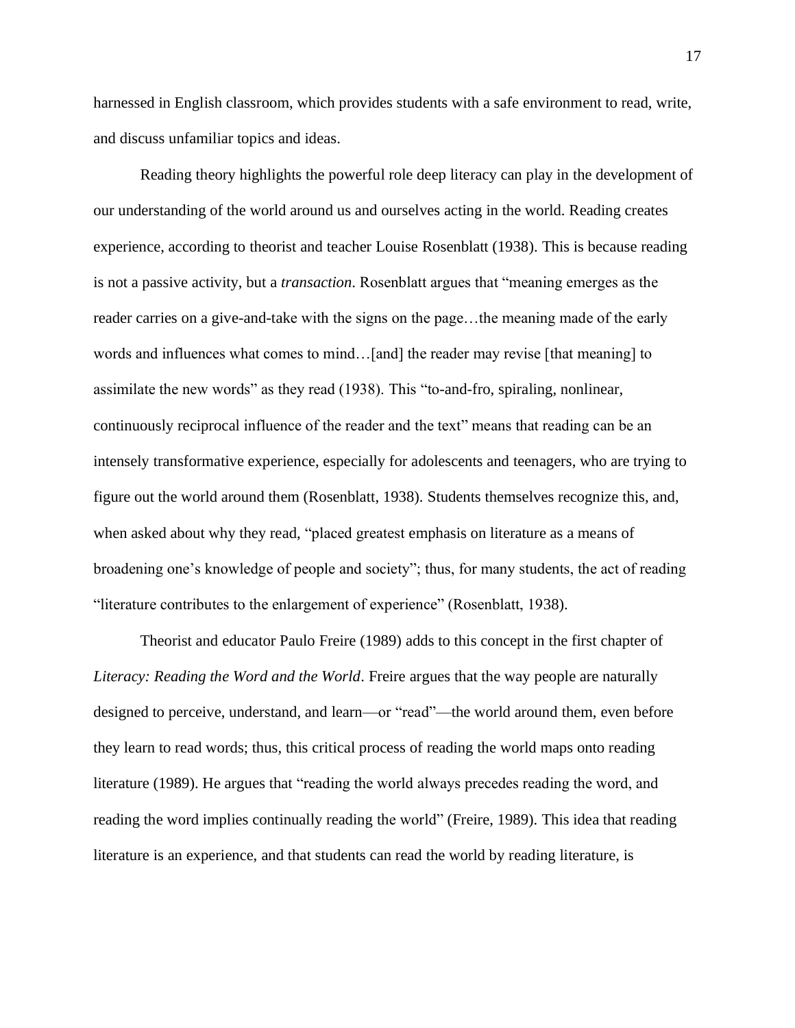harnessed in English classroom, which provides students with a safe environment to read, write, and discuss unfamiliar topics and ideas.

Reading theory highlights the powerful role deep literacy can play in the development of our understanding of the world around us and ourselves acting in the world. Reading creates experience, according to theorist and teacher Louise Rosenblatt (1938). This is because reading is not a passive activity, but a *transaction*. Rosenblatt argues that "meaning emerges as the reader carries on a give-and-take with the signs on the page…the meaning made of the early words and influences what comes to mind…[and] the reader may revise [that meaning] to assimilate the new words" as they read (1938). This "to-and-fro, spiraling, nonlinear, continuously reciprocal influence of the reader and the text" means that reading can be an intensely transformative experience, especially for adolescents and teenagers, who are trying to figure out the world around them (Rosenblatt, 1938). Students themselves recognize this, and, when asked about why they read, "placed greatest emphasis on literature as a means of broadening one's knowledge of people and society"; thus, for many students, the act of reading "literature contributes to the enlargement of experience" (Rosenblatt, 1938).

Theorist and educator Paulo Freire (1989) adds to this concept in the first chapter of *Literacy: Reading the Word and the World*. Freire argues that the way people are naturally designed to perceive, understand, and learn—or "read"—the world around them, even before they learn to read words; thus, this critical process of reading the world maps onto reading literature (1989). He argues that "reading the world always precedes reading the word, and reading the word implies continually reading the world" (Freire, 1989). This idea that reading literature is an experience, and that students can read the world by reading literature, is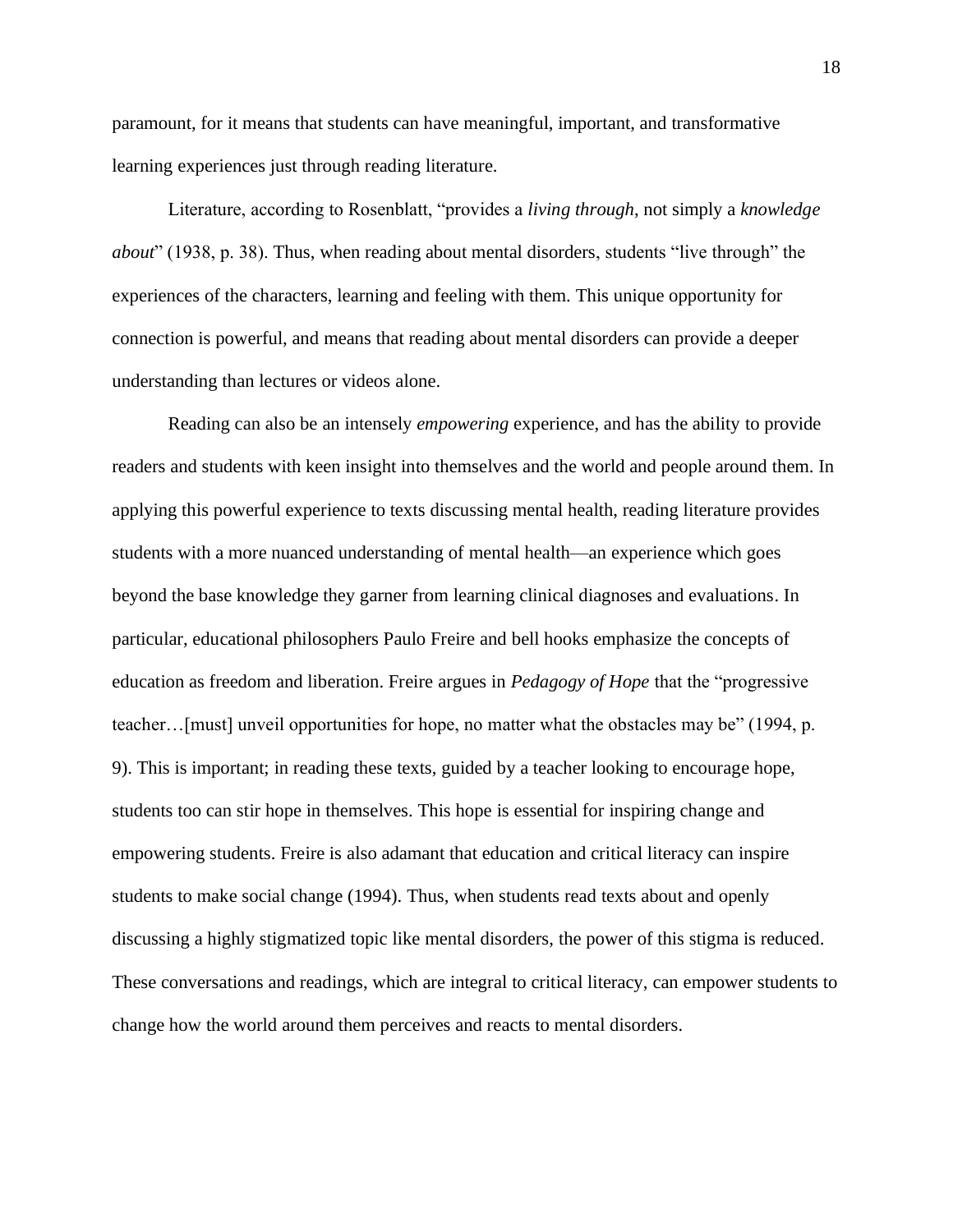paramount, for it means that students can have meaningful, important, and transformative learning experiences just through reading literature.

Literature, according to Rosenblatt, "provides a *living through*, not simply a *knowledge about*" (1938, p. 38). Thus, when reading about mental disorders, students "live through" the experiences of the characters, learning and feeling with them. This unique opportunity for connection is powerful, and means that reading about mental disorders can provide a deeper understanding than lectures or videos alone.

Reading can also be an intensely *empowering* experience, and has the ability to provide readers and students with keen insight into themselves and the world and people around them. In applying this powerful experience to texts discussing mental health, reading literature provides students with a more nuanced understanding of mental health—an experience which goes beyond the base knowledge they garner from learning clinical diagnoses and evaluations. In particular, educational philosophers Paulo Freire and bell hooks emphasize the concepts of education as freedom and liberation. Freire argues in *Pedagogy of Hope* that the "progressive teacher…[must] unveil opportunities for hope, no matter what the obstacles may be" (1994, p. 9). This is important; in reading these texts, guided by a teacher looking to encourage hope, students too can stir hope in themselves. This hope is essential for inspiring change and empowering students. Freire is also adamant that education and critical literacy can inspire students to make social change (1994). Thus, when students read texts about and openly discussing a highly stigmatized topic like mental disorders, the power of this stigma is reduced. These conversations and readings, which are integral to critical literacy, can empower students to change how the world around them perceives and reacts to mental disorders.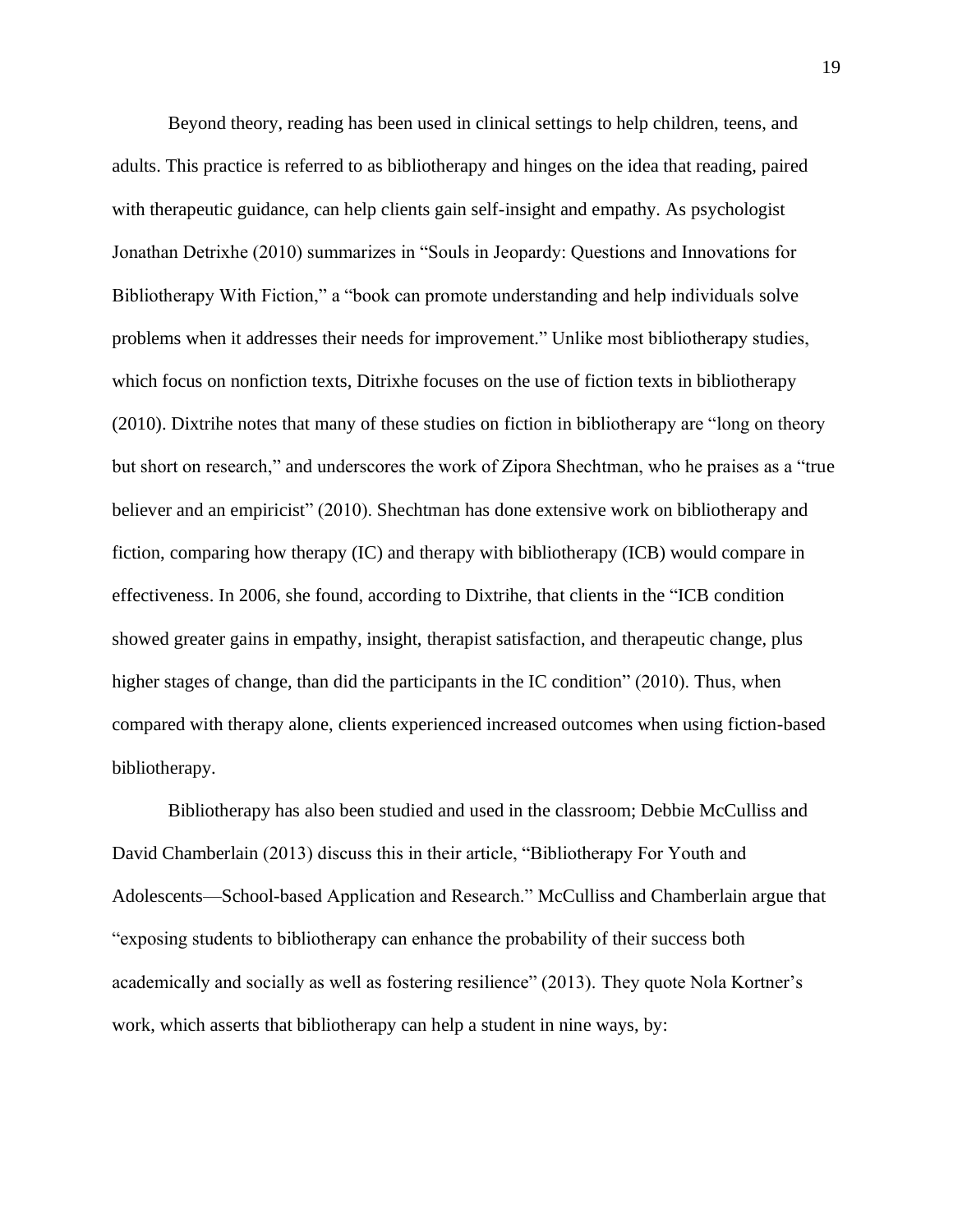Beyond theory, reading has been used in clinical settings to help children, teens, and adults. This practice is referred to as bibliotherapy and hinges on the idea that reading, paired with therapeutic guidance, can help clients gain self-insight and empathy. As psychologist Jonathan Detrixhe (2010) summarizes in "Souls in Jeopardy: Questions and Innovations for Bibliotherapy With Fiction," a "book can promote understanding and help individuals solve problems when it addresses their needs for improvement." Unlike most bibliotherapy studies, which focus on nonfiction texts, Ditrixhe focuses on the use of fiction texts in bibliotherapy (2010). Dixtrihe notes that many of these studies on fiction in bibliotherapy are "long on theory but short on research," and underscores the work of Zipora Shechtman, who he praises as a "true believer and an empiricist" (2010). Shechtman has done extensive work on bibliotherapy and fiction, comparing how therapy (IC) and therapy with bibliotherapy (ICB) would compare in effectiveness. In 2006, she found, according to Dixtrihe, that clients in the "ICB condition showed greater gains in empathy, insight, therapist satisfaction, and therapeutic change, plus higher stages of change, than did the participants in the IC condition" (2010). Thus, when compared with therapy alone, clients experienced increased outcomes when using fiction-based bibliotherapy.

Bibliotherapy has also been studied and used in the classroom; Debbie McCulliss and David Chamberlain (2013) discuss this in their article, "Bibliotherapy For Youth and Adolescents—School-based Application and Research." McCulliss and Chamberlain argue that "exposing students to bibliotherapy can enhance the probability of their success both academically and socially as well as fostering resilience" (2013). They quote Nola Kortner's work, which asserts that bibliotherapy can help a student in nine ways, by: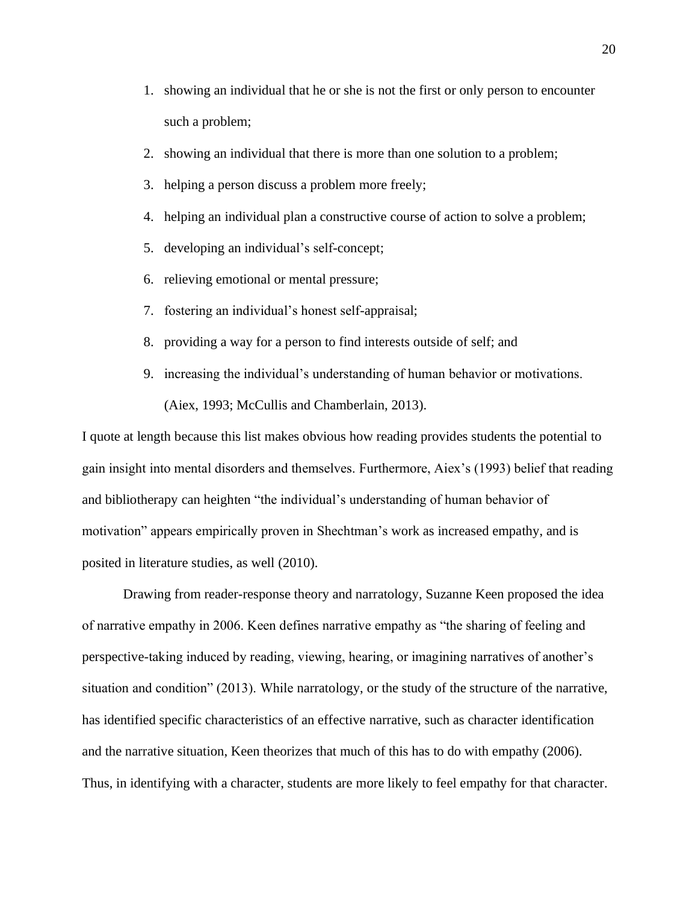1. showing an individual that he or she is not the first or only person to encounter such a problem;
2. showing an individual that there is more than one solution to a problem;
3. helping a person discuss a problem more freely;
4. helping an individual plan a constructive course of action to solve a problem;
5. developing an individual's self-concept;
6. relieving emotional or mental pressure;
7. fostering an individual's honest self-appraisal;
8. providing a way for a person to find interests outside of self; and
9. increasing the individual's understanding of human behavior or motivations. (Aiex, 1993; McCullis and Chamberlain, 2013).

I quote at length because this list makes obvious how reading provides students the potential to gain insight into mental disorders and themselves. Furthermore, Aiex's (1993) belief that reading and bibliotherapy can heighten "the individual's understanding of human behavior of motivation" appears empirically proven in Shechtman's work as increased empathy, and is posited in literature studies, as well (2010).

Drawing from reader-response theory and narratology, Suzanne Keen proposed the idea of narrative empathy in 2006. Keen defines narrative empathy as "the sharing of feeling and perspective-taking induced by reading, viewing, hearing, or imagining narratives of another's situation and condition" (2013). While narratology, or the study of the structure of the narrative, has identified specific characteristics of an effective narrative, such as character identification and the narrative situation, Keen theorizes that much of this has to do with empathy (2006). Thus, in identifying with a character, students are more likely to feel empathy for that character.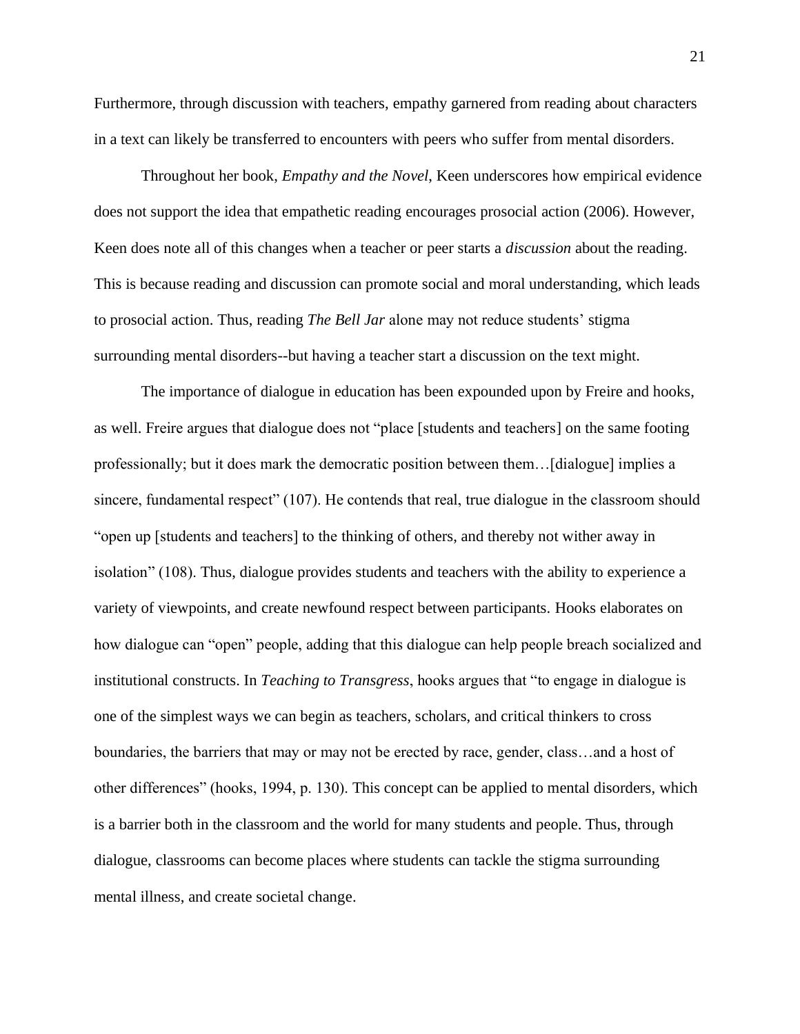Furthermore, through discussion with teachers, empathy garnered from reading about characters in a text can likely be transferred to encounters with peers who suffer from mental disorders.

Throughout her book, *Empathy and the Novel*, Keen underscores how empirical evidence does not support the idea that empathetic reading encourages prosocial action (2006). However, Keen does note all of this changes when a teacher or peer starts a *discussion* about the reading. This is because reading and discussion can promote social and moral understanding, which leads to prosocial action. Thus, reading *The Bell Jar* alone may not reduce students' stigma surrounding mental disorders--but having a teacher start a discussion on the text might.

The importance of dialogue in education has been expounded upon by Freire and hooks, as well. Freire argues that dialogue does not "place [students and teachers] on the same footing professionally; but it does mark the democratic position between them…[dialogue] implies a sincere, fundamental respect" (107). He contends that real, true dialogue in the classroom should "open up [students and teachers] to the thinking of others, and thereby not wither away in isolation" (108). Thus, dialogue provides students and teachers with the ability to experience a variety of viewpoints, and create newfound respect between participants. Hooks elaborates on how dialogue can "open" people, adding that this dialogue can help people breach socialized and institutional constructs. In *Teaching to Transgress*, hooks argues that "to engage in dialogue is one of the simplest ways we can begin as teachers, scholars, and critical thinkers to cross boundaries, the barriers that may or may not be erected by race, gender, class…and a host of other differences" (hooks, 1994, p. 130). This concept can be applied to mental disorders, which is a barrier both in the classroom and the world for many students and people. Thus, through dialogue, classrooms can become places where students can tackle the stigma surrounding mental illness, and create societal change.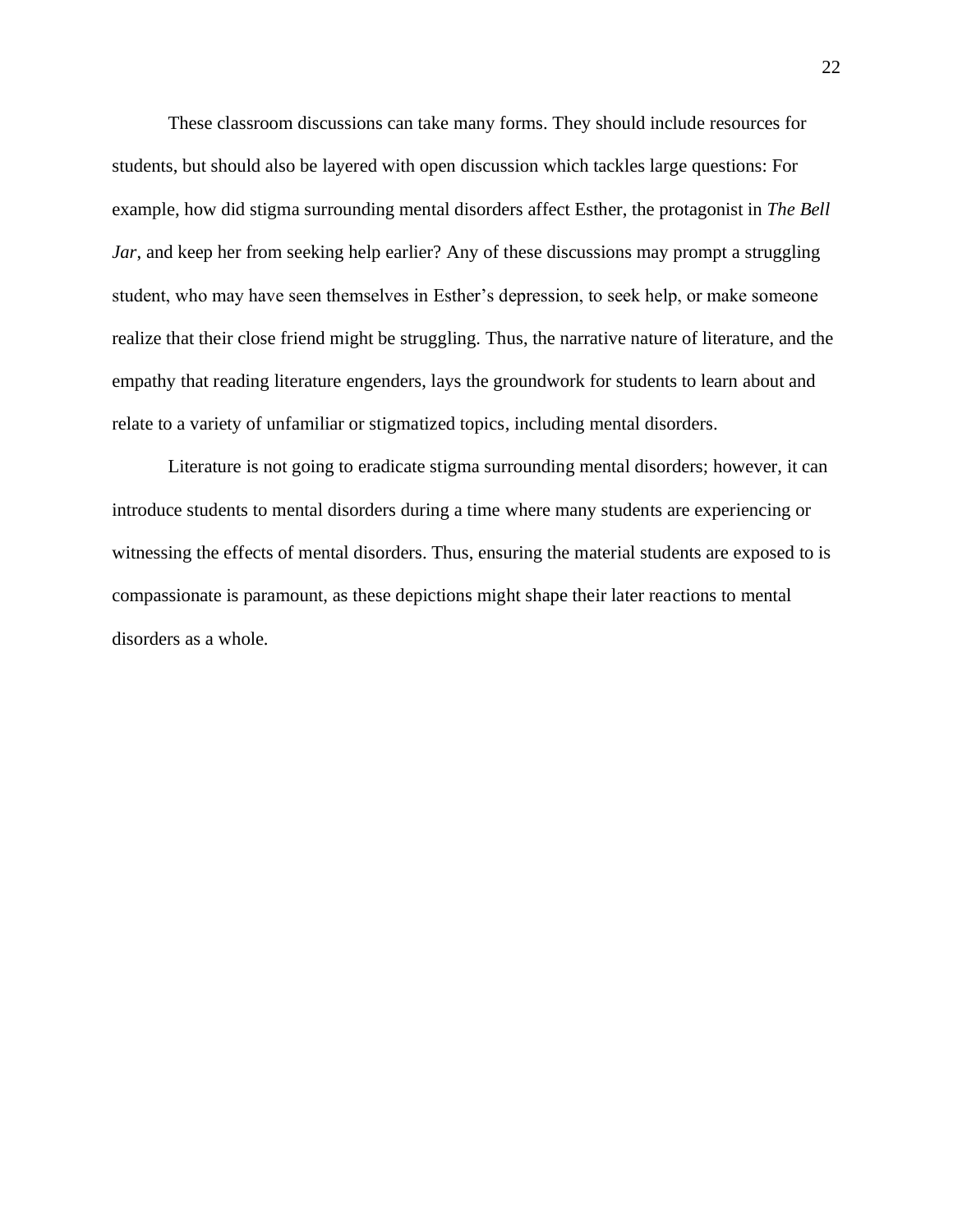These classroom discussions can take many forms. They should include resources for students, but should also be layered with open discussion which tackles large questions: For example, how did stigma surrounding mental disorders affect Esther, the protagonist in *The Bell Jar*, and keep her from seeking help earlier? Any of these discussions may prompt a struggling student, who may have seen themselves in Esther's depression, to seek help, or make someone realize that their close friend might be struggling. Thus, the narrative nature of literature, and the empathy that reading literature engenders, lays the groundwork for students to learn about and relate to a variety of unfamiliar or stigmatized topics, including mental disorders.

Literature is not going to eradicate stigma surrounding mental disorders; however, it can introduce students to mental disorders during a time where many students are experiencing or witnessing the effects of mental disorders. Thus, ensuring the material students are exposed to is compassionate is paramount, as these depictions might shape their later reactions to mental disorders as a whole.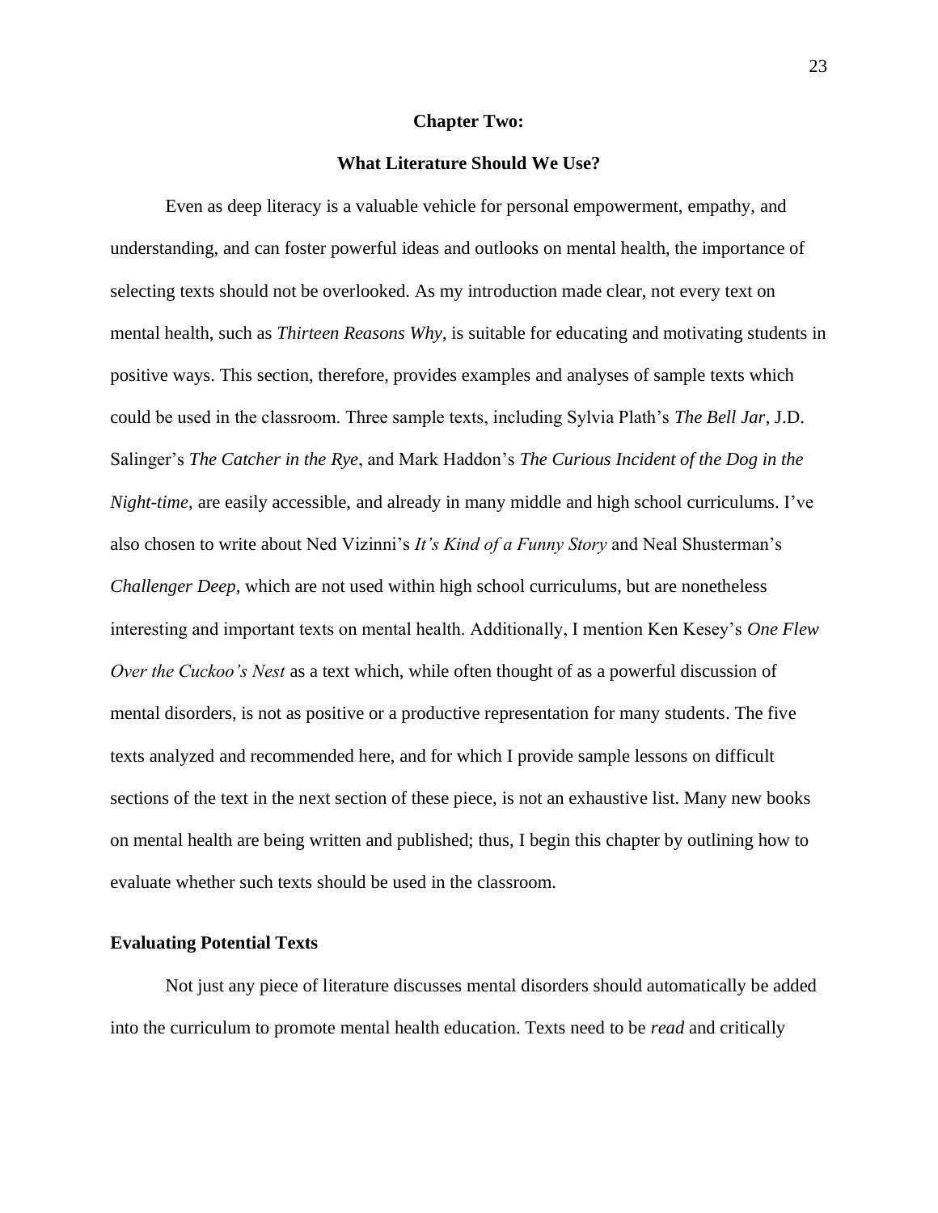## Chapter Two:

## What Literature Should We Use?

Even as deep literacy is a valuable vehicle for personal empowerment, empathy, and understanding, and can foster powerful ideas and outlooks on mental health, the importance of selecting texts should not be overlooked. As my introduction made clear, not every text on mental health, such as *Thirteen Reasons Why*, is suitable for educating and motivating students in positive ways. This section, therefore, provides examples and analyses of sample texts which could be used in the classroom. Three sample texts, including Sylvia Plath's *The Bell Jar*, J.D. Salinger's *The Catcher in the Rye*, and Mark Haddon's *The Curious Incident of the Dog in the Night-time*, are easily accessible, and already in many middle and high school curriculums. I've also chosen to write about Ned Vizinni's *It's Kind of a Funny Story* and Neal Shusterman's *Challenger Deep*, which are not used within high school curriculums, but are nonetheless interesting and important texts on mental health. Additionally, I mention Ken Kesey's *One Flew Over the Cuckoo's Nest* as a text which, while often thought of as a powerful discussion of mental disorders, is not as positive or a productive representation for many students. The five texts analyzed and recommended here, and for which I provide sample lessons on difficult sections of the text in the next section of these piece, is not an exhaustive list. Many new books on mental health are being written and published; thus, I begin this chapter by outlining how to evaluate whether such texts should be used in the classroom.

### Evaluating Potential Texts

Not just any piece of literature discusses mental disorders should automatically be added into the curriculum to promote mental health education. Texts need to be *read* and critically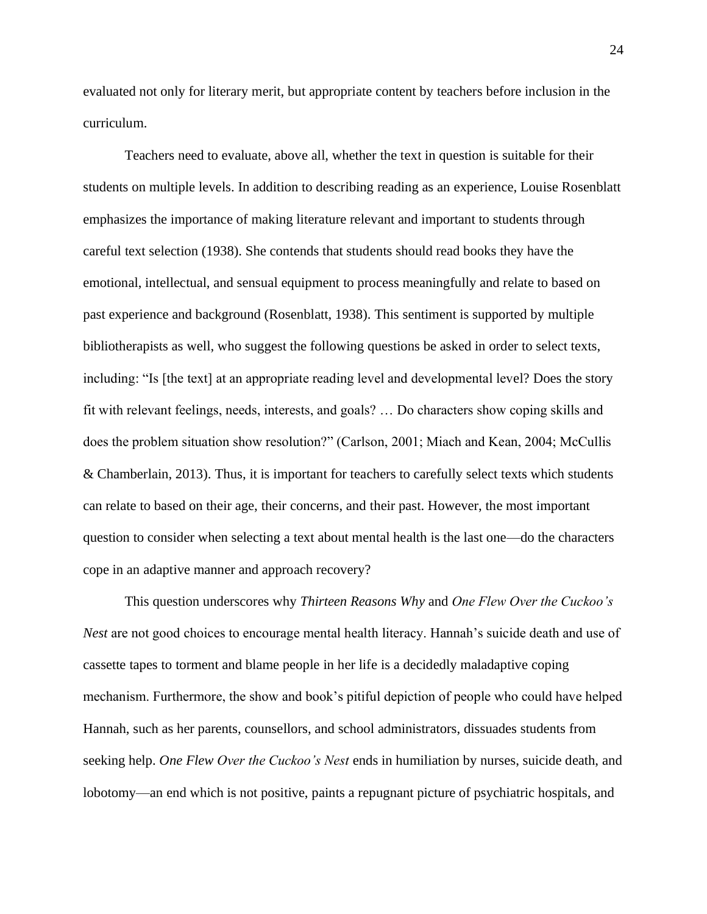evaluated not only for literary merit, but appropriate content by teachers before inclusion in the curriculum.

Teachers need to evaluate, above all, whether the text in question is suitable for their students on multiple levels. In addition to describing reading as an experience, Louise Rosenblatt emphasizes the importance of making literature relevant and important to students through careful text selection (1938). She contends that students should read books they have the emotional, intellectual, and sensual equipment to process meaningfully and relate to based on past experience and background (Rosenblatt, 1938). This sentiment is supported by multiple bibliotherapists as well, who suggest the following questions be asked in order to select texts, including: "Is [the text] at an appropriate reading level and developmental level? Does the story fit with relevant feelings, needs, interests, and goals? … Do characters show coping skills and does the problem situation show resolution?" (Carlson, 2001; Miach and Kean, 2004; McCullis & Chamberlain, 2013). Thus, it is important for teachers to carefully select texts which students can relate to based on their age, their concerns, and their past. However, the most important question to consider when selecting a text about mental health is the last one—do the characters cope in an adaptive manner and approach recovery?

This question underscores why *Thirteen Reasons Why* and *One Flew Over the Cuckoo's Nest* are not good choices to encourage mental health literacy. Hannah's suicide death and use of cassette tapes to torment and blame people in her life is a decidedly maladaptive coping mechanism. Furthermore, the show and book's pitiful depiction of people who could have helped Hannah, such as her parents, counsellors, and school administrators, dissuades students from seeking help. *One Flew Over the Cuckoo's Nest* ends in humiliation by nurses, suicide death, and lobotomy—an end which is not positive, paints a repugnant picture of psychiatric hospitals, and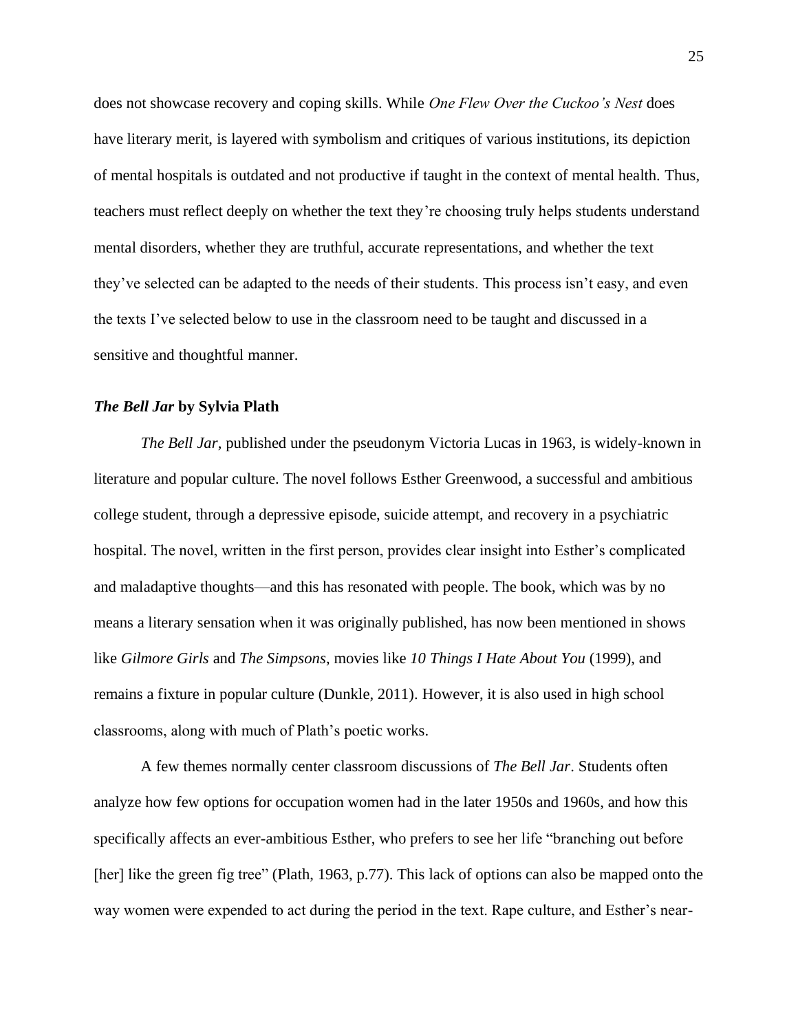does not showcase recovery and coping skills. While *One Flew Over the Cuckoo's Nest* does have literary merit, is layered with symbolism and critiques of various institutions, its depiction of mental hospitals is outdated and not productive if taught in the context of mental health. Thus, teachers must reflect deeply on whether the text they're choosing truly helps students understand mental disorders, whether they are truthful, accurate representations, and whether the text they've selected can be adapted to the needs of their students. This process isn't easy, and even the texts I've selected below to use in the classroom need to be taught and discussed in a sensitive and thoughtful manner.

### ***The Bell Jar* by Sylvia Plath**

*The Bell Jar*, published under the pseudonym Victoria Lucas in 1963, is widely-known in literature and popular culture. The novel follows Esther Greenwood, a successful and ambitious college student, through a depressive episode, suicide attempt, and recovery in a psychiatric hospital. The novel, written in the first person, provides clear insight into Esther's complicated and maladaptive thoughts—and this has resonated with people. The book, which was by no means a literary sensation when it was originally published, has now been mentioned in shows like *Gilmore Girls* and *The Simpsons*, movies like *10 Things I Hate About You* (1999), and remains a fixture in popular culture (Dunkle, 2011). However, it is also used in high school classrooms, along with much of Plath's poetic works.

A few themes normally center classroom discussions of *The Bell Jar*. Students often analyze how few options for occupation women had in the later 1950s and 1960s, and how this specifically affects an ever-ambitious Esther, who prefers to see her life "branching out before [her] like the green fig tree" (Plath, 1963, p.77). This lack of options can also be mapped onto the way women were expended to act during the period in the text. Rape culture, and Esther's near-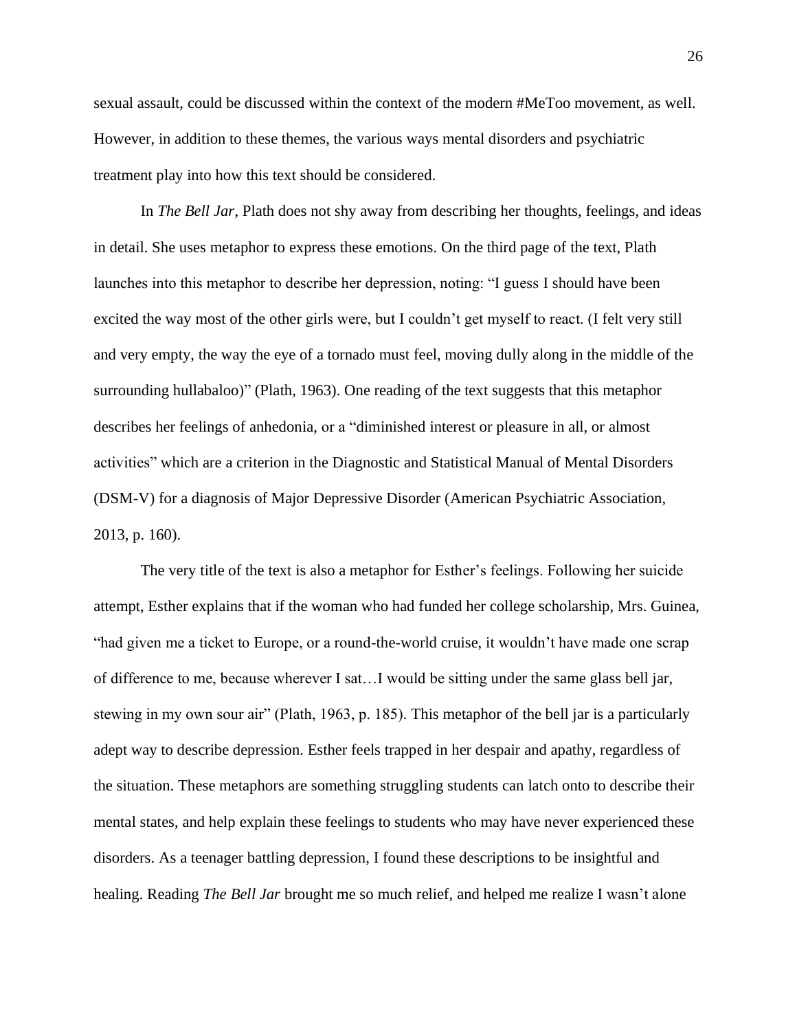sexual assault, could be discussed within the context of the modern #MeToo movement, as well. However, in addition to these themes, the various ways mental disorders and psychiatric treatment play into how this text should be considered.

In *The Bell Jar*, Plath does not shy away from describing her thoughts, feelings, and ideas in detail. She uses metaphor to express these emotions. On the third page of the text, Plath launches into this metaphor to describe her depression, noting: "I guess I should have been excited the way most of the other girls were, but I couldn't get myself to react. (I felt very still and very empty, the way the eye of a tornado must feel, moving dully along in the middle of the surrounding hullabaloo)" (Plath, 1963). One reading of the text suggests that this metaphor describes her feelings of anhedonia, or a "diminished interest or pleasure in all, or almost activities" which are a criterion in the Diagnostic and Statistical Manual of Mental Disorders (DSM-V) for a diagnosis of Major Depressive Disorder (American Psychiatric Association, 2013, p. 160).

The very title of the text is also a metaphor for Esther's feelings. Following her suicide attempt, Esther explains that if the woman who had funded her college scholarship, Mrs. Guinea, "had given me a ticket to Europe, or a round-the-world cruise, it wouldn't have made one scrap of difference to me, because wherever I sat…I would be sitting under the same glass bell jar, stewing in my own sour air" (Plath, 1963, p. 185). This metaphor of the bell jar is a particularly adept way to describe depression. Esther feels trapped in her despair and apathy, regardless of the situation. These metaphors are something struggling students can latch onto to describe their mental states, and help explain these feelings to students who may have never experienced these disorders. As a teenager battling depression, I found these descriptions to be insightful and healing. Reading *The Bell Jar* brought me so much relief, and helped me realize I wasn't alone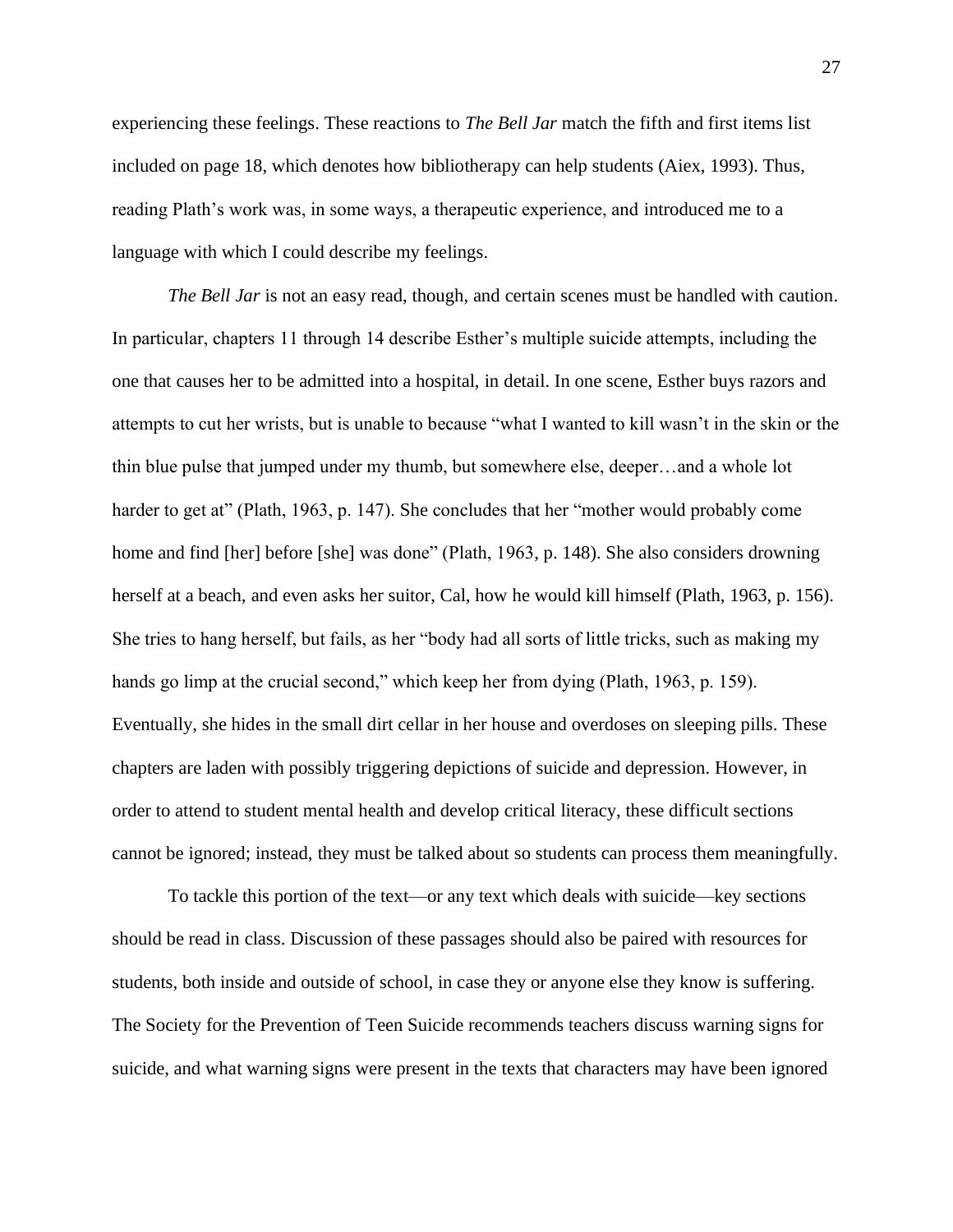experiencing these feelings. These reactions to *The Bell Jar* match the fifth and first items list included on page 18, which denotes how bibliotherapy can help students (Aiex, 1993). Thus, reading Plath's work was, in some ways, a therapeutic experience, and introduced me to a language with which I could describe my feelings.

*The Bell Jar* is not an easy read, though, and certain scenes must be handled with caution. In particular, chapters 11 through 14 describe Esther's multiple suicide attempts, including the one that causes her to be admitted into a hospital, in detail. In one scene, Esther buys razors and attempts to cut her wrists, but is unable to because "what I wanted to kill wasn't in the skin or the thin blue pulse that jumped under my thumb, but somewhere else, deeper…and a whole lot harder to get at" (Plath, 1963, p. 147). She concludes that her "mother would probably come home and find [her] before [she] was done" (Plath, 1963, p. 148). She also considers drowning herself at a beach, and even asks her suitor, Cal, how he would kill himself (Plath, 1963, p. 156). She tries to hang herself, but fails, as her "body had all sorts of little tricks, such as making my hands go limp at the crucial second," which keep her from dying (Plath, 1963, p. 159). Eventually, she hides in the small dirt cellar in her house and overdoses on sleeping pills. These chapters are laden with possibly triggering depictions of suicide and depression. However, in order to attend to student mental health and develop critical literacy, these difficult sections cannot be ignored; instead, they must be talked about so students can process them meaningfully.

To tackle this portion of the text—or any text which deals with suicide—key sections should be read in class. Discussion of these passages should also be paired with resources for students, both inside and outside of school, in case they or anyone else they know is suffering. The Society for the Prevention of Teen Suicide recommends teachers discuss warning signs for suicide, and what warning signs were present in the texts that characters may have been ignored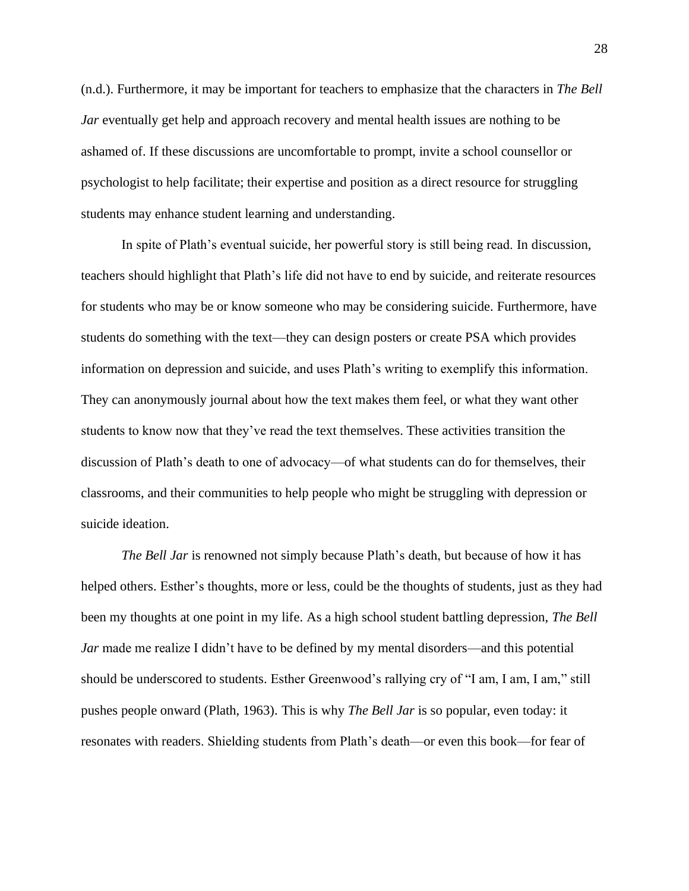(n.d.). Furthermore, it may be important for teachers to emphasize that the characters in *The Bell Jar* eventually get help and approach recovery and mental health issues are nothing to be ashamed of. If these discussions are uncomfortable to prompt, invite a school counsellor or psychologist to help facilitate; their expertise and position as a direct resource for struggling students may enhance student learning and understanding.

In spite of Plath's eventual suicide, her powerful story is still being read. In discussion, teachers should highlight that Plath's life did not have to end by suicide, and reiterate resources for students who may be or know someone who may be considering suicide. Furthermore, have students do something with the text—they can design posters or create PSA which provides information on depression and suicide, and uses Plath's writing to exemplify this information. They can anonymously journal about how the text makes them feel, or what they want other students to know now that they've read the text themselves. These activities transition the discussion of Plath's death to one of advocacy—of what students can do for themselves, their classrooms, and their communities to help people who might be struggling with depression or suicide ideation.

*The Bell Jar* is renowned not simply because Plath's death, but because of how it has helped others. Esther's thoughts, more or less, could be the thoughts of students, just as they had been my thoughts at one point in my life. As a high school student battling depression, *The Bell Jar* made me realize I didn't have to be defined by my mental disorders—and this potential should be underscored to students. Esther Greenwood's rallying cry of "I am, I am, I am," still pushes people onward (Plath, 1963). This is why *The Bell Jar* is so popular, even today: it resonates with readers. Shielding students from Plath's death—or even this book—for fear of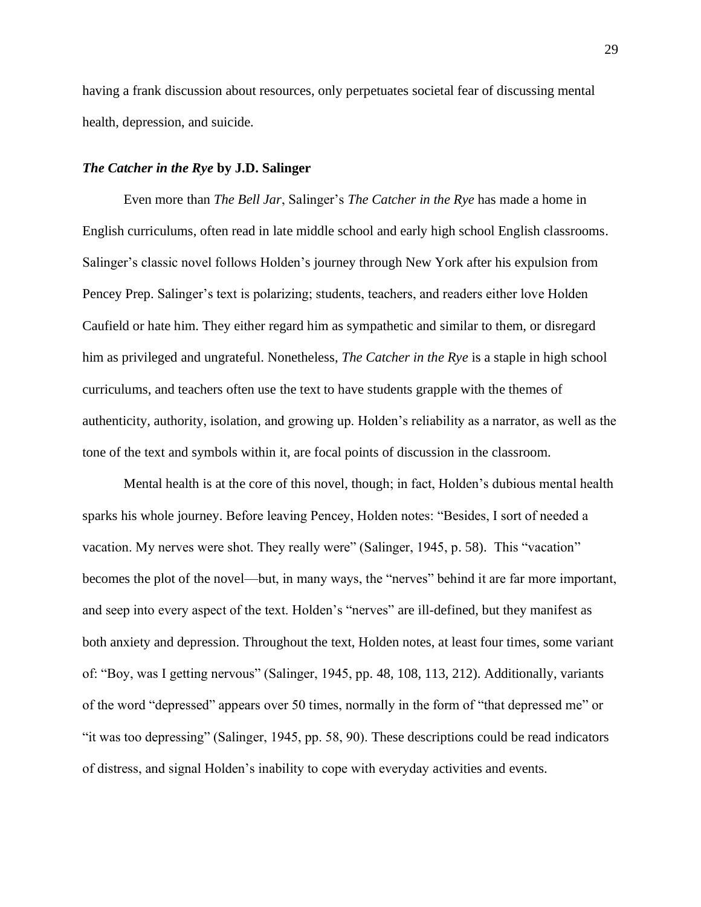having a frank discussion about resources, only perpetuates societal fear of discussing mental health, depression, and suicide.

### ***The Catcher in the Rye*** **by J.D. Salinger**

Even more than *The Bell Jar*, Salinger's *The Catcher in the Rye* has made a home in English curriculums, often read in late middle school and early high school English classrooms. Salinger's classic novel follows Holden's journey through New York after his expulsion from Pencey Prep. Salinger's text is polarizing; students, teachers, and readers either love Holden Caufield or hate him. They either regard him as sympathetic and similar to them, or disregard him as privileged and ungrateful. Nonetheless, *The Catcher in the Rye* is a staple in high school curriculums, and teachers often use the text to have students grapple with the themes of authenticity, authority, isolation, and growing up. Holden's reliability as a narrator, as well as the tone of the text and symbols within it, are focal points of discussion in the classroom.

Mental health is at the core of this novel, though; in fact, Holden's dubious mental health sparks his whole journey. Before leaving Pencey, Holden notes: "Besides, I sort of needed a vacation. My nerves were shot. They really were" (Salinger, 1945, p. 58). This "vacation" becomes the plot of the novel—but, in many ways, the "nerves" behind it are far more important, and seep into every aspect of the text. Holden's "nerves" are ill-defined, but they manifest as both anxiety and depression. Throughout the text, Holden notes, at least four times, some variant of: "Boy, was I getting nervous" (Salinger, 1945, pp. 48, 108, 113, 212). Additionally, variants of the word "depressed" appears over 50 times, normally in the form of "that depressed me" or "it was too depressing" (Salinger, 1945, pp. 58, 90). These descriptions could be read indicators of distress, and signal Holden's inability to cope with everyday activities and events.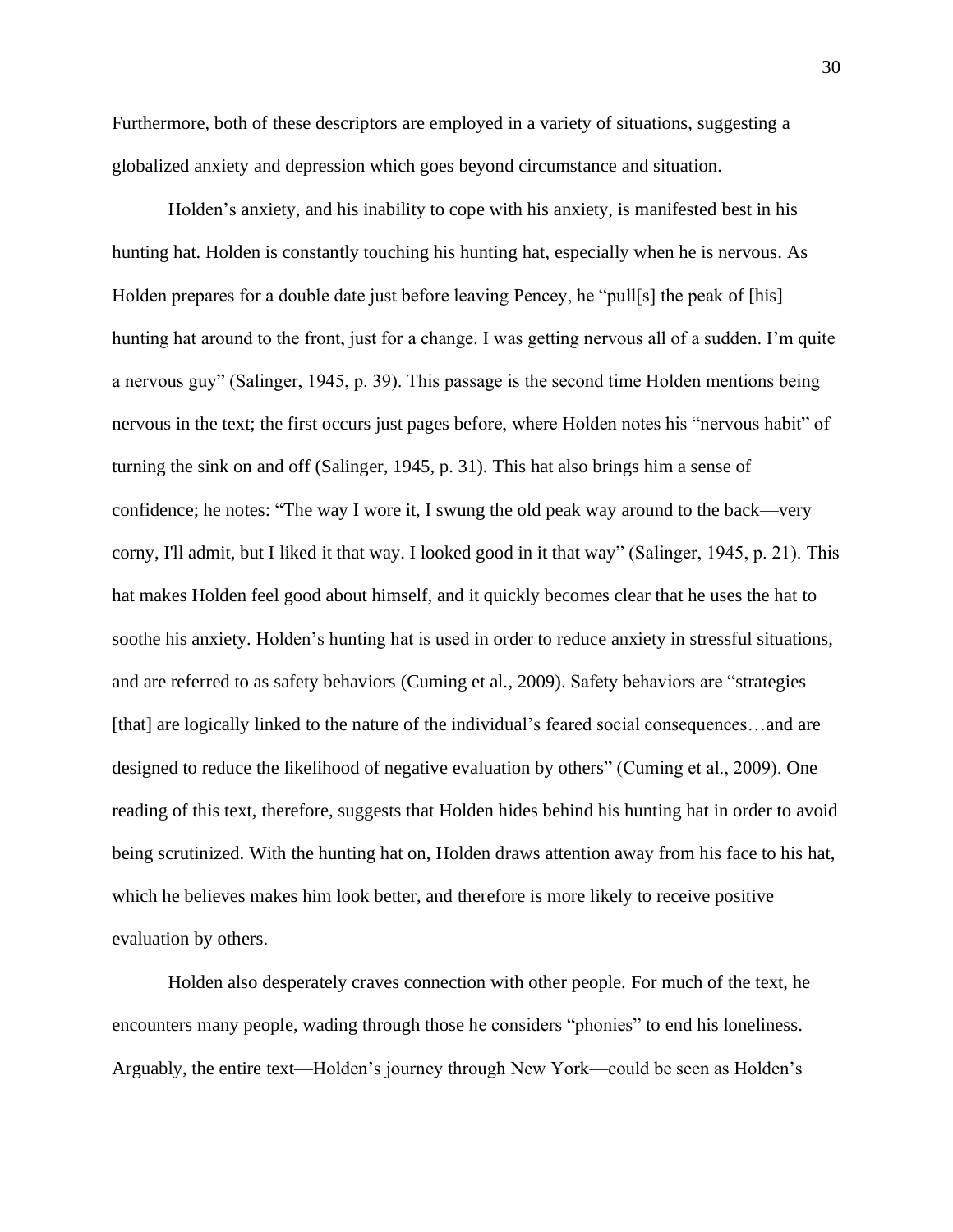Furthermore, both of these descriptors are employed in a variety of situations, suggesting a globalized anxiety and depression which goes beyond circumstance and situation.

Holden's anxiety, and his inability to cope with his anxiety, is manifested best in his hunting hat. Holden is constantly touching his hunting hat, especially when he is nervous. As Holden prepares for a double date just before leaving Pencey, he "pull[s] the peak of [his] hunting hat around to the front, just for a change. I was getting nervous all of a sudden. I'm quite a nervous guy" (Salinger, 1945, p. 39). This passage is the second time Holden mentions being nervous in the text; the first occurs just pages before, where Holden notes his "nervous habit" of turning the sink on and off (Salinger, 1945, p. 31). This hat also brings him a sense of confidence; he notes: "The way I wore it, I swung the old peak way around to the back—very corny, I'll admit, but I liked it that way. I looked good in it that way" (Salinger, 1945, p. 21). This hat makes Holden feel good about himself, and it quickly becomes clear that he uses the hat to soothe his anxiety. Holden's hunting hat is used in order to reduce anxiety in stressful situations, and are referred to as safety behaviors (Cuming et al., 2009). Safety behaviors are "strategies [that] are logically linked to the nature of the individual's feared social consequences…and are designed to reduce the likelihood of negative evaluation by others" (Cuming et al., 2009). One reading of this text, therefore, suggests that Holden hides behind his hunting hat in order to avoid being scrutinized. With the hunting hat on, Holden draws attention away from his face to his hat, which he believes makes him look better, and therefore is more likely to receive positive evaluation by others.

Holden also desperately craves connection with other people. For much of the text, he encounters many people, wading through those he considers "phonies" to end his loneliness. Arguably, the entire text—Holden's journey through New York—could be seen as Holden's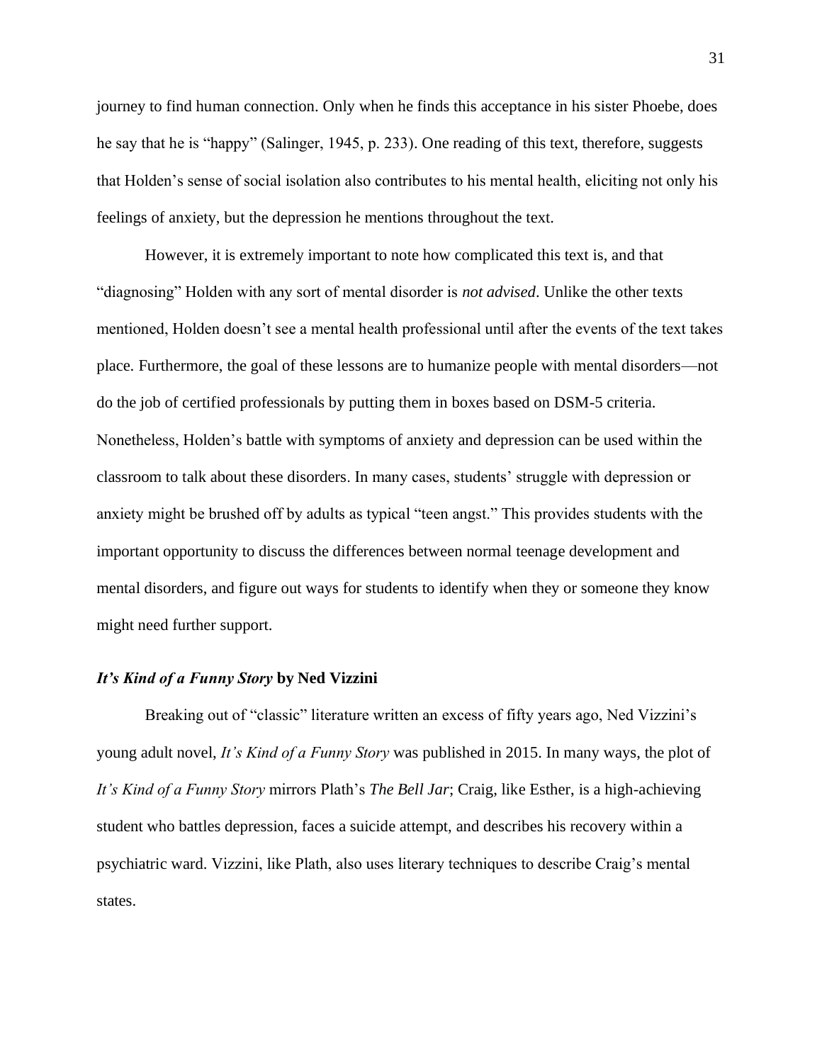journey to find human connection. Only when he finds this acceptance in his sister Phoebe, does he say that he is "happy" (Salinger, 1945, p. 233). One reading of this text, therefore, suggests that Holden's sense of social isolation also contributes to his mental health, eliciting not only his feelings of anxiety, but the depression he mentions throughout the text.

However, it is extremely important to note how complicated this text is, and that "diagnosing" Holden with any sort of mental disorder is *not advised*. Unlike the other texts mentioned, Holden doesn't see a mental health professional until after the events of the text takes place. Furthermore, the goal of these lessons are to humanize people with mental disorders—not do the job of certified professionals by putting them in boxes based on DSM-5 criteria. Nonetheless, Holden's battle with symptoms of anxiety and depression can be used within the classroom to talk about these disorders. In many cases, students' struggle with depression or anxiety might be brushed off by adults as typical "teen angst." This provides students with the important opportunity to discuss the differences between normal teenage development and mental disorders, and figure out ways for students to identify when they or someone they know might need further support.

### *It's Kind of a Funny Story* by Ned Vizzini

Breaking out of "classic" literature written an excess of fifty years ago, Ned Vizzini's young adult novel, *It's Kind of a Funny Story* was published in 2015. In many ways, the plot of *It's Kind of a Funny Story* mirrors Plath's *The Bell Jar*; Craig, like Esther, is a high-achieving student who battles depression, faces a suicide attempt, and describes his recovery within a psychiatric ward. Vizzini, like Plath, also uses literary techniques to describe Craig's mental states.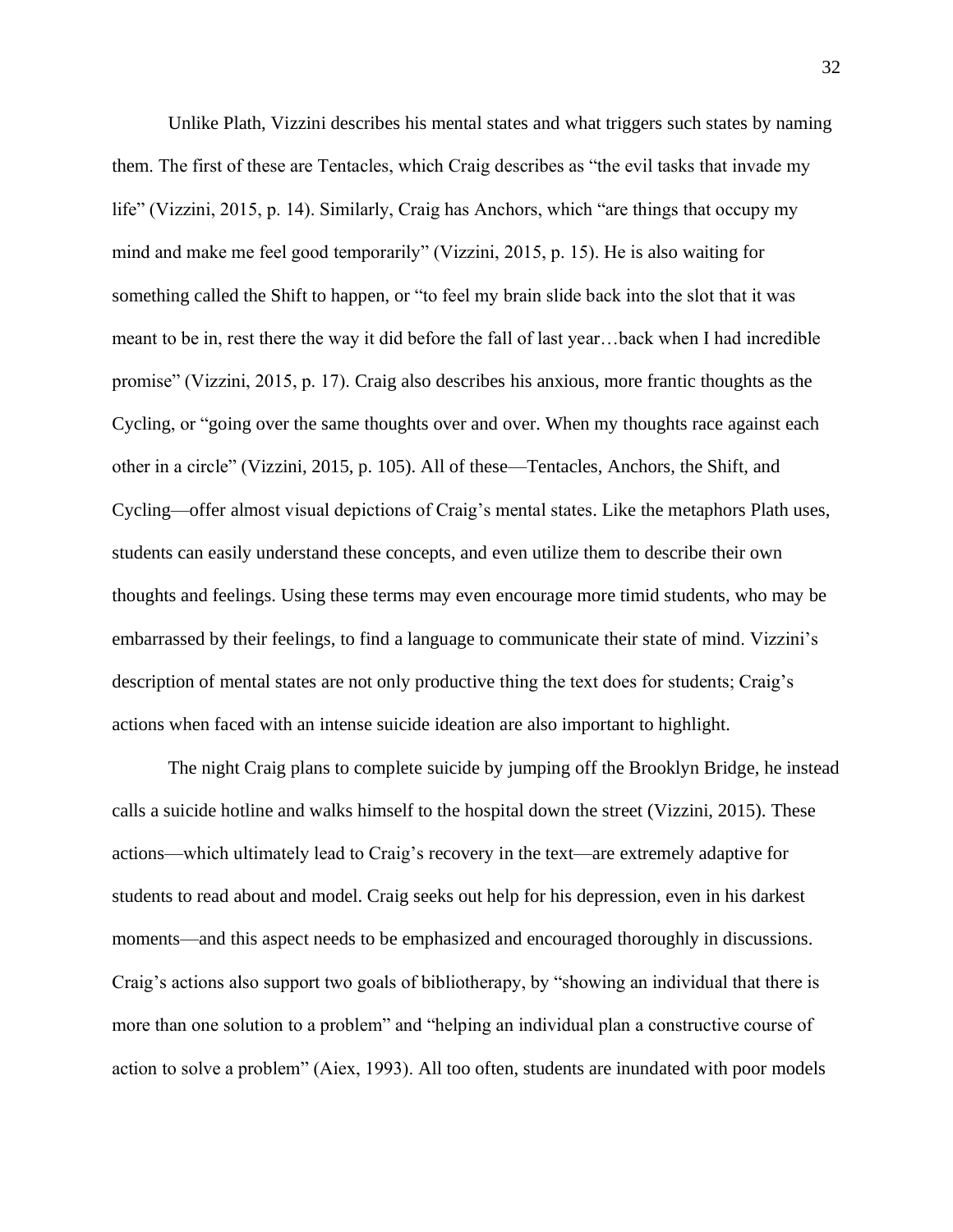Unlike Plath, Vizzini describes his mental states and what triggers such states by naming them. The first of these are Tentacles, which Craig describes as "the evil tasks that invade my life" (Vizzini, 2015, p. 14). Similarly, Craig has Anchors, which "are things that occupy my mind and make me feel good temporarily" (Vizzini, 2015, p. 15). He is also waiting for something called the Shift to happen, or "to feel my brain slide back into the slot that it was meant to be in, rest there the way it did before the fall of last year…back when I had incredible promise" (Vizzini, 2015, p. 17). Craig also describes his anxious, more frantic thoughts as the Cycling, or "going over the same thoughts over and over. When my thoughts race against each other in a circle" (Vizzini, 2015, p. 105). All of these—Tentacles, Anchors, the Shift, and Cycling—offer almost visual depictions of Craig's mental states. Like the metaphors Plath uses, students can easily understand these concepts, and even utilize them to describe their own thoughts and feelings. Using these terms may even encourage more timid students, who may be embarrassed by their feelings, to find a language to communicate their state of mind. Vizzini's description of mental states are not only productive thing the text does for students; Craig's actions when faced with an intense suicide ideation are also important to highlight.

The night Craig plans to complete suicide by jumping off the Brooklyn Bridge, he instead calls a suicide hotline and walks himself to the hospital down the street (Vizzini, 2015). These actions—which ultimately lead to Craig's recovery in the text—are extremely adaptive for students to read about and model. Craig seeks out help for his depression, even in his darkest moments—and this aspect needs to be emphasized and encouraged thoroughly in discussions. Craig's actions also support two goals of bibliotherapy, by "showing an individual that there is more than one solution to a problem" and "helping an individual plan a constructive course of action to solve a problem" (Aiex, 1993). All too often, students are inundated with poor models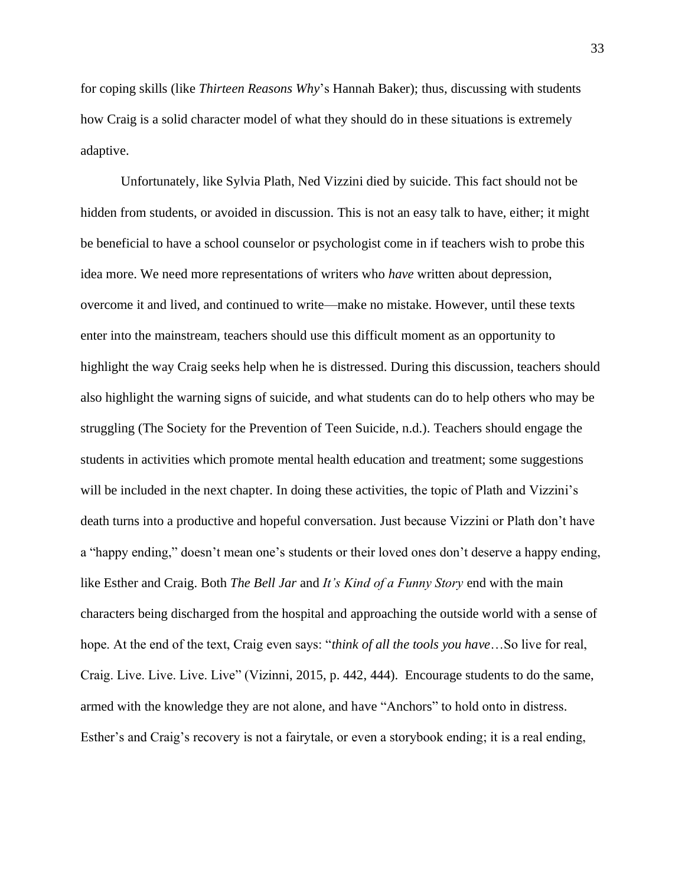for coping skills (like *Thirteen Reasons Why*'s Hannah Baker); thus, discussing with students how Craig is a solid character model of what they should do in these situations is extremely adaptive.

Unfortunately, like Sylvia Plath, Ned Vizzini died by suicide. This fact should not be hidden from students, or avoided in discussion. This is not an easy talk to have, either; it might be beneficial to have a school counselor or psychologist come in if teachers wish to probe this idea more. We need more representations of writers who *have* written about depression, overcome it and lived, and continued to write—make no mistake. However, until these texts enter into the mainstream, teachers should use this difficult moment as an opportunity to highlight the way Craig seeks help when he is distressed. During this discussion, teachers should also highlight the warning signs of suicide, and what students can do to help others who may be struggling (The Society for the Prevention of Teen Suicide, n.d.). Teachers should engage the students in activities which promote mental health education and treatment; some suggestions will be included in the next chapter. In doing these activities, the topic of Plath and Vizzini's death turns into a productive and hopeful conversation. Just because Vizzini or Plath don't have a "happy ending," doesn't mean one's students or their loved ones don't deserve a happy ending, like Esther and Craig. Both *The Bell Jar* and *It's Kind of a Funny Story* end with the main characters being discharged from the hospital and approaching the outside world with a sense of hope. At the end of the text, Craig even says: "*think of all the tools you have*…So live for real, Craig. Live. Live. Live. Live" (Vizinni, 2015, p. 442, 444). Encourage students to do the same, armed with the knowledge they are not alone, and have "Anchors" to hold onto in distress. Esther's and Craig's recovery is not a fairytale, or even a storybook ending; it is a real ending,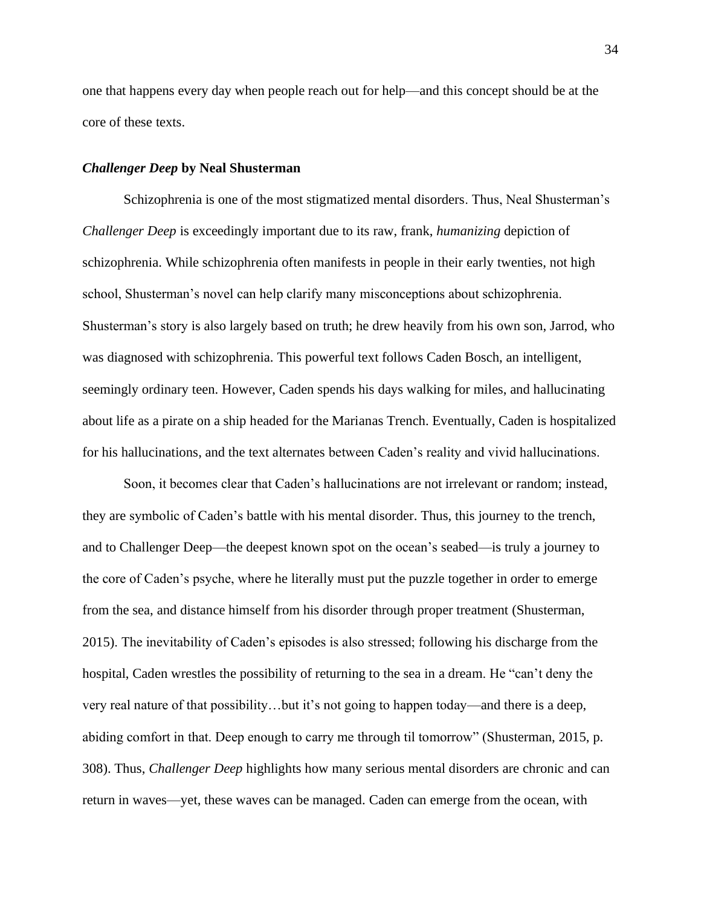one that happens every day when people reach out for help—and this concept should be at the core of these texts.

### *Challenger Deep* by Neal Shusterman

Schizophrenia is one of the most stigmatized mental disorders. Thus, Neal Shusterman's *Challenger Deep* is exceedingly important due to its raw, frank, *humanizing* depiction of schizophrenia. While schizophrenia often manifests in people in their early twenties, not high school, Shusterman's novel can help clarify many misconceptions about schizophrenia. Shusterman's story is also largely based on truth; he drew heavily from his own son, Jarrod, who was diagnosed with schizophrenia. This powerful text follows Caden Bosch, an intelligent, seemingly ordinary teen. However, Caden spends his days walking for miles, and hallucinating about life as a pirate on a ship headed for the Marianas Trench. Eventually, Caden is hospitalized for his hallucinations, and the text alternates between Caden's reality and vivid hallucinations.

Soon, it becomes clear that Caden's hallucinations are not irrelevant or random; instead, they are symbolic of Caden's battle with his mental disorder. Thus, this journey to the trench, and to Challenger Deep—the deepest known spot on the ocean's seabed—is truly a journey to the core of Caden's psyche, where he literally must put the puzzle together in order to emerge from the sea, and distance himself from his disorder through proper treatment (Shusterman, 2015). The inevitability of Caden's episodes is also stressed; following his discharge from the hospital, Caden wrestles the possibility of returning to the sea in a dream. He "can't deny the very real nature of that possibility…but it's not going to happen today—and there is a deep, abiding comfort in that. Deep enough to carry me through til tomorrow" (Shusterman, 2015, p. 308). Thus, *Challenger Deep* highlights how many serious mental disorders are chronic and can return in waves—yet, these waves can be managed. Caden can emerge from the ocean, with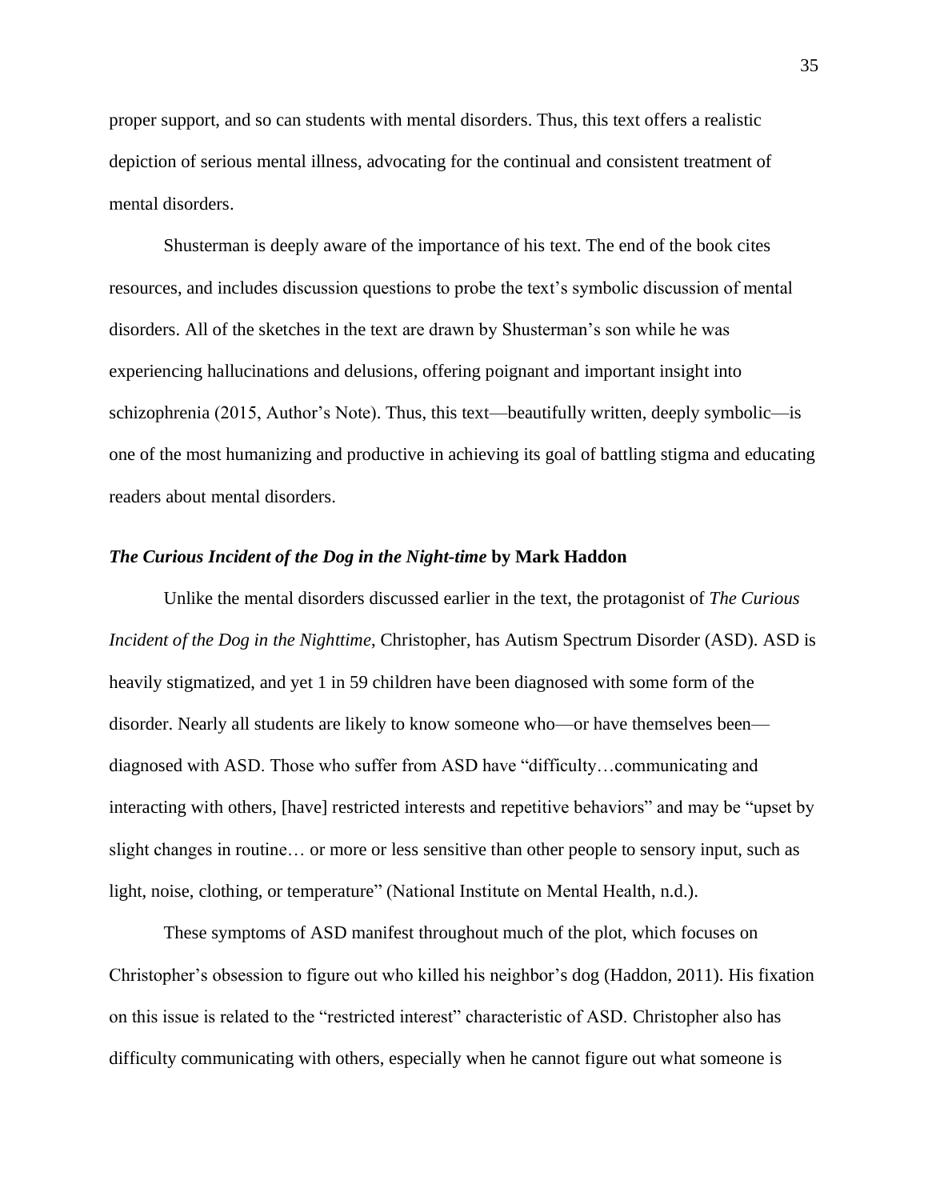proper support, and so can students with mental disorders. Thus, this text offers a realistic depiction of serious mental illness, advocating for the continual and consistent treatment of mental disorders.

Shusterman is deeply aware of the importance of his text. The end of the book cites resources, and includes discussion questions to probe the text's symbolic discussion of mental disorders. All of the sketches in the text are drawn by Shusterman's son while he was experiencing hallucinations and delusions, offering poignant and important insight into schizophrenia (2015, Author's Note). Thus, this text—beautifully written, deeply symbolic—is one of the most humanizing and productive in achieving its goal of battling stigma and educating readers about mental disorders.

### ***The Curious Incident of the Dog in the Night-time*** **by Mark Haddon**

Unlike the mental disorders discussed earlier in the text, the protagonist of *The Curious Incident of the Dog in the Nighttime*, Christopher, has Autism Spectrum Disorder (ASD). ASD is heavily stigmatized, and yet 1 in 59 children have been diagnosed with some form of the disorder. Nearly all students are likely to know someone who—or have themselves been—diagnosed with ASD. Those who suffer from ASD have "difficulty…communicating and interacting with others, [have] restricted interests and repetitive behaviors" and may be "upset by slight changes in routine… or more or less sensitive than other people to sensory input, such as light, noise, clothing, or temperature" (National Institute on Mental Health, n.d.).

These symptoms of ASD manifest throughout much of the plot, which focuses on Christopher's obsession to figure out who killed his neighbor's dog (Haddon, 2011). His fixation on this issue is related to the "restricted interest" characteristic of ASD. Christopher also has difficulty communicating with others, especially when he cannot figure out what someone is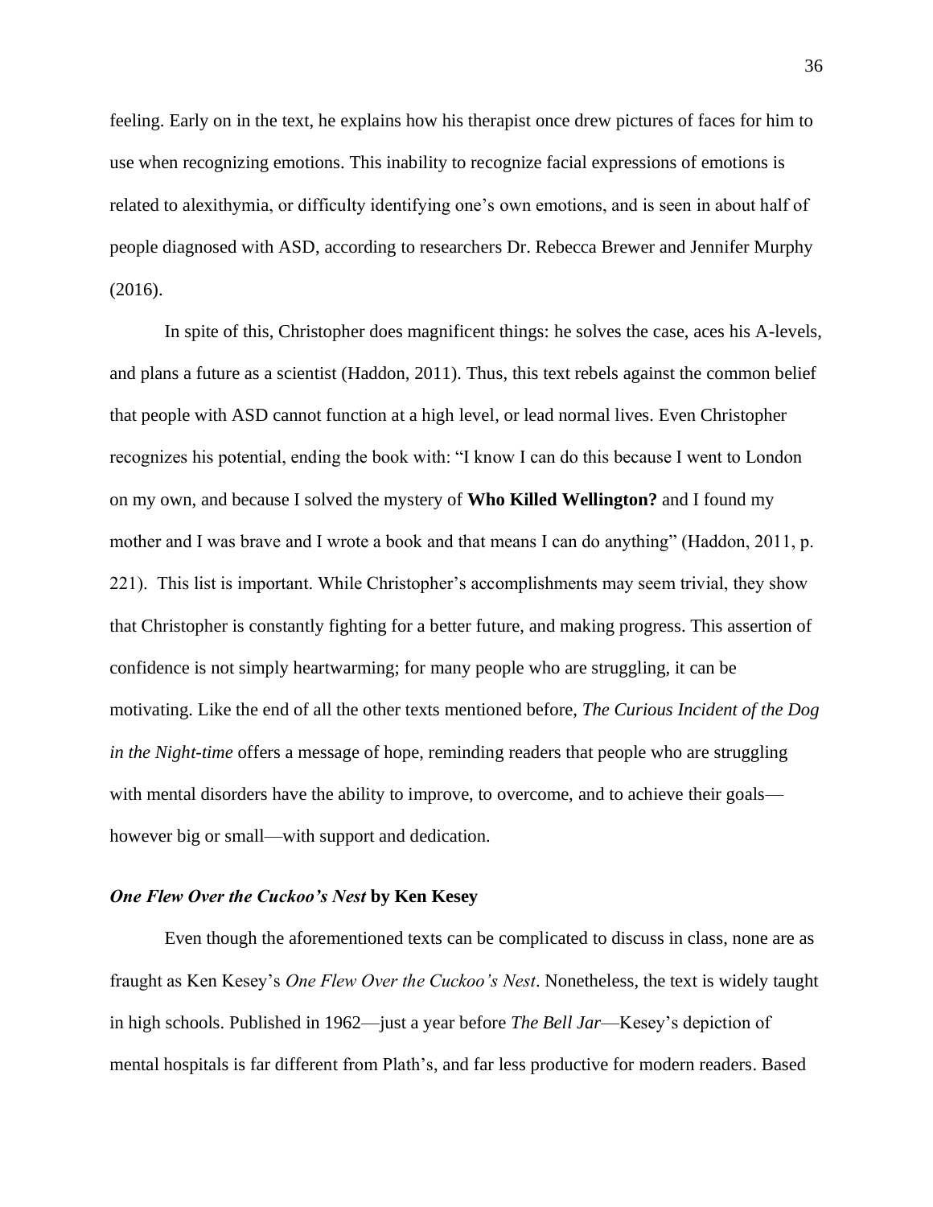feeling. Early on in the text, he explains how his therapist once drew pictures of faces for him to use when recognizing emotions. This inability to recognize facial expressions of emotions is related to alexithymia, or difficulty identifying one's own emotions, and is seen in about half of people diagnosed with ASD, according to researchers Dr. Rebecca Brewer and Jennifer Murphy (2016).

In spite of this, Christopher does magnificent things: he solves the case, aces his A-levels, and plans a future as a scientist (Haddon, 2011). Thus, this text rebels against the common belief that people with ASD cannot function at a high level, or lead normal lives. Even Christopher recognizes his potential, ending the book with: "I know I can do this because I went to London on my own, and because I solved the mystery of **Who Killed Wellington?** and I found my mother and I was brave and I wrote a book and that means I can do anything" (Haddon, 2011, p. 221). This list is important. While Christopher's accomplishments may seem trivial, they show that Christopher is constantly fighting for a better future, and making progress. This assertion of confidence is not simply heartwarming; for many people who are struggling, it can be motivating. Like the end of all the other texts mentioned before, *The Curious Incident of the Dog in the Night-time* offers a message of hope, reminding readers that people who are struggling with mental disorders have the ability to improve, to overcome, and to achieve their goals—however big or small—with support and dedication.

### ***One Flew Over the Cuckoo's Nest* by Ken Kesey**

Even though the aforementioned texts can be complicated to discuss in class, none are as fraught as Ken Kesey's *One Flew Over the Cuckoo's Nest*. Nonetheless, the text is widely taught in high schools. Published in 1962—just a year before *The Bell Jar*—Kesey's depiction of mental hospitals is far different from Plath's, and far less productive for modern readers. Based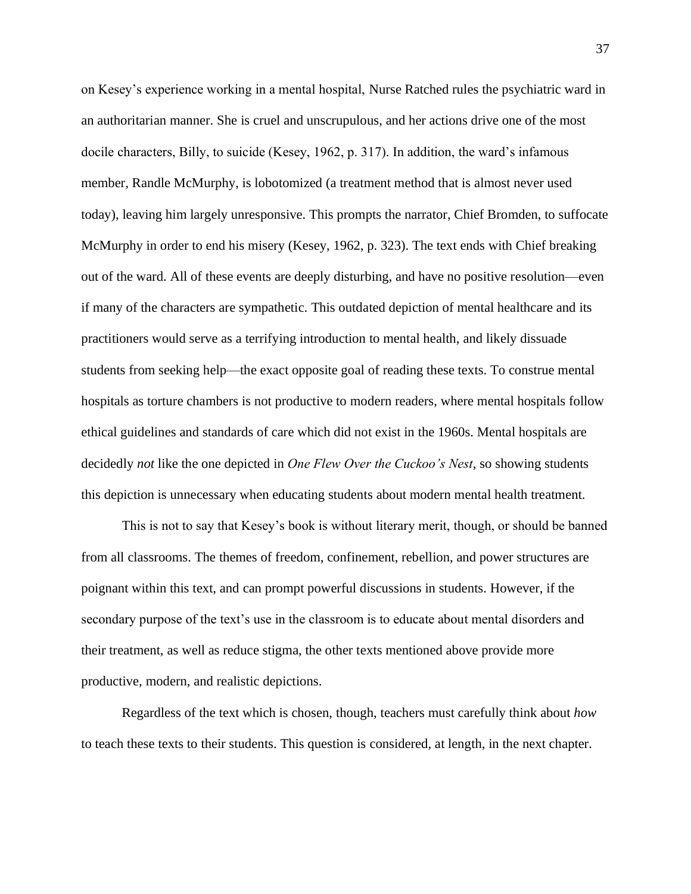on Kesey's experience working in a mental hospital, Nurse Ratched rules the psychiatric ward in an authoritarian manner. She is cruel and unscrupulous, and her actions drive one of the most docile characters, Billy, to suicide (Kesey, 1962, p. 317). In addition, the ward's infamous member, Randle McMurphy, is lobotomized (a treatment method that is almost never used today), leaving him largely unresponsive. This prompts the narrator, Chief Bromden, to suffocate McMurphy in order to end his misery (Kesey, 1962, p. 323). The text ends with Chief breaking out of the ward. All of these events are deeply disturbing, and have no positive resolution—even if many of the characters are sympathetic. This outdated depiction of mental healthcare and its practitioners would serve as a terrifying introduction to mental health, and likely dissuade students from seeking help—the exact opposite goal of reading these texts. To construe mental hospitals as torture chambers is not productive to modern readers, where mental hospitals follow ethical guidelines and standards of care which did not exist in the 1960s. Mental hospitals are decidedly *not* like the one depicted in *One Flew Over the Cuckoo's Nest*, so showing students this depiction is unnecessary when educating students about modern mental health treatment.

This is not to say that Kesey's book is without literary merit, though, or should be banned from all classrooms. The themes of freedom, confinement, rebellion, and power structures are poignant within this text, and can prompt powerful discussions in students. However, if the secondary purpose of the text's use in the classroom is to educate about mental disorders and their treatment, as well as reduce stigma, the other texts mentioned above provide more productive, modern, and realistic depictions.

Regardless of the text which is chosen, though, teachers must carefully think about *how* to teach these texts to their students. This question is considered, at length, in the next chapter.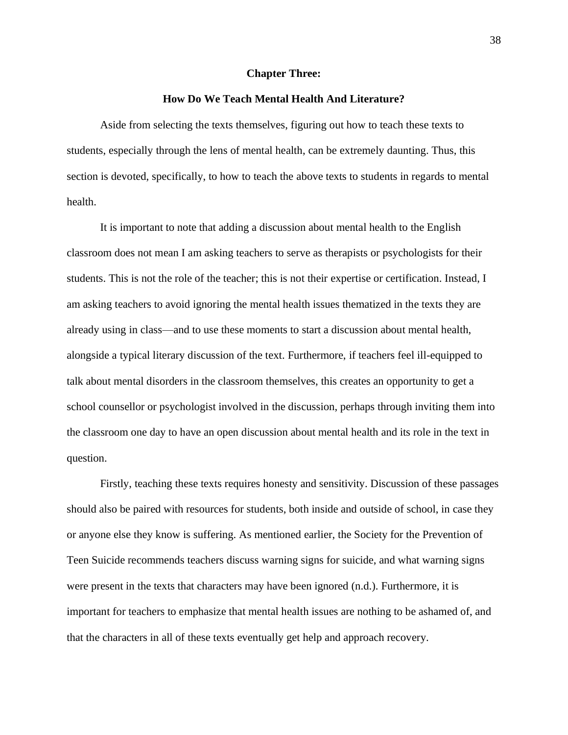# Chapter Three:

## How Do We Teach Mental Health And Literature?

Aside from selecting the texts themselves, figuring out how to teach these texts to students, especially through the lens of mental health, can be extremely daunting. Thus, this section is devoted, specifically, to how to teach the above texts to students in regards to mental health.

It is important to note that adding a discussion about mental health to the English classroom does not mean I am asking teachers to serve as therapists or psychologists for their students. This is not the role of the teacher; this is not their expertise or certification. Instead, I am asking teachers to avoid ignoring the mental health issues thematized in the texts they are already using in class—and to use these moments to start a discussion about mental health, alongside a typical literary discussion of the text. Furthermore, if teachers feel ill-equipped to talk about mental disorders in the classroom themselves, this creates an opportunity to get a school counsellor or psychologist involved in the discussion, perhaps through inviting them into the classroom one day to have an open discussion about mental health and its role in the text in question.

Firstly, teaching these texts requires honesty and sensitivity. Discussion of these passages should also be paired with resources for students, both inside and outside of school, in case they or anyone else they know is suffering. As mentioned earlier, the Society for the Prevention of Teen Suicide recommends teachers discuss warning signs for suicide, and what warning signs were present in the texts that characters may have been ignored (n.d.). Furthermore, it is important for teachers to emphasize that mental health issues are nothing to be ashamed of, and that the characters in all of these texts eventually get help and approach recovery.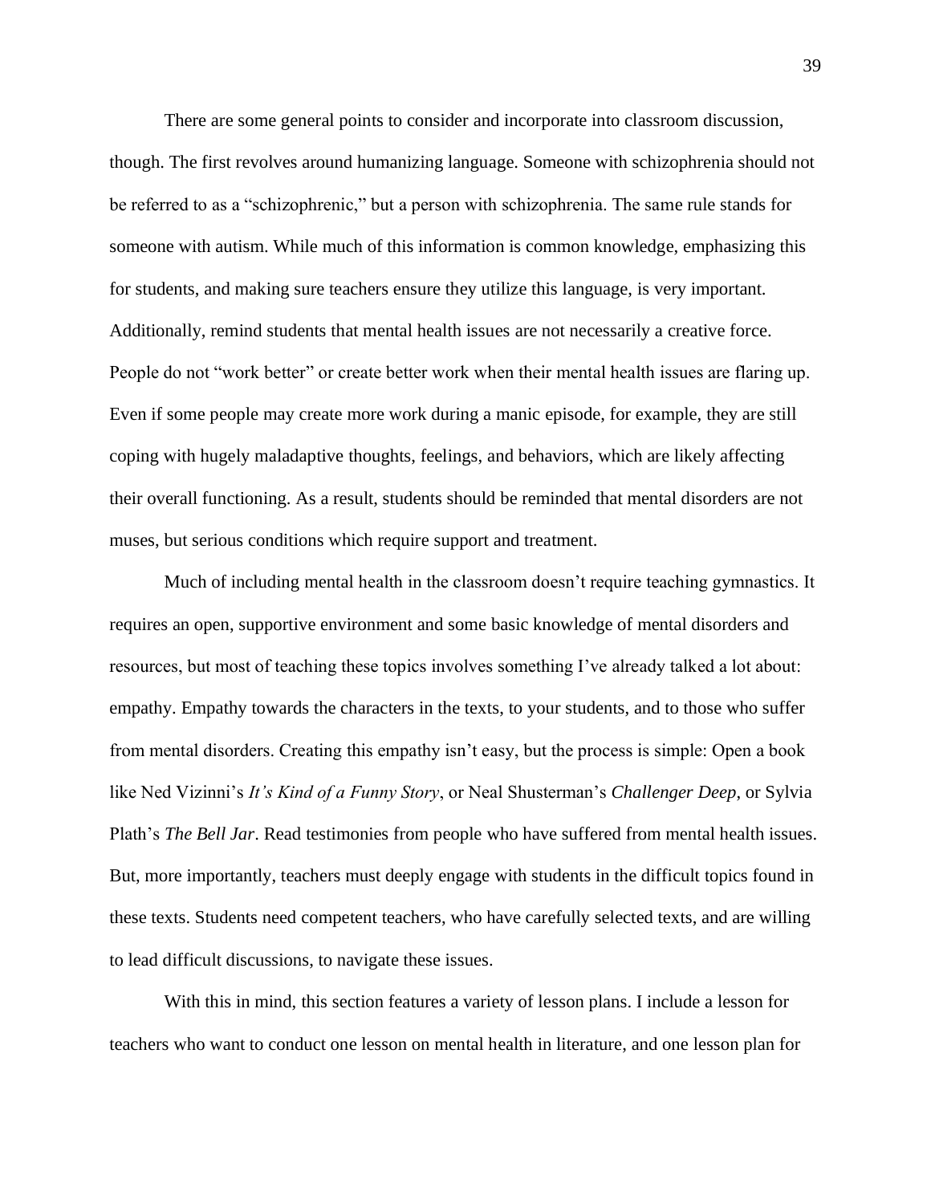There are some general points to consider and incorporate into classroom discussion, though. The first revolves around humanizing language. Someone with schizophrenia should not be referred to as a "schizophrenic," but a person with schizophrenia. The same rule stands for someone with autism. While much of this information is common knowledge, emphasizing this for students, and making sure teachers ensure they utilize this language, is very important. Additionally, remind students that mental health issues are not necessarily a creative force. People do not "work better" or create better work when their mental health issues are flaring up. Even if some people may create more work during a manic episode, for example, they are still coping with hugely maladaptive thoughts, feelings, and behaviors, which are likely affecting their overall functioning. As a result, students should be reminded that mental disorders are not muses, but serious conditions which require support and treatment.

Much of including mental health in the classroom doesn't require teaching gymnastics. It requires an open, supportive environment and some basic knowledge of mental disorders and resources, but most of teaching these topics involves something I've already talked a lot about: empathy. Empathy towards the characters in the texts, to your students, and to those who suffer from mental disorders. Creating this empathy isn't easy, but the process is simple: Open a book like Ned Vizinni's *It's Kind of a Funny Story*, or Neal Shusterman's *Challenger Deep*, or Sylvia Plath's *The Bell Jar*. Read testimonies from people who have suffered from mental health issues. But, more importantly, teachers must deeply engage with students in the difficult topics found in these texts. Students need competent teachers, who have carefully selected texts, and are willing to lead difficult discussions, to navigate these issues.

With this in mind, this section features a variety of lesson plans. I include a lesson for teachers who want to conduct one lesson on mental health in literature, and one lesson plan for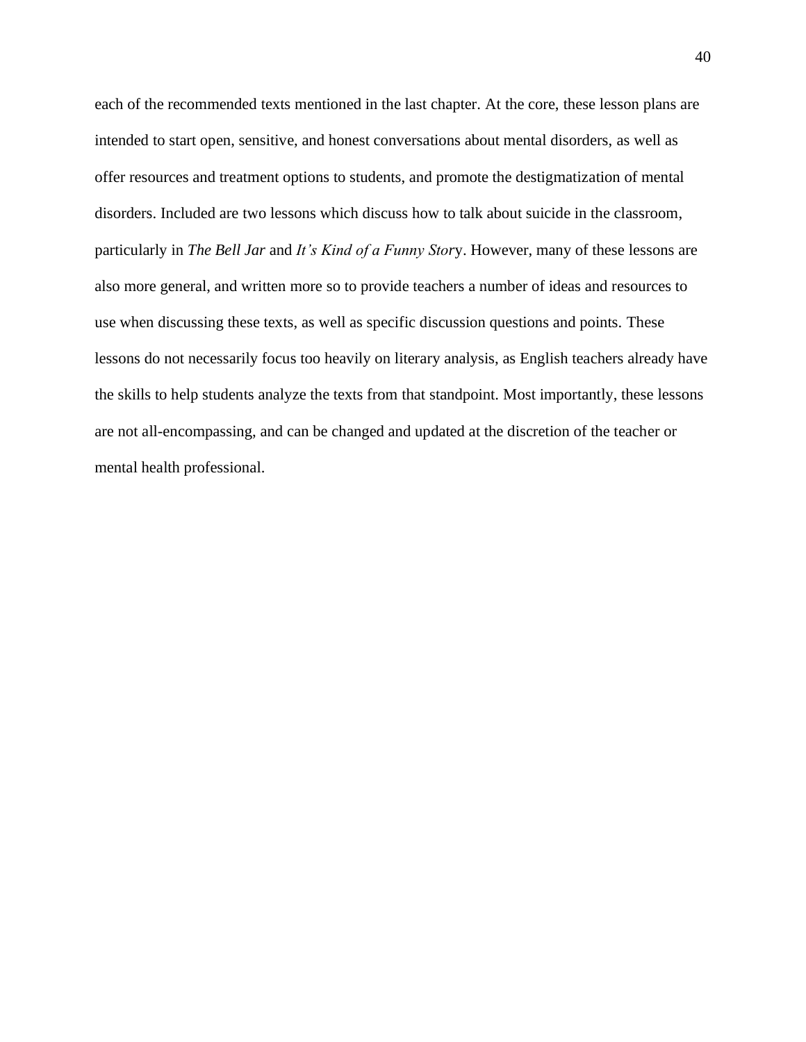each of the recommended texts mentioned in the last chapter. At the core, these lesson plans are intended to start open, sensitive, and honest conversations about mental disorders, as well as offer resources and treatment options to students, and promote the destigmatization of mental disorders. Included are two lessons which discuss how to talk about suicide in the classroom, particularly in *The Bell Jar* and *It's Kind of a Funny Story*. However, many of these lessons are also more general, and written more so to provide teachers a number of ideas and resources to use when discussing these texts, as well as specific discussion questions and points. These lessons do not necessarily focus too heavily on literary analysis, as English teachers already have the skills to help students analyze the texts from that standpoint. Most importantly, these lessons are not all-encompassing, and can be changed and updated at the discretion of the teacher or mental health professional.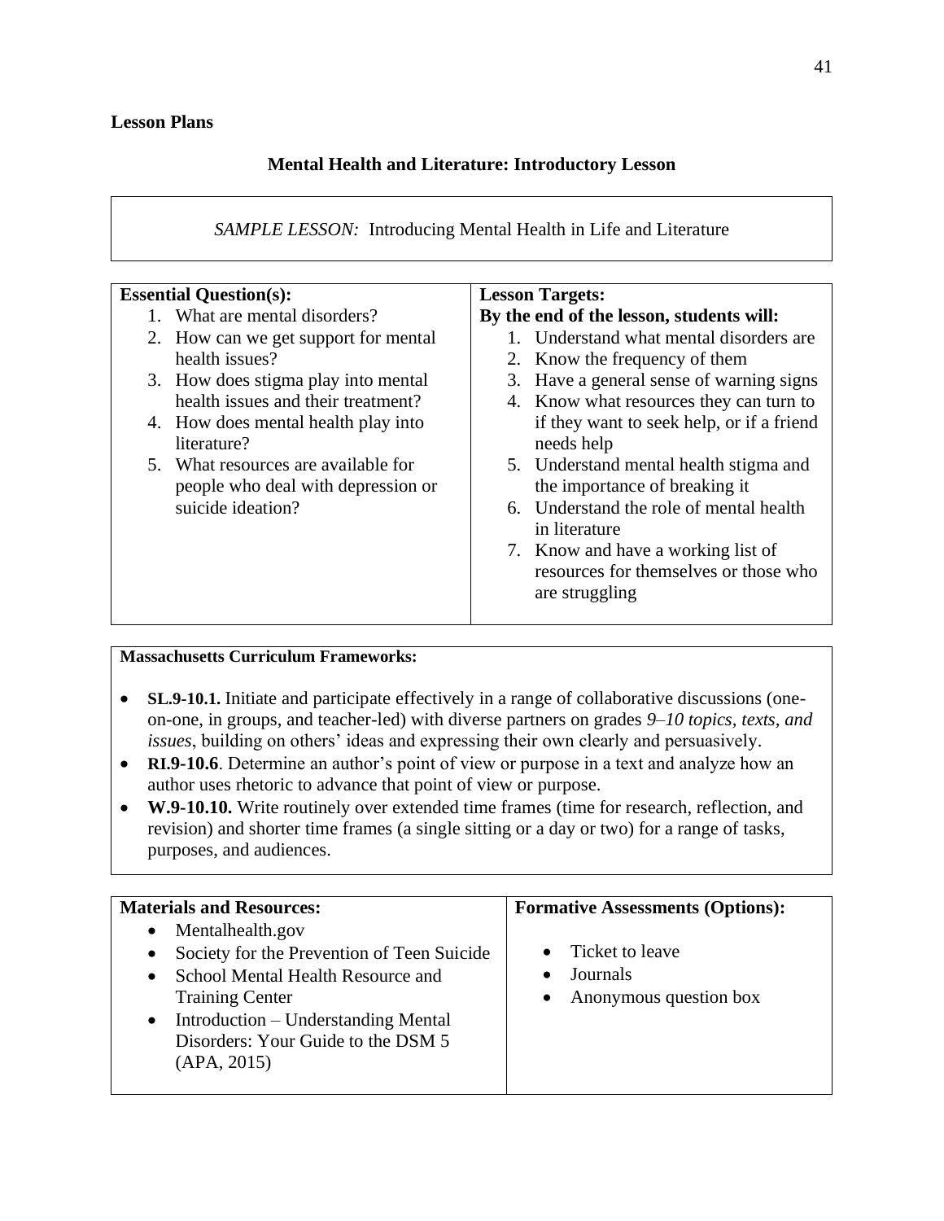**Lesson Plans**

## Mental Health and Literature: Introductory Lesson

*SAMPLE LESSON:* Introducing Mental Health in Life and Literature

| **Essential Question(s):** | **Lesson Targets:** <br> **By the end of the lesson, students will:** |
| --- | --- |
| 1. What are mental disorders? <br> 2. How can we get support for mental health issues? <br> 3. How does stigma play into mental health issues and their treatment? <br> 4. How does mental health play into literature? <br> 5. What resources are available for people who deal with depression or suicide ideation? | 1. Understand what mental disorders are <br> 2. Know the frequency of them <br> 3. Have a general sense of warning signs <br> 4. Know what resources they can turn to if they want to seek help, or if a friend needs help <br> 5. Understand mental health stigma and the importance of breaking it <br> 6. Understand the role of mental health in literature <br> 7. Know and have a working list of resources for themselves or those who are struggling |

**Massachusetts Curriculum Frameworks:**

- **SL.9-10.1.** Initiate and participate effectively in a range of collaborative discussions (one-on-one, in groups, and teacher-led) with diverse partners on grades *9–10 topics, texts, and issues*, building on others' ideas and expressing their own clearly and persuasively.
- **RI.9-10.6**. Determine an author's point of view or purpose in a text and analyze how an author uses rhetoric to advance that point of view or purpose.
- **W.9-10.10.** Write routinely over extended time frames (time for research, reflection, and revision) and shorter time frames (a single sitting or a day or two) for a range of tasks, purposes, and audiences.

| **Materials and Resources:** | **Formative Assessments (Options):** |
| --- | --- |
| • Mentalhealth.gov <br> • Society for the Prevention of Teen Suicide <br> • School Mental Health Resource and Training Center <br> • Introduction – Understanding Mental Disorders: Your Guide to the DSM 5 (APA, 2015) | • Ticket to leave <br> • Journals <br> • Anonymous question box |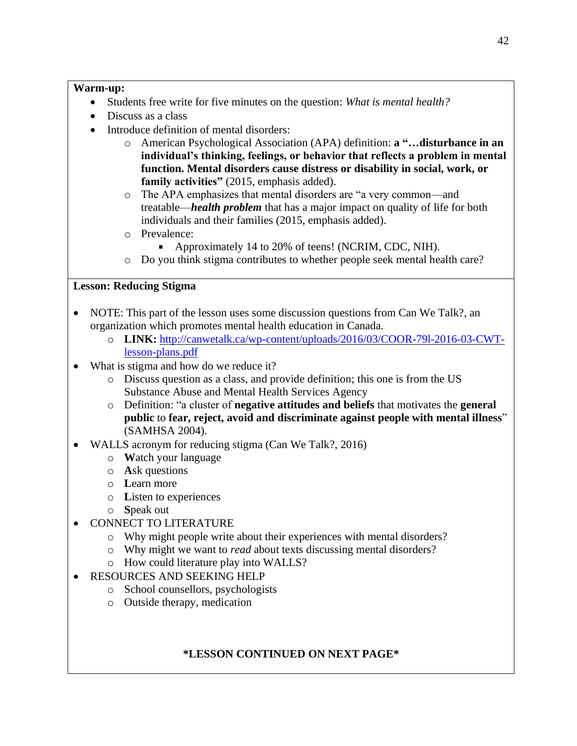**Warm-up:**

- Students free write for five minutes on the question: *What is mental health?*
- Discuss as a class
- Introduce definition of mental disorders:
    - American Psychological Association (APA) definition: **a "…disturbance in an individual's thinking, feelings, or behavior that reflects a problem in mental function. Mental disorders cause distress or disability in social, work, or family activities"** (2015, emphasis added).
    - The APA emphasizes that mental disorders are "a very common—and treatable—***health problem*** that has a major impact on quality of life for both individuals and their families (2015, emphasis added).
    - Prevalence:
        - Approximately 14 to 20% of teens! (NCRIM, CDC, NIH).
    - Do you think stigma contributes to whether people seek mental health care?

**Lesson: Reducing Stigma**

- NOTE: This part of the lesson uses some discussion questions from Can We Talk?, an organization which promotes mental health education in Canada.
    - **LINK:** http://canwetalk.ca/wp-content/uploads/2016/03/COOR-79l-2016-03-CWT-lesson-plans.pdf
- What is stigma and how do we reduce it?
    - Discuss question as a class, and provide definition; this one is from the US Substance Abuse and Mental Health Services Agency
    - Definition: "a cluster of **negative attitudes and beliefs** that motivates the **general public** to **fear, reject, avoid and discriminate against people with mental illness**" (SAMHSA 2004).
- WALLS acronym for reducing stigma (Can We Talk?, 2016)
    - **W**atch your language
    - **A**sk questions
    - **L**earn more
    - **L**isten to experiences
    - **S**peak out
- CONNECT TO LITERATURE
    - Why might people write about their experiences with mental disorders?
    - Why might we want to *read* about texts discussing mental disorders?
    - How could literature play into WALLS?
- RESOURCES AND SEEKING HELP
    - School counsellors, psychologists
    - Outside therapy, medication

**\*LESSON CONTINUED ON NEXT PAGE\***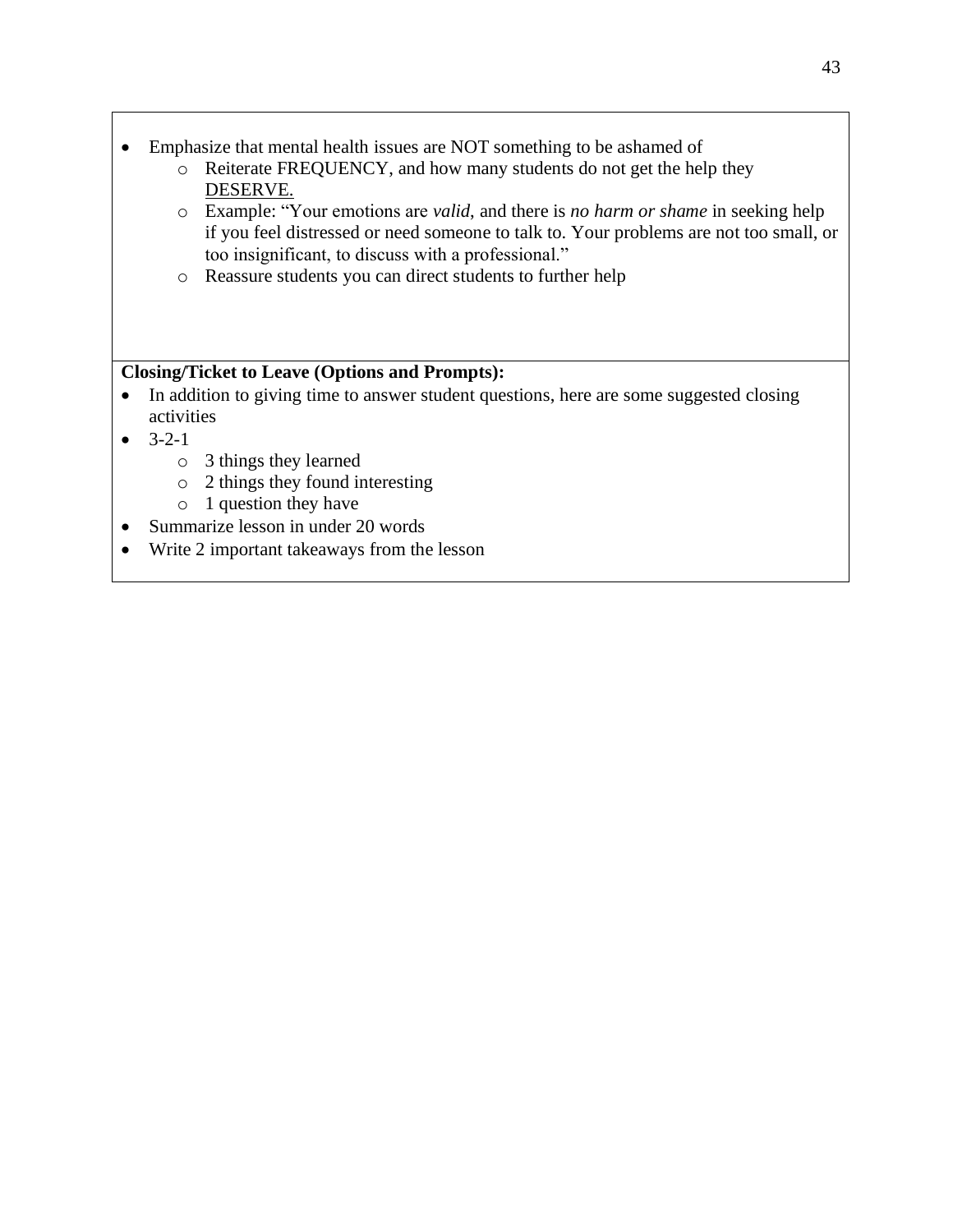- Emphasize that mental health issues are NOT something to be ashamed of
    - Reiterate FREQUENCY, and how many students do not get the help they <u>DESERVE.</u>
    - Example: "Your emotions are *valid*, and there is *no harm or shame* in seeking help if you feel distressed or need someone to talk to. Your problems are not too small, or too insignificant, to discuss with a professional."
    - Reassure students you can direct students to further help

**Closing/Ticket to Leave (Options and Prompts):**

- In addition to giving time to answer student questions, here are some suggested closing activities
- 3-2-1
    - 3 things they learned
    - 2 things they found interesting
    - 1 question they have
- Summarize lesson in under 20 words
- Write 2 important takeaways from the lesson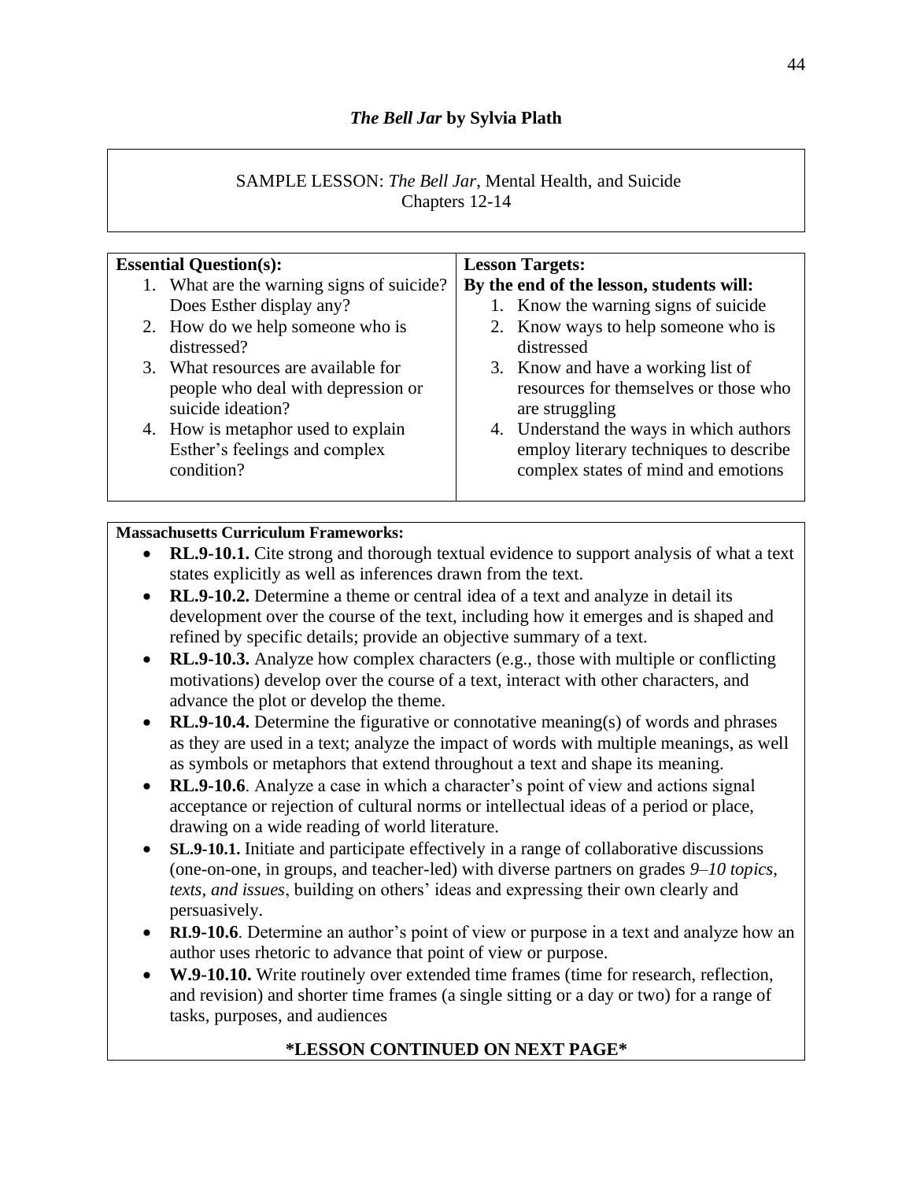## *The Bell Jar* by Sylvia Plath

SAMPLE LESSON: *The Bell Jar*, Mental Health, and Suicide
Chapters 12-14

| **Essential Question(s):** | **Lesson Targets:** |
| --- | --- |
| 1. What are the warning signs of suicide? Does Esther display any?<br>2. How do we help someone who is distressed?<br>3. What resources are available for people who deal with depression or suicide ideation?<br>4. How is metaphor used to explain Esther's feelings and complex condition? | **By the end of the lesson, students will:**<br>1. Know the warning signs of suicide<br>2. Know ways to help someone who is distressed<br>3. Know and have a working list of resources for themselves or those who are struggling<br>4. Understand the ways in which authors employ literary techniques to describe complex states of mind and emotions |

**Massachusetts Curriculum Frameworks:**

- **RL.9-10.1.** Cite strong and thorough textual evidence to support analysis of what a text states explicitly as well as inferences drawn from the text.
- **RL.9-10.2.** Determine a theme or central idea of a text and analyze in detail its development over the course of the text, including how it emerges and is shaped and refined by specific details; provide an objective summary of a text.
- **RL.9-10.3.** Analyze how complex characters (e.g., those with multiple or conflicting motivations) develop over the course of a text, interact with other characters, and advance the plot or develop the theme.
- **RL.9-10.4.** Determine the figurative or connotative meaning(s) of words and phrases as they are used in a text; analyze the impact of words with multiple meanings, as well as symbols or metaphors that extend throughout a text and shape its meaning.
- **RL.9-10.6**. Analyze a case in which a character's point of view and actions signal acceptance or rejection of cultural norms or intellectual ideas of a period or place, drawing on a wide reading of world literature.
- **SL.9-10.1.** Initiate and participate effectively in a range of collaborative discussions (one-on-one, in groups, and teacher-led) with diverse partners on grades *9–10 topics, texts, and issues*, building on others' ideas and expressing their own clearly and persuasively.
- **RI.9-10.6**. Determine an author's point of view or purpose in a text and analyze how an author uses rhetoric to advance that point of view or purpose.
- **W.9-10.10.** Write routinely over extended time frames (time for research, reflection, and revision) and shorter time frames (a single sitting or a day or two) for a range of tasks, purposes, and audiences

**\*LESSON CONTINUED ON NEXT PAGE\***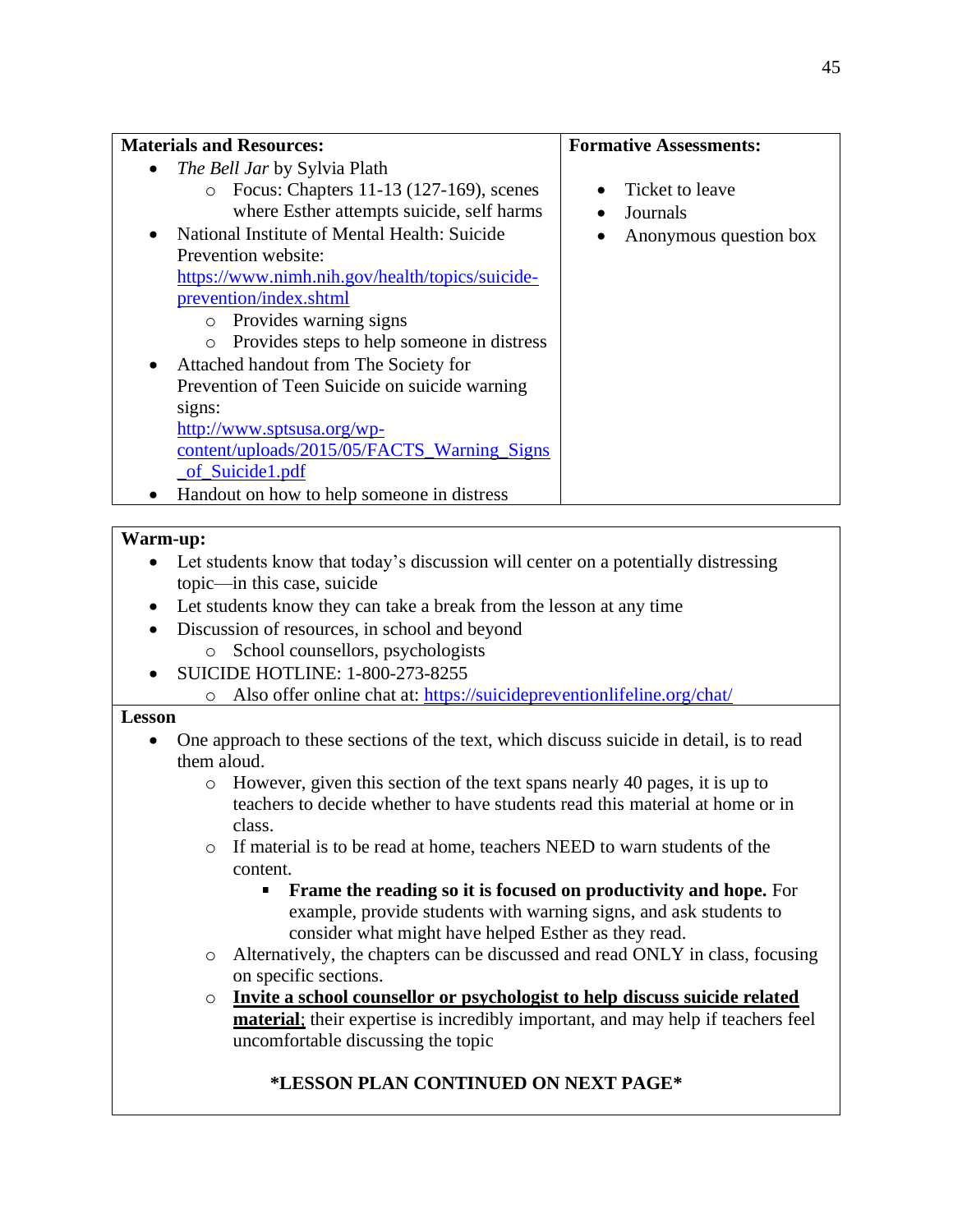| Materials and Resources: | Formative Assessments: |
|---|---|
| • *The Bell Jar* by Sylvia Plath<br>  ○ Focus: Chapters 11-13 (127-169), scenes where Esther attempts suicide, self harms<br>• National Institute of Mental Health: Suicide Prevention website: https://www.nimh.nih.gov/health/topics/suicide-prevention/index.shtml<br>  ○ Provides warning signs<br>  ○ Provides steps to help someone in distress<br>• Attached handout from The Society for Prevention of Teen Suicide on suicide warning signs: http://www.sptsusa.org/wp-content/uploads/2015/05/FACTS_Warning_Signs_of_Suicide1.pdf<br>• Handout on how to help someone in distress | • Ticket to leave<br>• Journals<br>• Anonymous question box |

**Warm-up:**

- Let students know that today's discussion will center on a potentially distressing topic—in this case, suicide
- Let students know they can take a break from the lesson at any time
- Discussion of resources, in school and beyond
  - School counsellors, psychologists
- SUICIDE HOTLINE: 1-800-273-8255
  - Also offer online chat at: https://suicidepreventionlifeline.org/chat/

**Lesson**

- One approach to these sections of the text, which discuss suicide in detail, is to read them aloud.
  - However, given this section of the text spans nearly 40 pages, it is up to teachers to decide whether to have students read this material at home or in class.
  - If material is to be read at home, teachers NEED to warn students of the content.
    - **Frame the reading so it is focused on productivity and hope.** For example, provide students with warning signs, and ask students to consider what might have helped Esther as they read.
  - Alternatively, the chapters can be discussed and read ONLY in class, focusing on specific sections.
  - <u>**Invite a school counsellor or psychologist to help discuss suicide related material**</u>; their expertise is incredibly important, and may help if teachers feel uncomfortable discussing the topic

**\*LESSON PLAN CONTINUED ON NEXT PAGE\***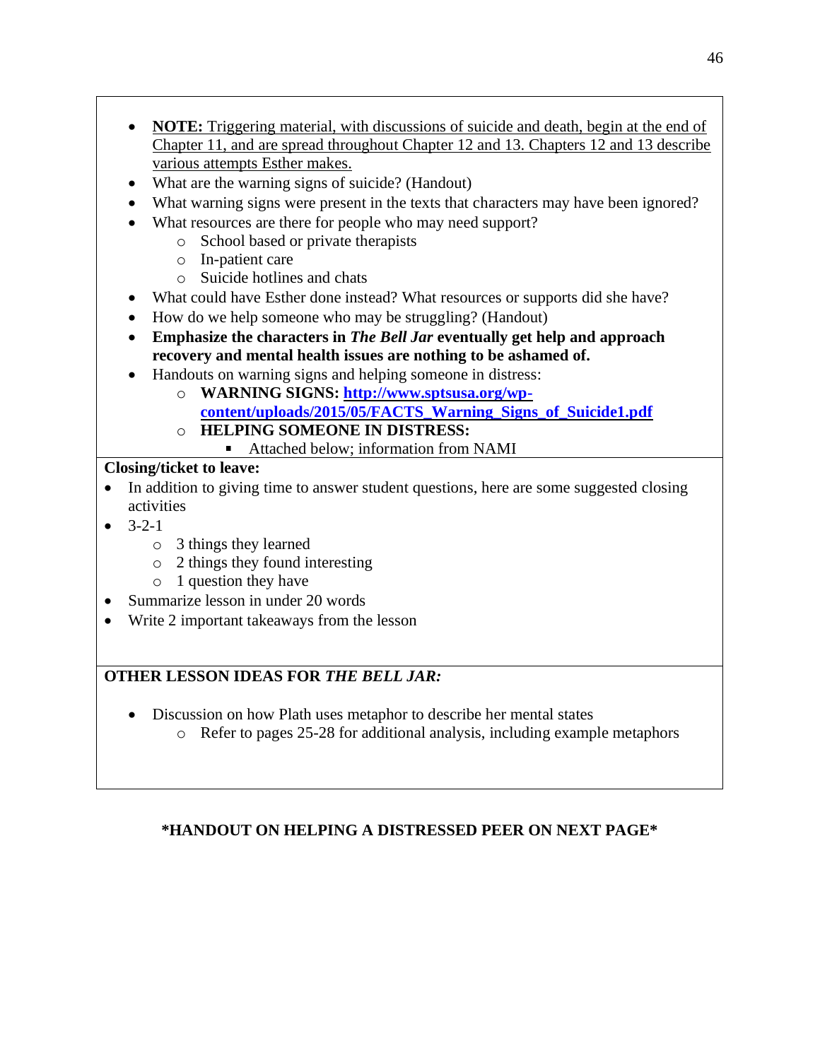- **NOTE:** Triggering material, with discussions of suicide and death, begin at the end of Chapter 11, and are spread throughout Chapter 12 and 13. Chapters 12 and 13 describe various attempts Esther makes.
- What are the warning signs of suicide? (Handout)
- What warning signs were present in the texts that characters may have been ignored?
- What resources are there for people who may need support?
  - School based or private therapists
  - In-patient care
  - Suicide hotlines and chats
- What could have Esther done instead? What resources or supports did she have?
- How do we help someone who may be struggling? (Handout)
- **Emphasize the characters in *The Bell Jar* eventually get help and approach recovery and mental health issues are nothing to be ashamed of.**
- Handouts on warning signs and helping someone in distress:
  - **WARNING SIGNS: [http://www.sptsusa.org/wp-content/uploads/2015/05/FACTS_Warning_Signs_of_Suicide1.pdf](http://www.sptsusa.org/wp-content/uploads/2015/05/FACTS_Warning_Signs_of_Suicide1.pdf)**
  - **HELPING SOMEONE IN DISTRESS:**
    - Attached below; information from NAMI

**Closing/ticket to leave:**

- In addition to giving time to answer student questions, here are some suggested closing activities
- 3-2-1
  - 3 things they learned
  - 2 things they found interesting
  - 1 question they have
- Summarize lesson in under 20 words
- Write 2 important takeaways from the lesson

**OTHER LESSON IDEAS FOR *THE BELL JAR:***

- Discussion on how Plath uses metaphor to describe her mental states
  - Refer to pages 25-28 for additional analysis, including example metaphors

**\*HANDOUT ON HELPING A DISTRESSED PEER ON NEXT PAGE\***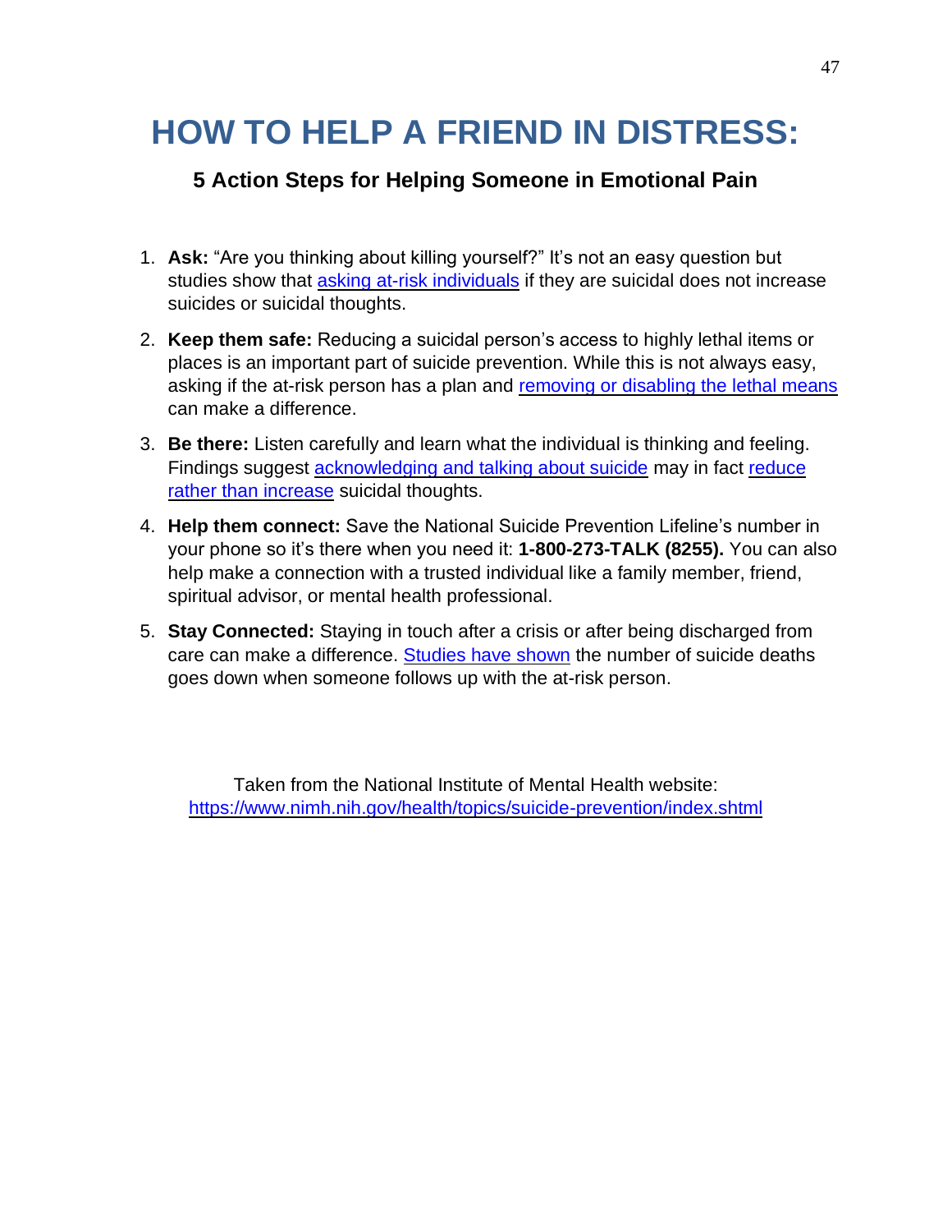# HOW TO HELP A FRIEND IN DISTRESS:

### 5 Action Steps for Helping Someone in Emotional Pain

1. **Ask:** "Are you thinking about killing yourself?" It's not an easy question but studies show that asking at-risk individuals if they are suicidal does not increase suicides or suicidal thoughts.
2. **Keep them safe:** Reducing a suicidal person's access to highly lethal items or places is an important part of suicide prevention. While this is not always easy, asking if the at-risk person has a plan and removing or disabling the lethal means can make a difference.
3. **Be there:** Listen carefully and learn what the individual is thinking and feeling. Findings suggest acknowledging and talking about suicide may in fact reduce rather than increase suicidal thoughts.
4. **Help them connect:** Save the National Suicide Prevention Lifeline's number in your phone so it's there when you need it: **1-800-273-TALK (8255).** You can also help make a connection with a trusted individual like a family member, friend, spiritual advisor, or mental health professional.
5. **Stay Connected:** Staying in touch after a crisis or after being discharged from care can make a difference. Studies have shown the number of suicide deaths goes down when someone follows up with the at-risk person.

Taken from the National Institute of Mental Health website:
https://www.nimh.nih.gov/health/topics/suicide-prevention/index.shtml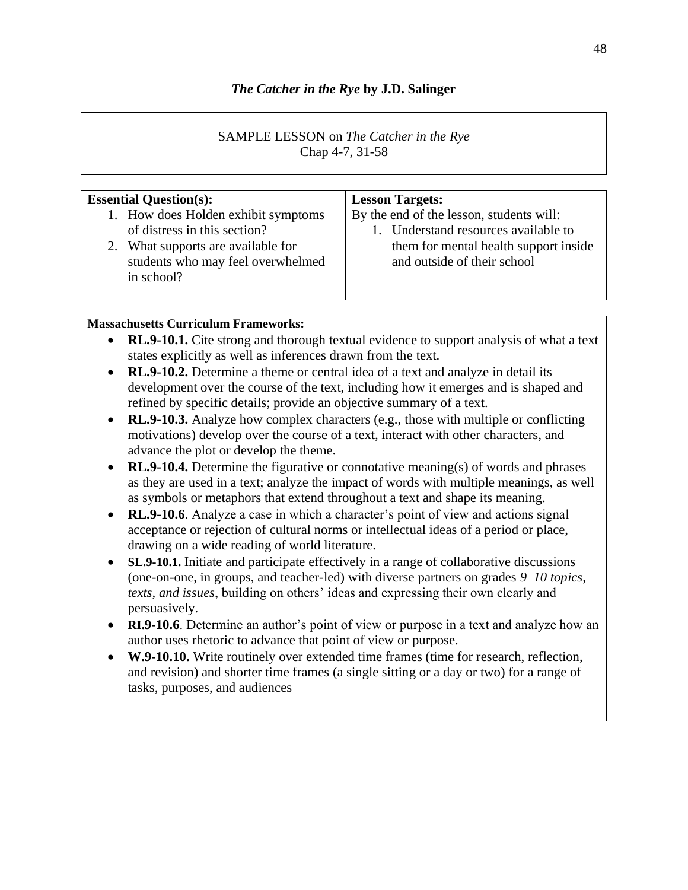## *The Catcher in the Rye* by J.D. Salinger

SAMPLE LESSON on *The Catcher in the Rye*
Chap 4-7, 31-58

| **Essential Question(s):** | **Lesson Targets:** |
| --- | --- |
| 1. How does Holden exhibit symptoms of distress in this section?<br>2. What supports are available for students who may feel overwhelmed in school? | By the end of the lesson, students will:<br>1. Understand resources available to them for mental health support inside and outside of their school |

**Massachusetts Curriculum Frameworks:**

- **RL.9-10.1.** Cite strong and thorough textual evidence to support analysis of what a text states explicitly as well as inferences drawn from the text.
- **RL.9-10.2.** Determine a theme or central idea of a text and analyze in detail its development over the course of the text, including how it emerges and is shaped and refined by specific details; provide an objective summary of a text.
- **RL.9-10.3.** Analyze how complex characters (e.g., those with multiple or conflicting motivations) develop over the course of a text, interact with other characters, and advance the plot or develop the theme.
- **RL.9-10.4.** Determine the figurative or connotative meaning(s) of words and phrases as they are used in a text; analyze the impact of words with multiple meanings, as well as symbols or metaphors that extend throughout a text and shape its meaning.
- **RL.9-10.6**. Analyze a case in which a character's point of view and actions signal acceptance or rejection of cultural norms or intellectual ideas of a period or place, drawing on a wide reading of world literature.
- **SL.9-10.1.** Initiate and participate effectively in a range of collaborative discussions (one-on-one, in groups, and teacher-led) with diverse partners on grades *9–10 topics, texts, and issues*, building on others' ideas and expressing their own clearly and persuasively.
- **RI.9-10.6**. Determine an author's point of view or purpose in a text and analyze how an author uses rhetoric to advance that point of view or purpose.
- **W.9-10.10.** Write routinely over extended time frames (time for research, reflection, and revision) and shorter time frames (a single sitting or a day or two) for a range of tasks, purposes, and audiences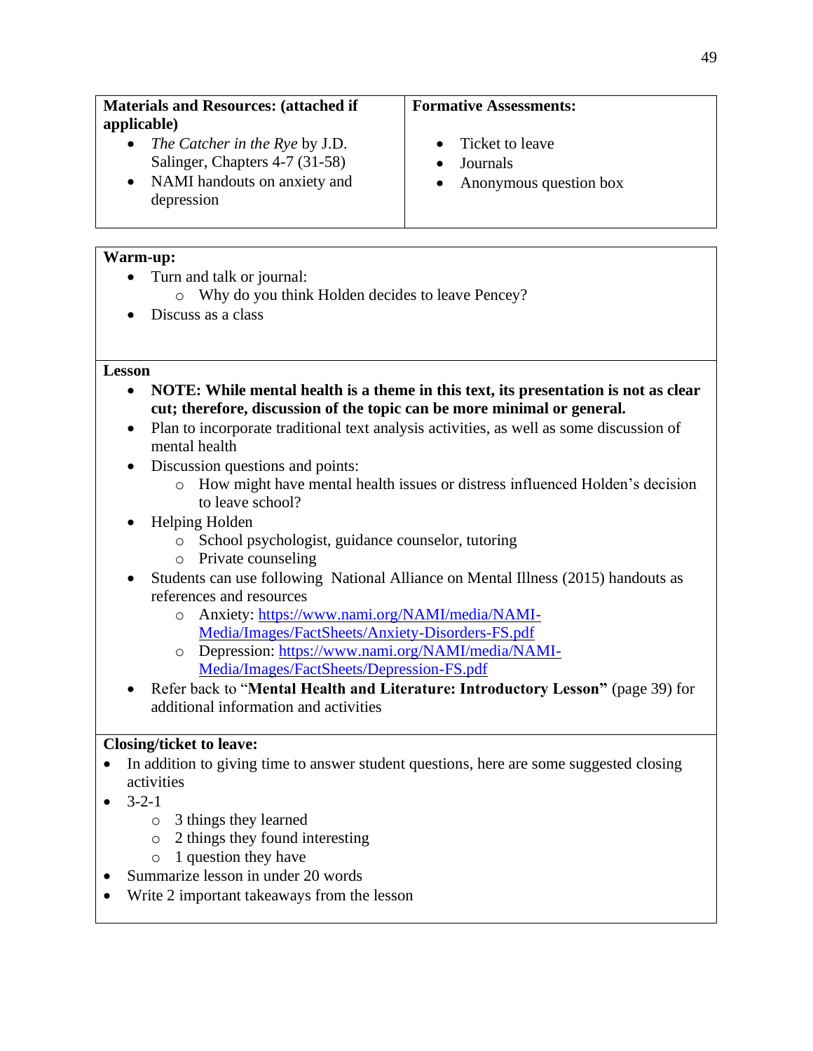| **Materials and Resources: (attached if applicable)** | **Formative Assessments:** |
|---|---|
| • *The Catcher in the Rye* by J.D. Salinger, Chapters 4-7 (31-58)<br>• NAMI handouts on anxiety and depression | • Ticket to leave<br>• Journals<br>• Anonymous question box |

**Warm-up:**

- Turn and talk or journal:
  - Why do you think Holden decides to leave Pencey?
- Discuss as a class

**Lesson**

- **NOTE: While mental health is a theme in this text, its presentation is not as clear cut; therefore, discussion of the topic can be more minimal or general.**
- Plan to incorporate traditional text analysis activities, as well as some discussion of mental health
- Discussion questions and points:
  - How might have mental health issues or distress influenced Holden's decision to leave school?
- Helping Holden
  - School psychologist, guidance counselor, tutoring
  - Private counseling
- Students can use following National Alliance on Mental Illness (2015) handouts as references and resources
  - Anxiety: https://www.nami.org/NAMI/media/NAMI-Media/Images/FactSheets/Anxiety-Disorders-FS.pdf
  - Depression: https://www.nami.org/NAMI/media/NAMI-Media/Images/FactSheets/Depression-FS.pdf
- Refer back to "**Mental Health and Literature: Introductory Lesson"** (page 39) for additional information and activities

**Closing/ticket to leave:**

- In addition to giving time to answer student questions, here are some suggested closing activities
- 3-2-1
  - 3 things they learned
  - 2 things they found interesting
  - 1 question they have
- Summarize lesson in under 20 words
- Write 2 important takeaways from the lesson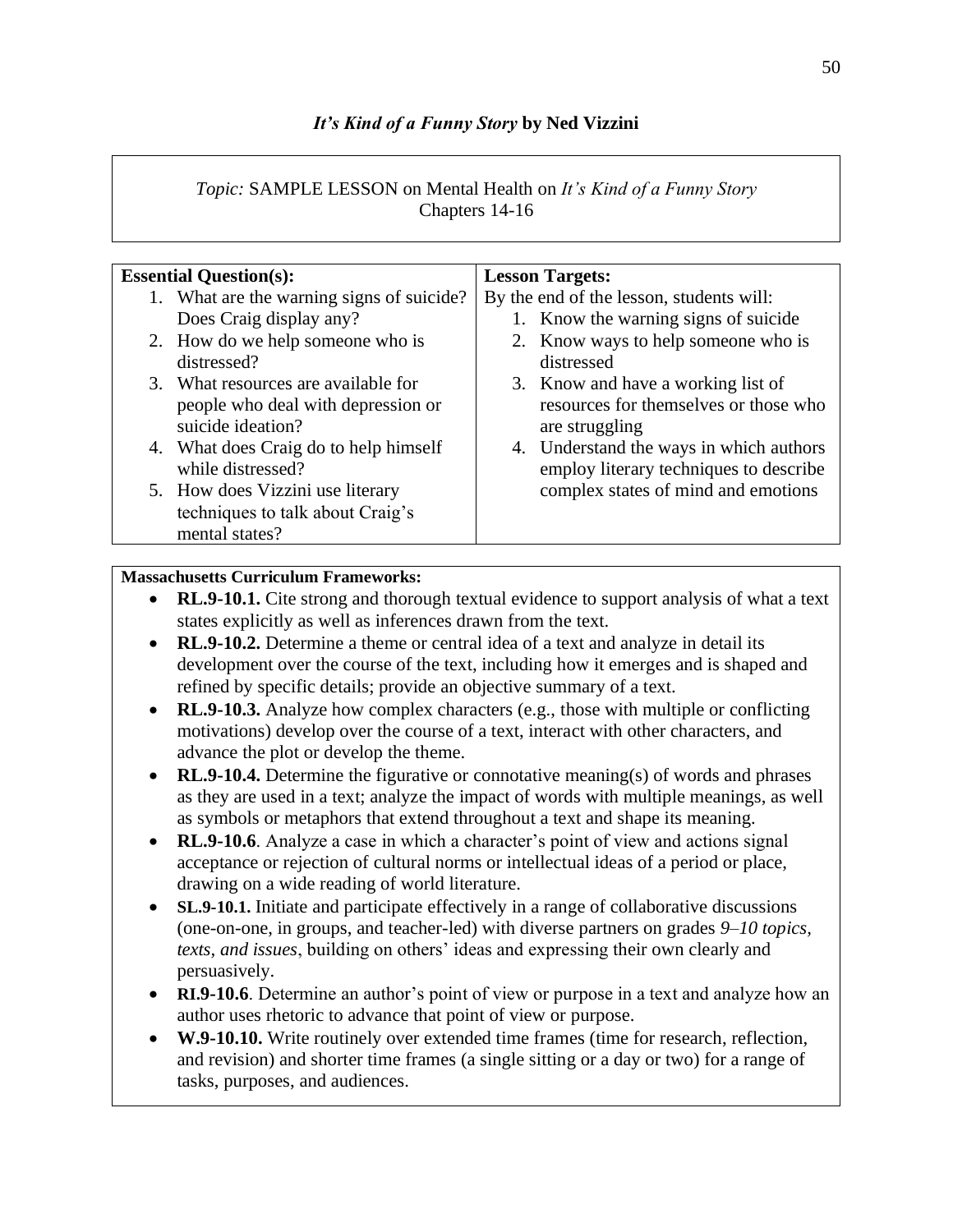# *It's Kind of a Funny Story* by Ned Vizzini

*Topic:* SAMPLE LESSON on Mental Health on *It's Kind of a Funny Story*
Chapters 14-16

| **Essential Question(s):** | **Lesson Targets:** |
| --- | --- |
| 1. What are the warning signs of suicide? Does Craig display any?<br>2. How do we help someone who is distressed?<br>3. What resources are available for people who deal with depression or suicide ideation?<br>4. What does Craig do to help himself while distressed?<br>5. How does Vizzini use literary techniques to talk about Craig's mental states? | By the end of the lesson, students will:<br>1. Know the warning signs of suicide<br>2. Know ways to help someone who is distressed<br>3. Know and have a working list of resources for themselves or those who are struggling<br>4. Understand the ways in which authors employ literary techniques to describe complex states of mind and emotions |

**Massachusetts Curriculum Frameworks:**

- **RL.9-10.1.** Cite strong and thorough textual evidence to support analysis of what a text states explicitly as well as inferences drawn from the text.
- **RL.9-10.2.** Determine a theme or central idea of a text and analyze in detail its development over the course of the text, including how it emerges and is shaped and refined by specific details; provide an objective summary of a text.
- **RL.9-10.3.** Analyze how complex characters (e.g., those with multiple or conflicting motivations) develop over the course of a text, interact with other characters, and advance the plot or develop the theme.
- **RL.9-10.4.** Determine the figurative or connotative meaning(s) of words and phrases as they are used in a text; analyze the impact of words with multiple meanings, as well as symbols or metaphors that extend throughout a text and shape its meaning.
- **RL.9-10.6**. Analyze a case in which a character's point of view and actions signal acceptance or rejection of cultural norms or intellectual ideas of a period or place, drawing on a wide reading of world literature.
- **SL.9-10.1.** Initiate and participate effectively in a range of collaborative discussions (one-on-one, in groups, and teacher-led) with diverse partners on grades *9–10 topics, texts, and issues*, building on others' ideas and expressing their own clearly and persuasively.
- **RI.9-10.6**. Determine an author's point of view or purpose in a text and analyze how an author uses rhetoric to advance that point of view or purpose.
- **W.9-10.10.** Write routinely over extended time frames (time for research, reflection, and revision) and shorter time frames (a single sitting or a day or two) for a range of tasks, purposes, and audiences.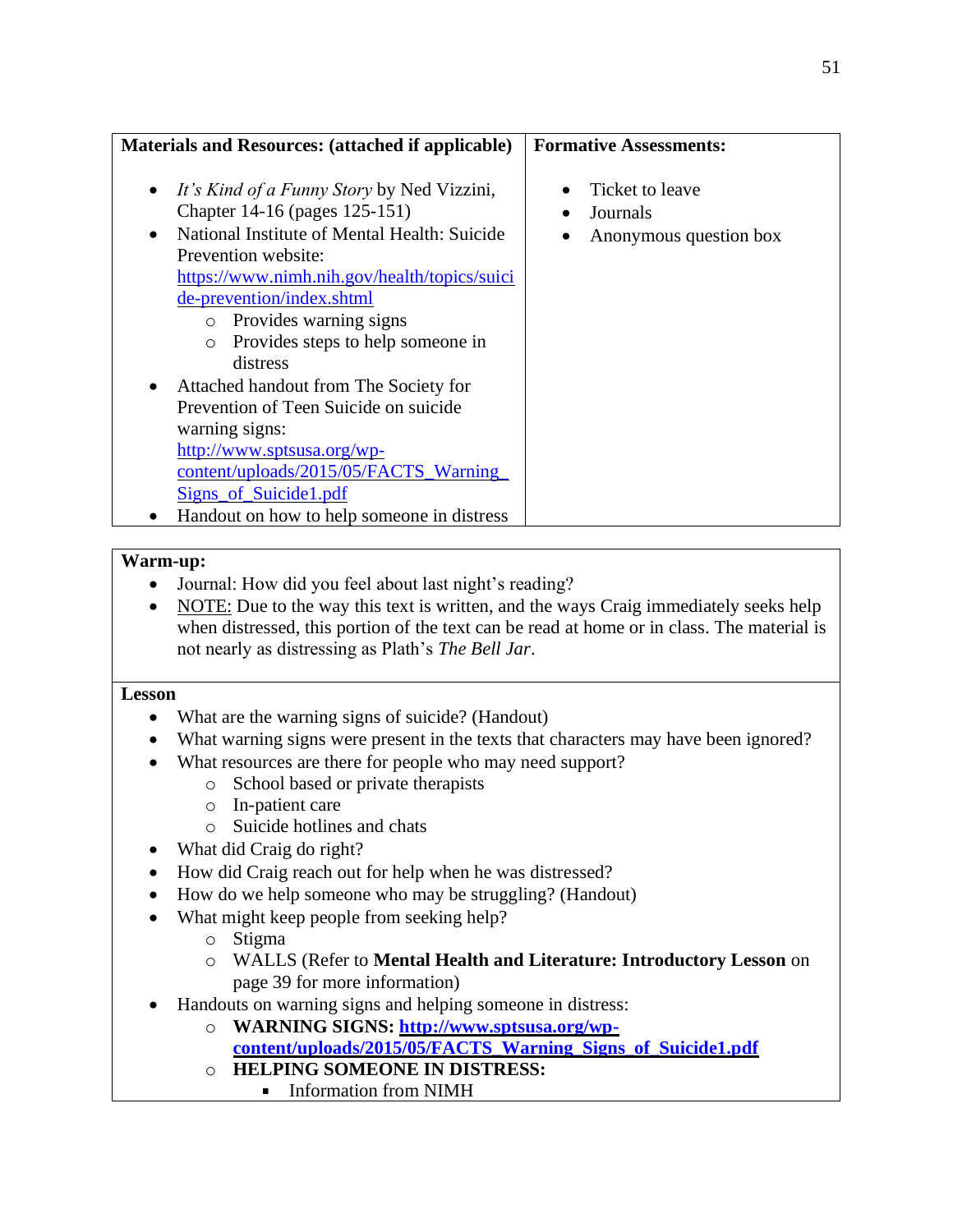| **Materials and Resources: (attached if applicable)** | **Formative Assessments:** |
|---|---|
| • *It's Kind of a Funny Story* by Ned Vizzini, Chapter 14-16 (pages 125-151)<br>• National Institute of Mental Health: Suicide Prevention website: https://www.nimh.nih.gov/health/topics/suicide-prevention/index.shtml<br>  ○ Provides warning signs<br>  ○ Provides steps to help someone in distress<br>• Attached handout from The Society for Prevention of Teen Suicide on suicide warning signs: http://www.sptsusa.org/wp-content/uploads/2015/05/FACTS_Warning_Signs_of_Suicide1.pdf<br>• Handout on how to help someone in distress | • Ticket to leave<br>• Journals<br>• Anonymous question box |

**Warm-up:**

- Journal: How did you feel about last night's reading?
- NOTE: Due to the way this text is written, and the ways Craig immediately seeks help when distressed, this portion of the text can be read at home or in class. The material is not nearly as distressing as Plath's *The Bell Jar*.

**Lesson**

- What are the warning signs of suicide? (Handout)
- What warning signs were present in the texts that characters may have been ignored?
- What resources are there for people who may need support?
  - School based or private therapists
  - In-patient care
  - Suicide hotlines and chats
- What did Craig do right?
- How did Craig reach out for help when he was distressed?
- How do we help someone who may be struggling? (Handout)
- What might keep people from seeking help?
  - Stigma
  - WALLS (Refer to **Mental Health and Literature: Introductory Lesson** on page 39 for more information)
- Handouts on warning signs and helping someone in distress:
  - **WARNING SIGNS: http://www.sptsusa.org/wp-content/uploads/2015/05/FACTS_Warning_Signs_of_Suicide1.pdf**
  - **HELPING SOMEONE IN DISTRESS:**
    - Information from NIMH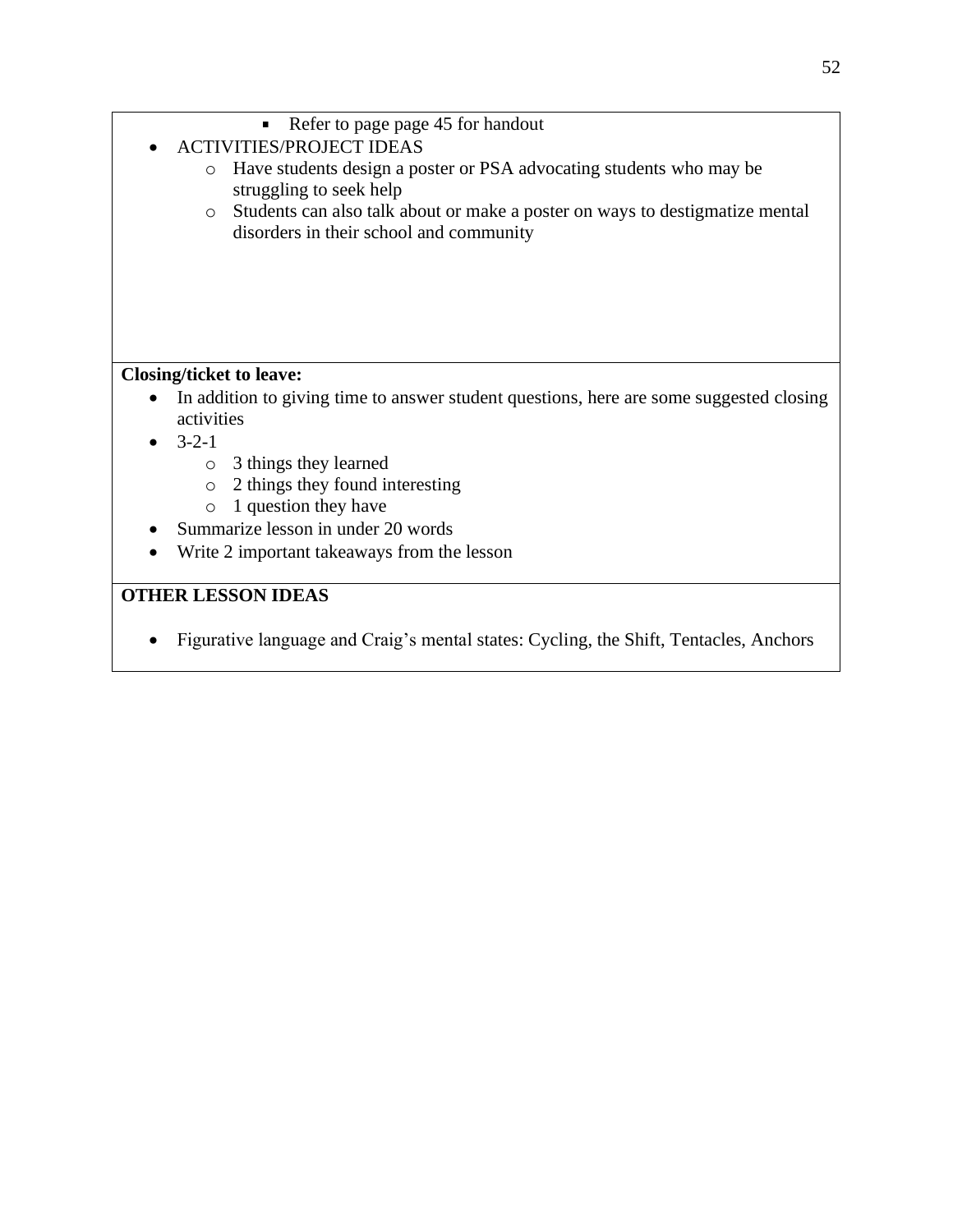- Refer to page page 45 for handout

- ACTIVITIES/PROJECT IDEAS
  - Have students design a poster or PSA advocating students who may be struggling to seek help
  - Students can also talk about or make a poster on ways to destigmatize mental disorders in their school and community

**Closing/ticket to leave:**

- In addition to giving time to answer student questions, here are some suggested closing activities
- 3-2-1
  - 3 things they learned
  - 2 things they found interesting
  - 1 question they have
- Summarize lesson in under 20 words
- Write 2 important takeaways from the lesson

**OTHER LESSON IDEAS**

- Figurative language and Craig's mental states: Cycling, the Shift, Tentacles, Anchors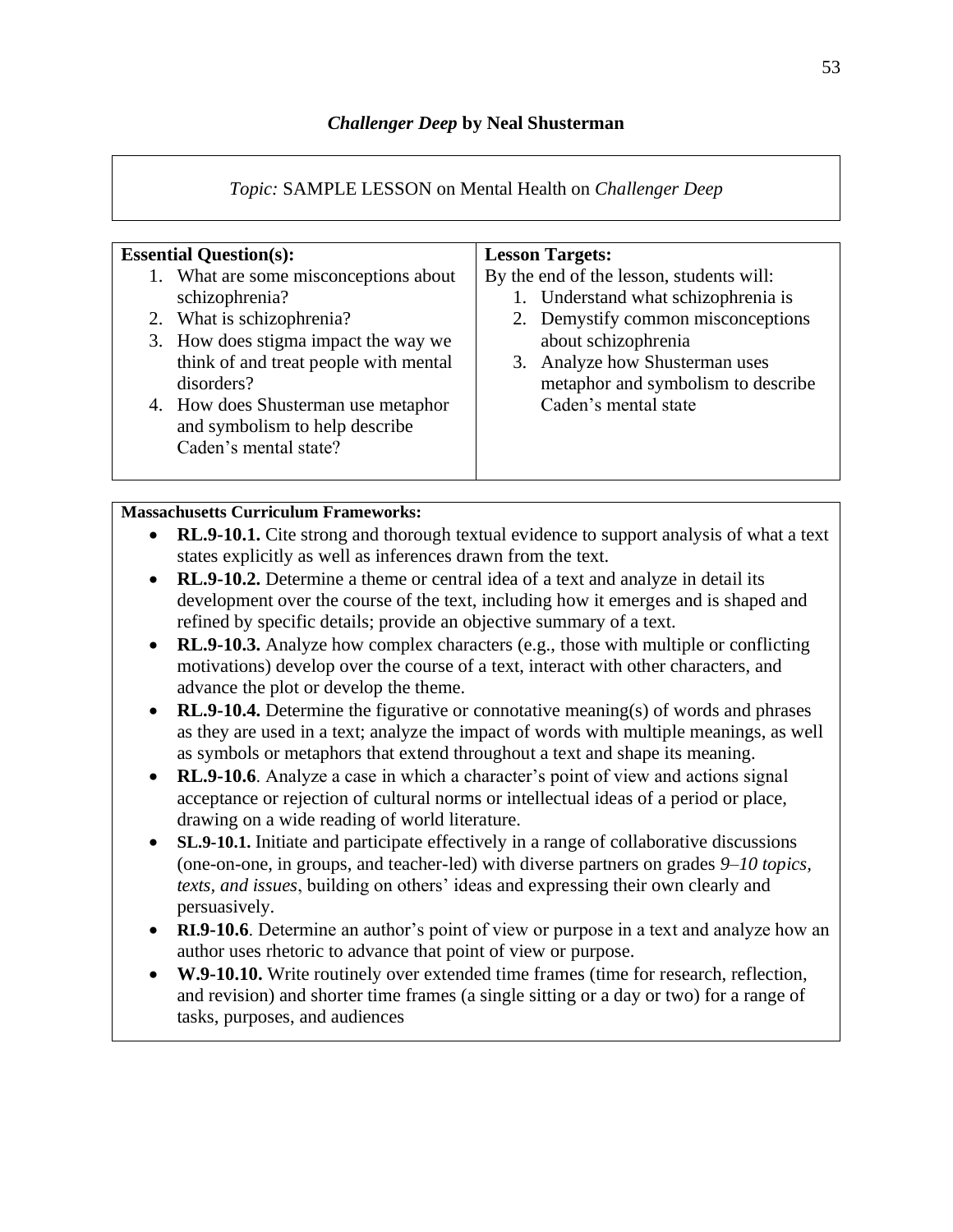## *Challenger Deep* by Neal Shusterman

*Topic:* SAMPLE LESSON on Mental Health on *Challenger Deep*

| **Essential Question(s):** | **Lesson Targets:** |
|---|---|
| 1. What are some misconceptions about schizophrenia?<br>2. What is schizophrenia?<br>3. How does stigma impact the way we think of and treat people with mental disorders?<br>4. How does Shusterman use metaphor and symbolism to help describe Caden's mental state? | By the end of the lesson, students will:<br>1. Understand what schizophrenia is<br>2. Demystify common misconceptions about schizophrenia<br>3. Analyze how Shusterman uses metaphor and symbolism to describe Caden's mental state |

**Massachusetts Curriculum Frameworks:**

- **RL.9-10.1.** Cite strong and thorough textual evidence to support analysis of what a text states explicitly as well as inferences drawn from the text.
- **RL.9-10.2.** Determine a theme or central idea of a text and analyze in detail its development over the course of the text, including how it emerges and is shaped and refined by specific details; provide an objective summary of a text.
- **RL.9-10.3.** Analyze how complex characters (e.g., those with multiple or conflicting motivations) develop over the course of a text, interact with other characters, and advance the plot or develop the theme.
- **RL.9-10.4.** Determine the figurative or connotative meaning(s) of words and phrases as they are used in a text; analyze the impact of words with multiple meanings, as well as symbols or metaphors that extend throughout a text and shape its meaning.
- **RL.9-10.6**. Analyze a case in which a character's point of view and actions signal acceptance or rejection of cultural norms or intellectual ideas of a period or place, drawing on a wide reading of world literature.
- **SL.9-10.1.** Initiate and participate effectively in a range of collaborative discussions (one-on-one, in groups, and teacher-led) with diverse partners on grades *9–10 topics, texts, and issues*, building on others' ideas and expressing their own clearly and persuasively.
- **RI.9-10.6**. Determine an author's point of view or purpose in a text and analyze how an author uses rhetoric to advance that point of view or purpose.
- **W.9-10.10.** Write routinely over extended time frames (time for research, reflection, and revision) and shorter time frames (a single sitting or a day or two) for a range of tasks, purposes, and audiences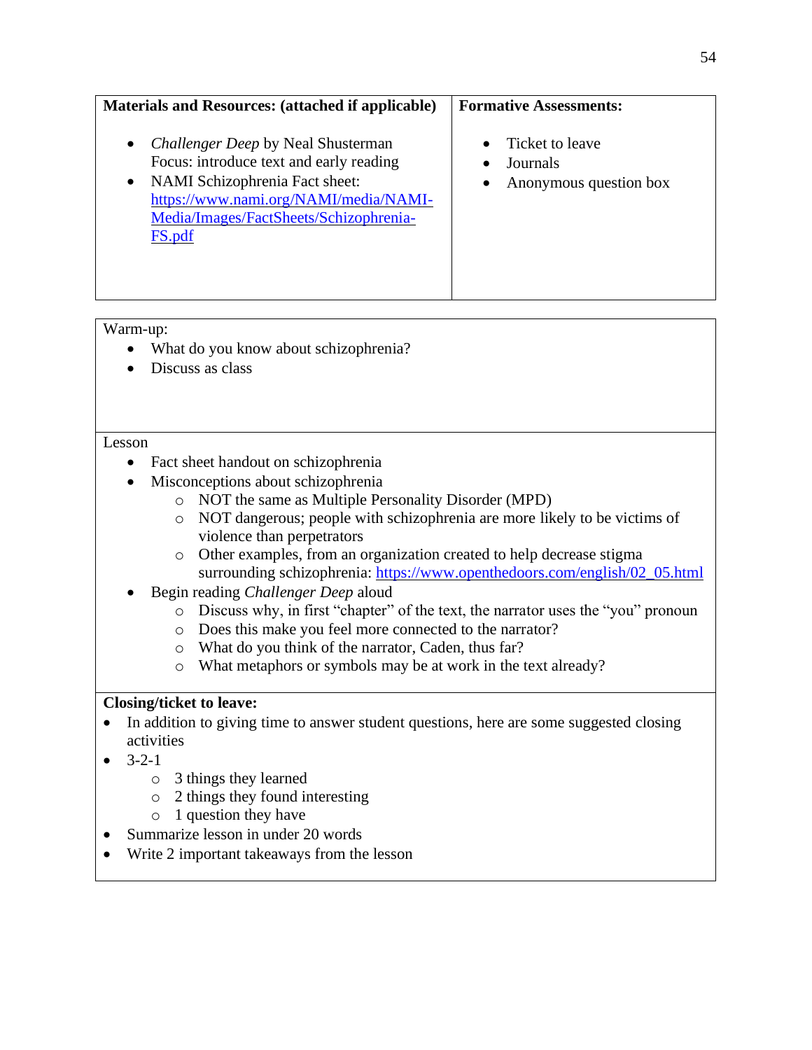| **Materials and Resources: (attached if applicable)** | **Formative Assessments:** |
| --- | --- |
| • *Challenger Deep* by Neal Shusterman Focus: introduce text and early reading<br>• NAMI Schizophrenia Fact sheet: https://www.nami.org/NAMI/media/NAMI-Media/Images/FactSheets/Schizophrenia-FS.pdf | • Ticket to leave<br>• Journals<br>• Anonymous question box |

Warm-up:

- What do you know about schizophrenia?
- Discuss as class

Lesson

- Fact sheet handout on schizophrenia
- Misconceptions about schizophrenia
  - NOT the same as Multiple Personality Disorder (MPD)
  - NOT dangerous; people with schizophrenia are more likely to be victims of violence than perpetrators
  - Other examples, from an organization created to help decrease stigma surrounding schizophrenia: https://www.openthedoors.com/english/02_05.html
- Begin reading *Challenger Deep* aloud
  - Discuss why, in first "chapter" of the text, the narrator uses the "you" pronoun
  - Does this make you feel more connected to the narrator?
  - What do you think of the narrator, Caden, thus far?
  - What metaphors or symbols may be at work in the text already?

**Closing/ticket to leave:**

- In addition to giving time to answer student questions, here are some suggested closing activities
- 3-2-1
  - 3 things they learned
  - 2 things they found interesting
  - 1 question they have
- Summarize lesson in under 20 words
- Write 2 important takeaways from the lesson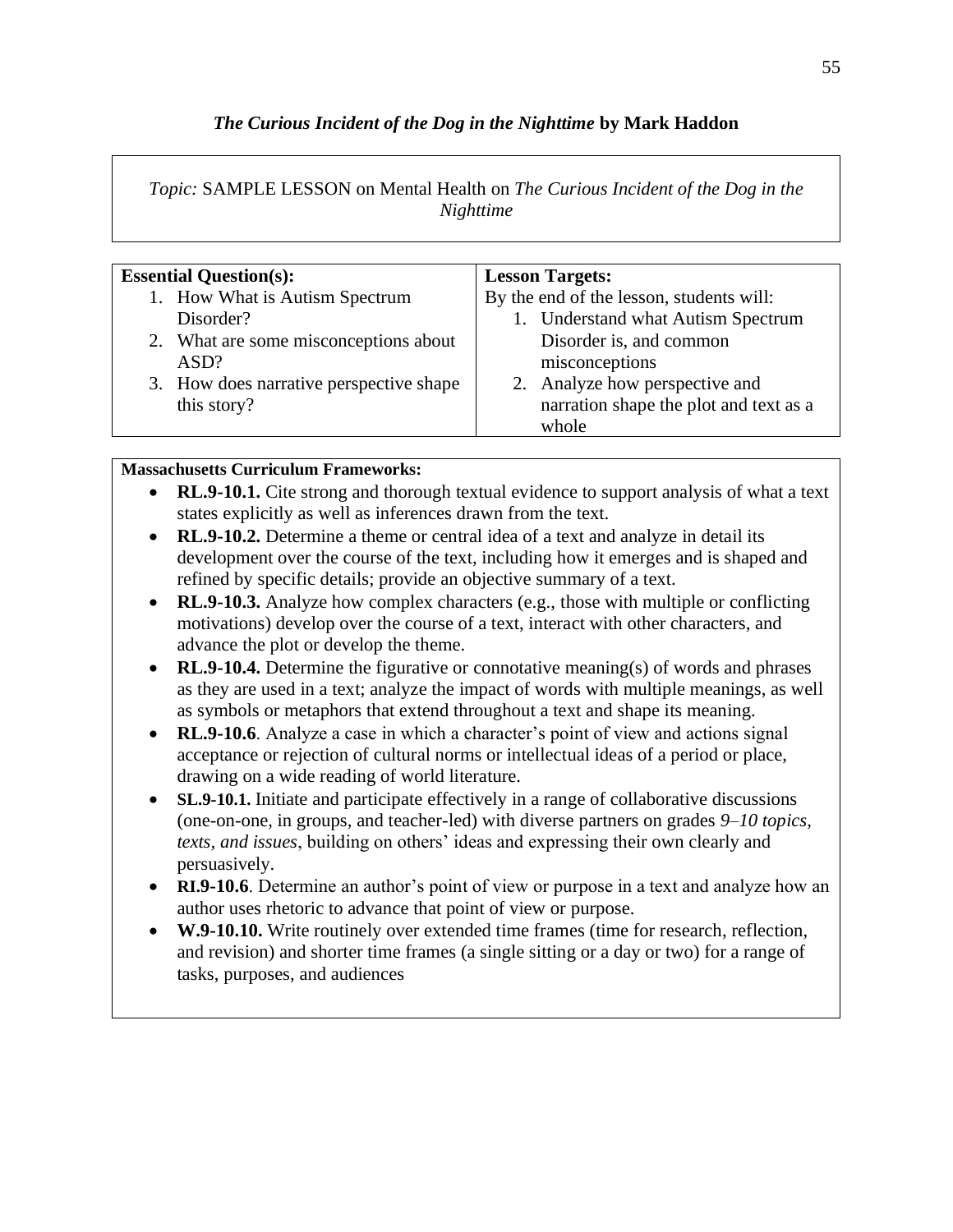## *The Curious Incident of the Dog in the Nighttime* by Mark Haddon

*Topic:* SAMPLE LESSON on Mental Health on *The Curious Incident of the Dog in the Nighttime*

| **Essential Question(s):** | **Lesson Targets:** |
| --- | --- |
| 1. How What is Autism Spectrum Disorder?<br>2. What are some misconceptions about ASD?<br>3. How does narrative perspective shape this story? | By the end of the lesson, students will:<br>1. Understand what Autism Spectrum Disorder is, and common misconceptions<br>2. Analyze how perspective and narration shape the plot and text as a whole |

**Massachusetts Curriculum Frameworks:**

- **RL.9-10.1.** Cite strong and thorough textual evidence to support analysis of what a text states explicitly as well as inferences drawn from the text.
- **RL.9-10.2.** Determine a theme or central idea of a text and analyze in detail its development over the course of the text, including how it emerges and is shaped and refined by specific details; provide an objective summary of a text.
- **RL.9-10.3.** Analyze how complex characters (e.g., those with multiple or conflicting motivations) develop over the course of a text, interact with other characters, and advance the plot or develop the theme.
- **RL.9-10.4.** Determine the figurative or connotative meaning(s) of words and phrases as they are used in a text; analyze the impact of words with multiple meanings, as well as symbols or metaphors that extend throughout a text and shape its meaning.
- **RL.9-10.6**. Analyze a case in which a character's point of view and actions signal acceptance or rejection of cultural norms or intellectual ideas of a period or place, drawing on a wide reading of world literature.
- **SL.9-10.1.** Initiate and participate effectively in a range of collaborative discussions (one-on-one, in groups, and teacher-led) with diverse partners on grades *9–10 topics, texts, and issues*, building on others' ideas and expressing their own clearly and persuasively.
- **RI.9-10.6**. Determine an author's point of view or purpose in a text and analyze how an author uses rhetoric to advance that point of view or purpose.
- **W.9-10.10.** Write routinely over extended time frames (time for research, reflection, and revision) and shorter time frames (a single sitting or a day or two) for a range of tasks, purposes, and audiences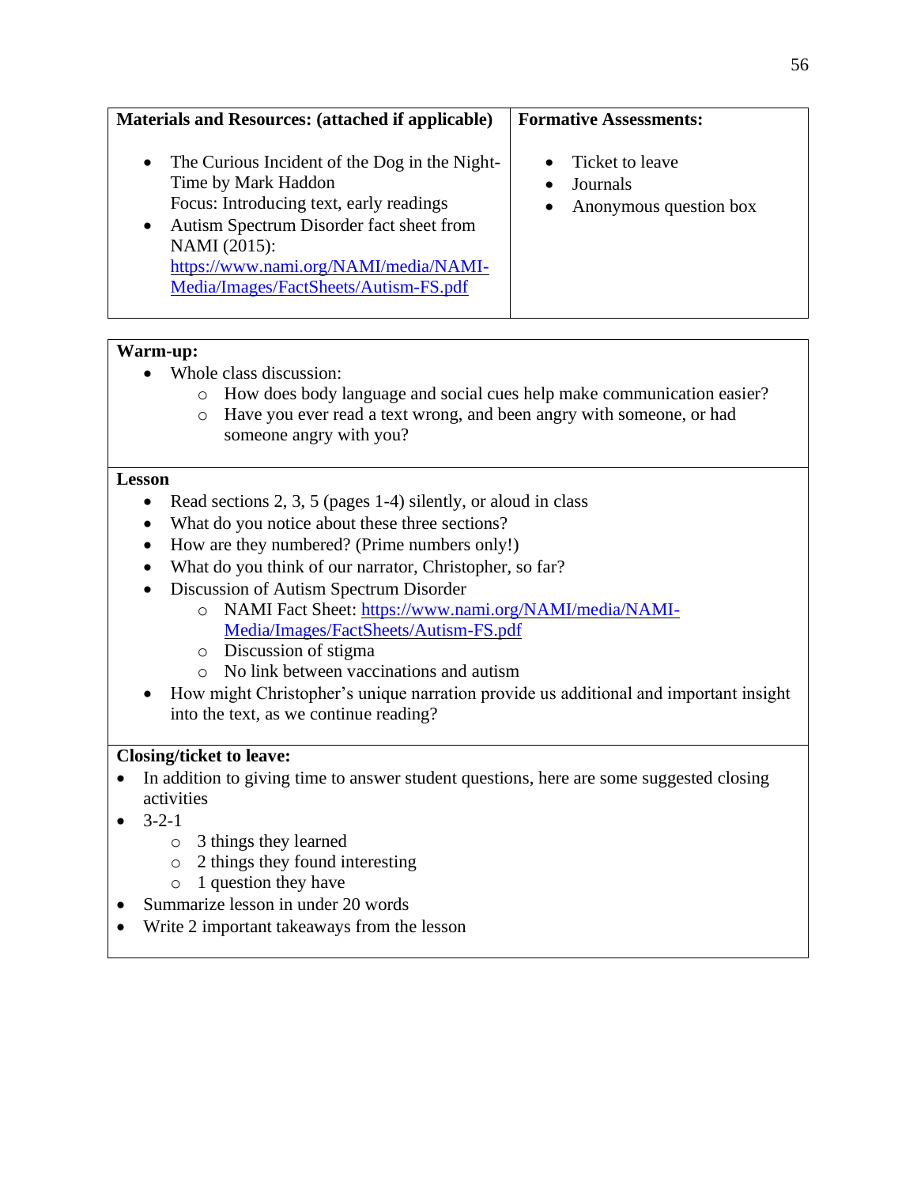| **Materials and Resources: (attached if applicable)** | **Formative Assessments:** |
| --- | --- |
| • The Curious Incident of the Dog in the Night-Time by Mark Haddon<br>Focus: Introducing text, early readings<br>• Autism Spectrum Disorder fact sheet from NAMI (2015): [https://www.nami.org/NAMI/media/NAMI-Media/Images/FactSheets/Autism-FS.pdf](https://www.nami.org/NAMI/media/NAMI-Media/Images/FactSheets/Autism-FS.pdf) | • Ticket to leave<br>• Journals<br>• Anonymous question box |

**Warm-up:**

- Whole class discussion:
  - How does body language and social cues help make communication easier?
  - Have you ever read a text wrong, and been angry with someone, or had someone angry with you?

**Lesson**

- Read sections 2, 3, 5 (pages 1-4) silently, or aloud in class
- What do you notice about these three sections?
- How are they numbered? (Prime numbers only!)
- What do you think of our narrator, Christopher, so far?
- Discussion of Autism Spectrum Disorder
  - NAMI Fact Sheet: [https://www.nami.org/NAMI/media/NAMI-Media/Images/FactSheets/Autism-FS.pdf](https://www.nami.org/NAMI/media/NAMI-Media/Images/FactSheets/Autism-FS.pdf)
  - Discussion of stigma
  - No link between vaccinations and autism
- How might Christopher's unique narration provide us additional and important insight into the text, as we continue reading?

**Closing/ticket to leave:**

- In addition to giving time to answer student questions, here are some suggested closing activities
- 3-2-1
  - 3 things they learned
  - 2 things they found interesting
  - 1 question they have
- Summarize lesson in under 20 words
- Write 2 important takeaways from the lesson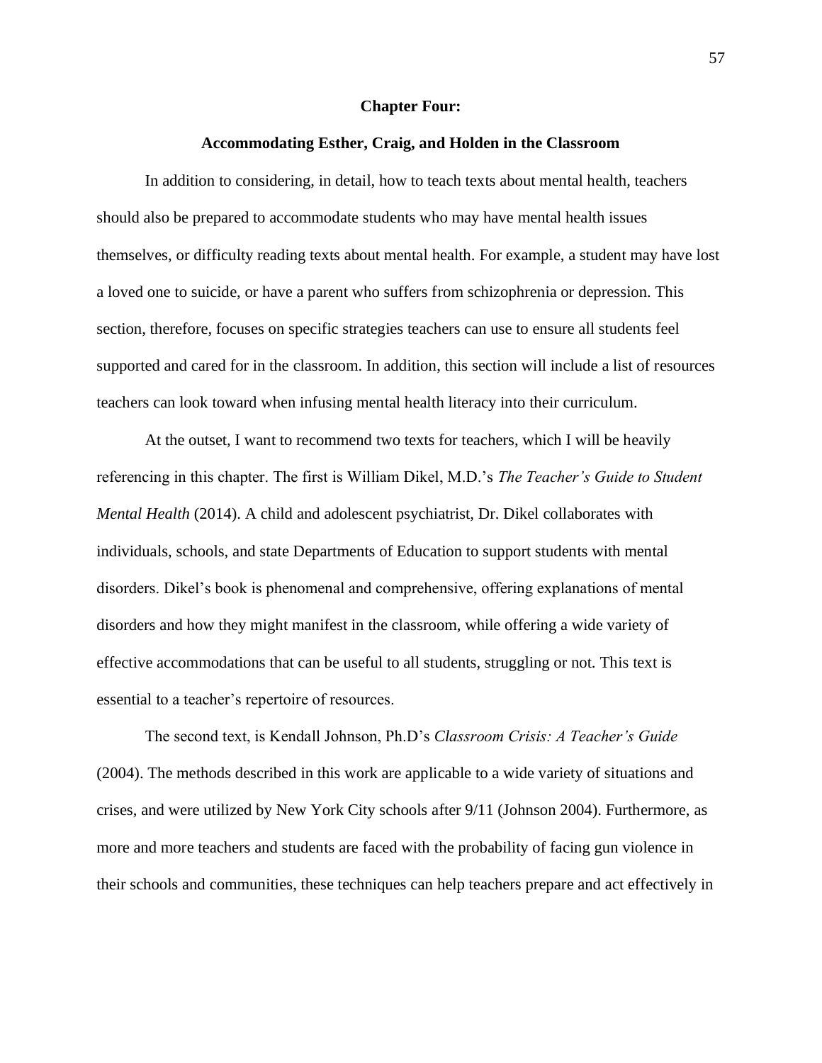## Chapter Four:

### Accommodating Esther, Craig, and Holden in the Classroom

In addition to considering, in detail, how to teach texts about mental health, teachers should also be prepared to accommodate students who may have mental health issues themselves, or difficulty reading texts about mental health. For example, a student may have lost a loved one to suicide, or have a parent who suffers from schizophrenia or depression. This section, therefore, focuses on specific strategies teachers can use to ensure all students feel supported and cared for in the classroom. In addition, this section will include a list of resources teachers can look toward when infusing mental health literacy into their curriculum.

At the outset, I want to recommend two texts for teachers, which I will be heavily referencing in this chapter. The first is William Dikel, M.D.'s *The Teacher's Guide to Student Mental Health* (2014). A child and adolescent psychiatrist, Dr. Dikel collaborates with individuals, schools, and state Departments of Education to support students with mental disorders. Dikel's book is phenomenal and comprehensive, offering explanations of mental disorders and how they might manifest in the classroom, while offering a wide variety of effective accommodations that can be useful to all students, struggling or not. This text is essential to a teacher's repertoire of resources.

The second text, is Kendall Johnson, Ph.D's *Classroom Crisis: A Teacher's Guide* (2004). The methods described in this work are applicable to a wide variety of situations and crises, and were utilized by New York City schools after 9/11 (Johnson 2004). Furthermore, as more and more teachers and students are faced with the probability of facing gun violence in their schools and communities, these techniques can help teachers prepare and act effectively in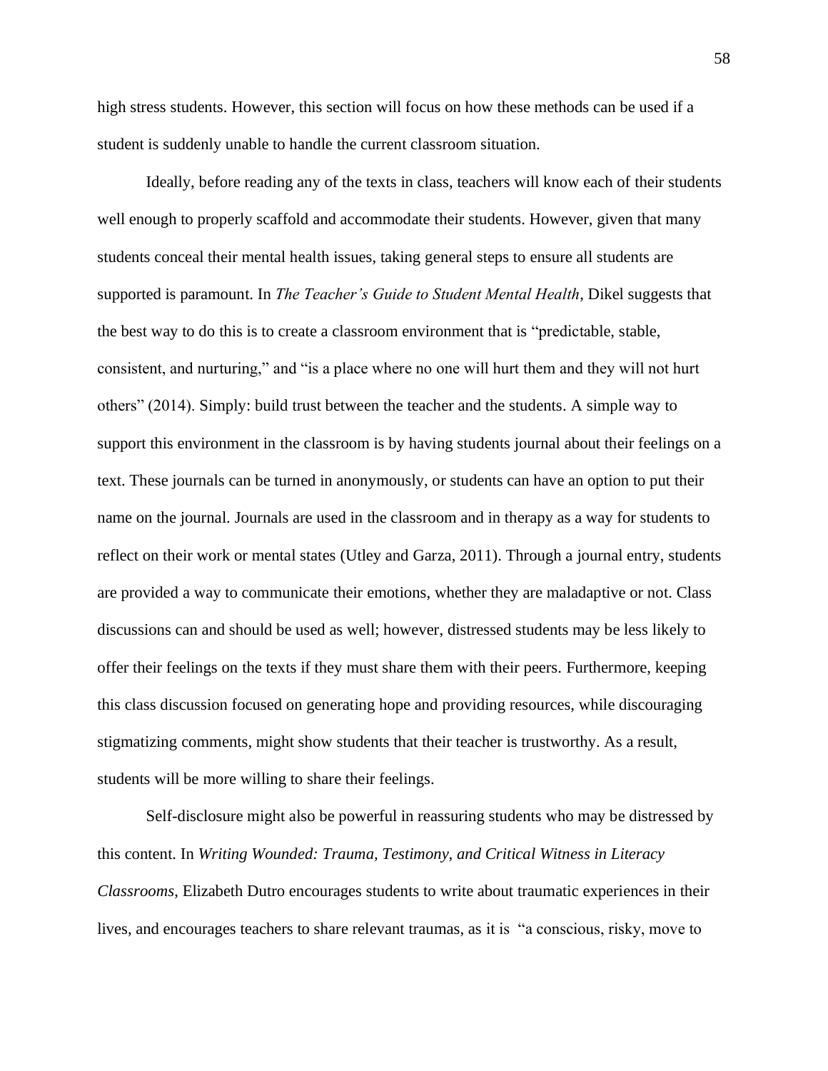high stress students. However, this section will focus on how these methods can be used if a student is suddenly unable to handle the current classroom situation.

Ideally, before reading any of the texts in class, teachers will know each of their students well enough to properly scaffold and accommodate their students. However, given that many students conceal their mental health issues, taking general steps to ensure all students are supported is paramount. In *The Teacher's Guide to Student Mental Health*, Dikel suggests that the best way to do this is to create a classroom environment that is "predictable, stable, consistent, and nurturing," and "is a place where no one will hurt them and they will not hurt others" (2014). Simply: build trust between the teacher and the students. A simple way to support this environment in the classroom is by having students journal about their feelings on a text. These journals can be turned in anonymously, or students can have an option to put their name on the journal. Journals are used in the classroom and in therapy as a way for students to reflect on their work or mental states (Utley and Garza, 2011). Through a journal entry, students are provided a way to communicate their emotions, whether they are maladaptive or not. Class discussions can and should be used as well; however, distressed students may be less likely to offer their feelings on the texts if they must share them with their peers. Furthermore, keeping this class discussion focused on generating hope and providing resources, while discouraging stigmatizing comments, might show students that their teacher is trustworthy. As a result, students will be more willing to share their feelings.

Self-disclosure might also be powerful in reassuring students who may be distressed by this content. In *Writing Wounded: Trauma, Testimony, and Critical Witness in Literacy Classrooms*, Elizabeth Dutro encourages students to write about traumatic experiences in their lives, and encourages teachers to share relevant traumas, as it is "a conscious, risky, move to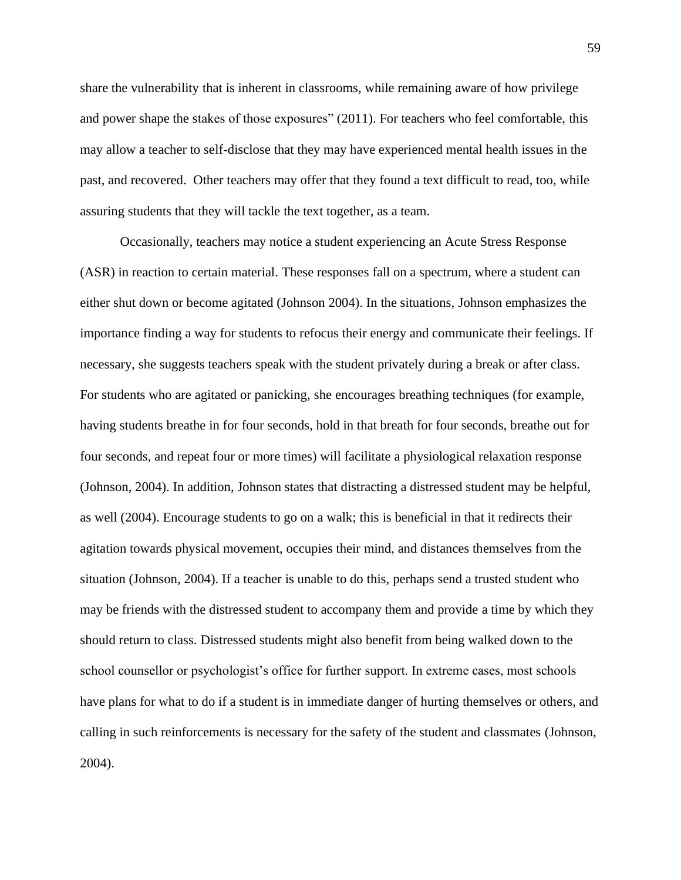share the vulnerability that is inherent in classrooms, while remaining aware of how privilege and power shape the stakes of those exposures" (2011). For teachers who feel comfortable, this may allow a teacher to self-disclose that they may have experienced mental health issues in the past, and recovered. Other teachers may offer that they found a text difficult to read, too, while assuring students that they will tackle the text together, as a team.

Occasionally, teachers may notice a student experiencing an Acute Stress Response (ASR) in reaction to certain material. These responses fall on a spectrum, where a student can either shut down or become agitated (Johnson 2004). In the situations, Johnson emphasizes the importance finding a way for students to refocus their energy and communicate their feelings. If necessary, she suggests teachers speak with the student privately during a break or after class. For students who are agitated or panicking, she encourages breathing techniques (for example, having students breathe in for four seconds, hold in that breath for four seconds, breathe out for four seconds, and repeat four or more times) will facilitate a physiological relaxation response (Johnson, 2004). In addition, Johnson states that distracting a distressed student may be helpful, as well (2004). Encourage students to go on a walk; this is beneficial in that it redirects their agitation towards physical movement, occupies their mind, and distances themselves from the situation (Johnson, 2004). If a teacher is unable to do this, perhaps send a trusted student who may be friends with the distressed student to accompany them and provide a time by which they should return to class. Distressed students might also benefit from being walked down to the school counsellor or psychologist's office for further support. In extreme cases, most schools have plans for what to do if a student is in immediate danger of hurting themselves or others, and calling in such reinforcements is necessary for the safety of the student and classmates (Johnson, 2004).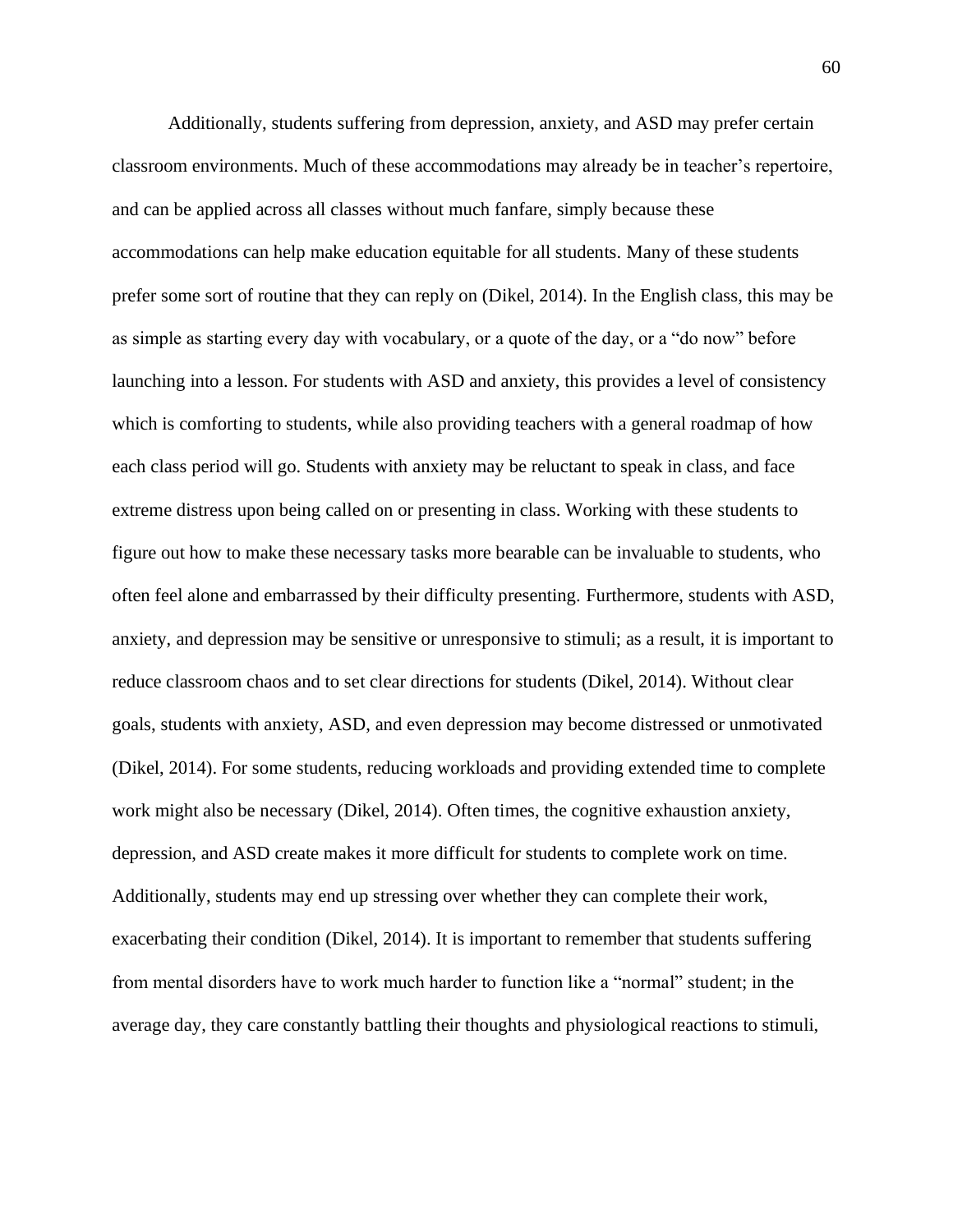Additionally, students suffering from depression, anxiety, and ASD may prefer certain classroom environments. Much of these accommodations may already be in teacher's repertoire, and can be applied across all classes without much fanfare, simply because these accommodations can help make education equitable for all students. Many of these students prefer some sort of routine that they can reply on (Dikel, 2014). In the English class, this may be as simple as starting every day with vocabulary, or a quote of the day, or a "do now" before launching into a lesson. For students with ASD and anxiety, this provides a level of consistency which is comforting to students, while also providing teachers with a general roadmap of how each class period will go. Students with anxiety may be reluctant to speak in class, and face extreme distress upon being called on or presenting in class. Working with these students to figure out how to make these necessary tasks more bearable can be invaluable to students, who often feel alone and embarrassed by their difficulty presenting. Furthermore, students with ASD, anxiety, and depression may be sensitive or unresponsive to stimuli; as a result, it is important to reduce classroom chaos and to set clear directions for students (Dikel, 2014). Without clear goals, students with anxiety, ASD, and even depression may become distressed or unmotivated (Dikel, 2014). For some students, reducing workloads and providing extended time to complete work might also be necessary (Dikel, 2014). Often times, the cognitive exhaustion anxiety, depression, and ASD create makes it more difficult for students to complete work on time. Additionally, students may end up stressing over whether they can complete their work, exacerbating their condition (Dikel, 2014). It is important to remember that students suffering from mental disorders have to work much harder to function like a "normal" student; in the average day, they care constantly battling their thoughts and physiological reactions to stimuli,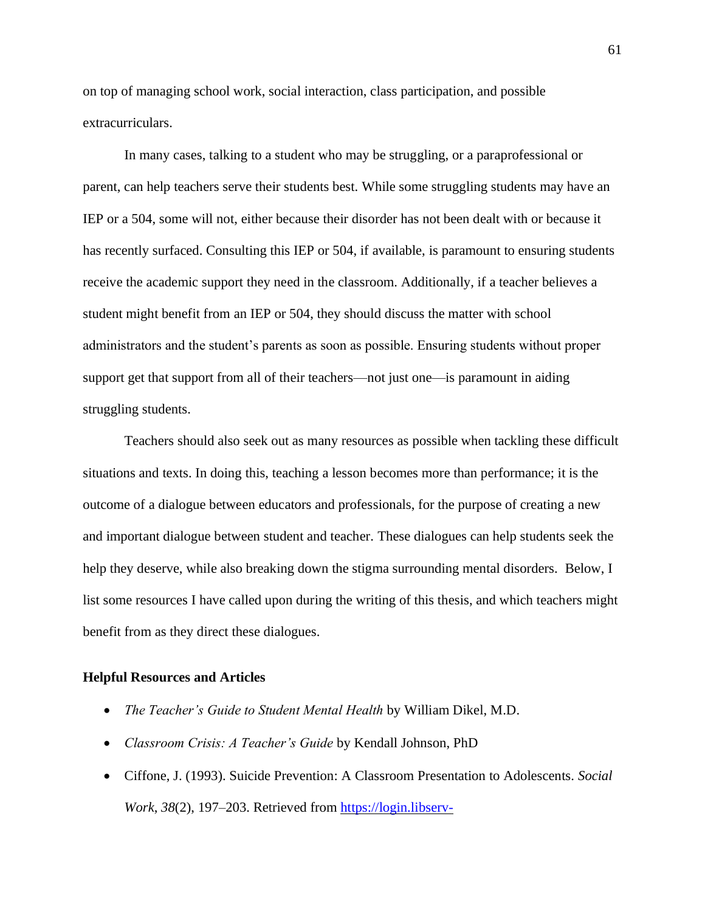on top of managing school work, social interaction, class participation, and possible extracurriculars.

In many cases, talking to a student who may be struggling, or a paraprofessional or parent, can help teachers serve their students best. While some struggling students may have an IEP or a 504, some will not, either because their disorder has not been dealt with or because it has recently surfaced. Consulting this IEP or 504, if available, is paramount to ensuring students receive the academic support they need in the classroom. Additionally, if a teacher believes a student might benefit from an IEP or 504, they should discuss the matter with school administrators and the student's parents as soon as possible. Ensuring students without proper support get that support from all of their teachers—not just one—is paramount in aiding struggling students.

Teachers should also seek out as many resources as possible when tackling these difficult situations and texts. In doing this, teaching a lesson becomes more than performance; it is the outcome of a dialogue between educators and professionals, for the purpose of creating a new and important dialogue between student and teacher. These dialogues can help students seek the help they deserve, while also breaking down the stigma surrounding mental disorders. Below, I list some resources I have called upon during the writing of this thesis, and which teachers might benefit from as they direct these dialogues.

**Helpful Resources and Articles**

- *The Teacher's Guide to Student Mental Health* by William Dikel, M.D.
- *Classroom Crisis: A Teacher's Guide* by Kendall Johnson, PhD
- Ciffone, J. (1993). Suicide Prevention: A Classroom Presentation to Adolescents. *Social Work*, *38*(2), 197–203. Retrieved from https://login.libserv-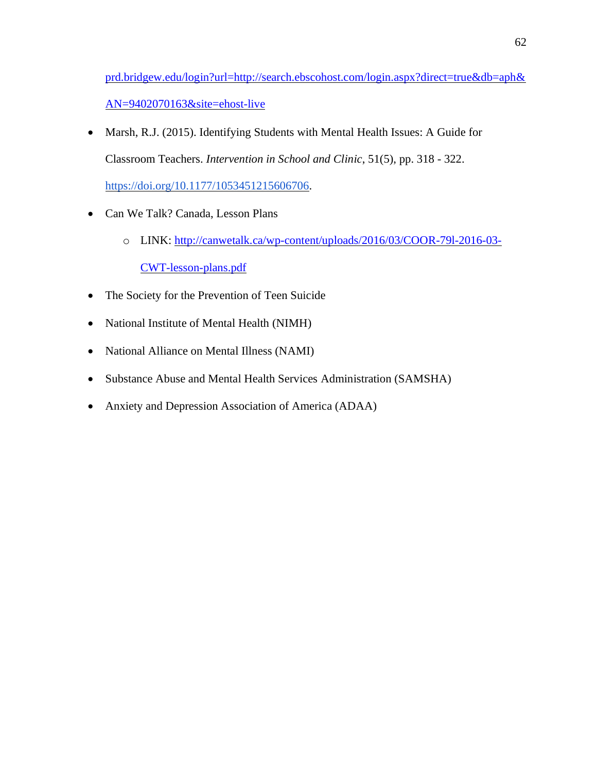prd.bridgew.edu/login?url=http://search.ebscohost.com/login.aspx?direct=true&db=aph&AN=9402070163&site=ehost-live

- Marsh, R.J. (2015). Identifying Students with Mental Health Issues: A Guide for Classroom Teachers. *Intervention in School and Clinic*, 51(5), pp. 318 - 322. https://doi.org/10.1177/1053451215606706.
- Can We Talk? Canada, Lesson Plans
    - LINK: http://canwetalk.ca/wp-content/uploads/2016/03/COOR-79l-2016-03-CWT-lesson-plans.pdf
- The Society for the Prevention of Teen Suicide
- National Institute of Mental Health (NIMH)
- National Alliance on Mental Illness (NAMI)
- Substance Abuse and Mental Health Services Administration (SAMSHA)
- Anxiety and Depression Association of America (ADAA)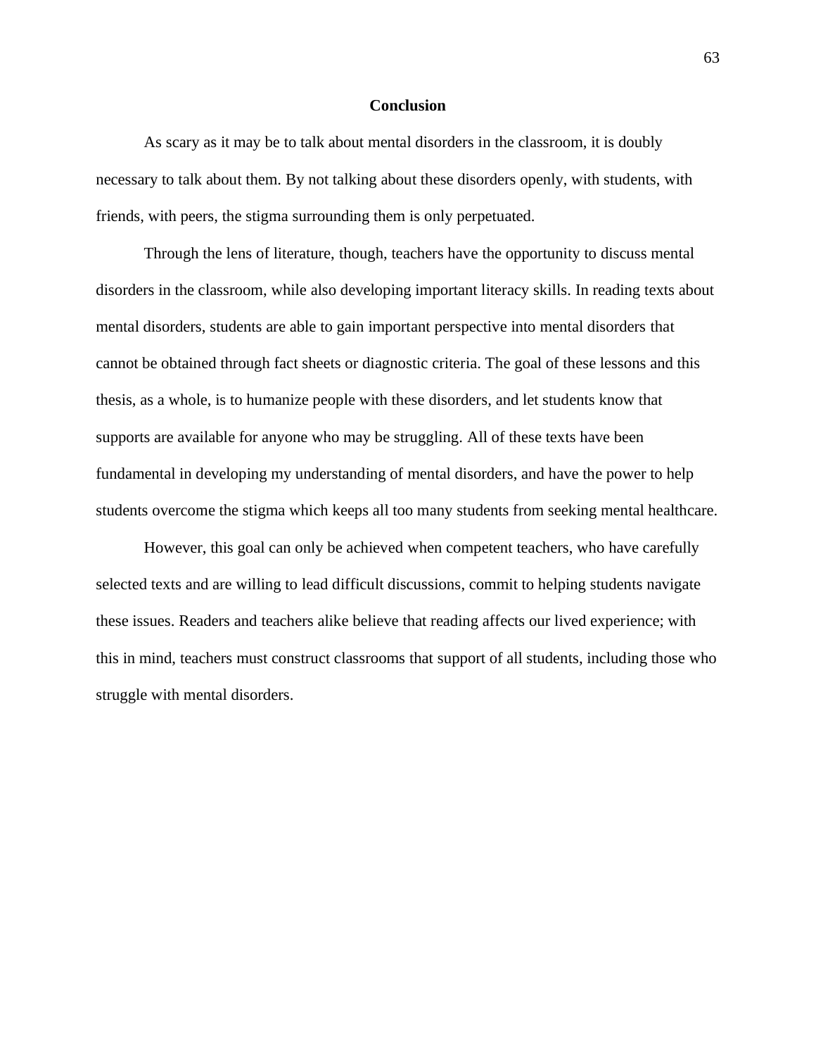## Conclusion

As scary as it may be to talk about mental disorders in the classroom, it is doubly necessary to talk about them. By not talking about these disorders openly, with students, with friends, with peers, the stigma surrounding them is only perpetuated.

Through the lens of literature, though, teachers have the opportunity to discuss mental disorders in the classroom, while also developing important literacy skills. In reading texts about mental disorders, students are able to gain important perspective into mental disorders that cannot be obtained through fact sheets or diagnostic criteria. The goal of these lessons and this thesis, as a whole, is to humanize people with these disorders, and let students know that supports are available for anyone who may be struggling. All of these texts have been fundamental in developing my understanding of mental disorders, and have the power to help students overcome the stigma which keeps all too many students from seeking mental healthcare.

However, this goal can only be achieved when competent teachers, who have carefully selected texts and are willing to lead difficult discussions, commit to helping students navigate these issues. Readers and teachers alike believe that reading affects our lived experience; with this in mind, teachers must construct classrooms that support of all students, including those who struggle with mental disorders.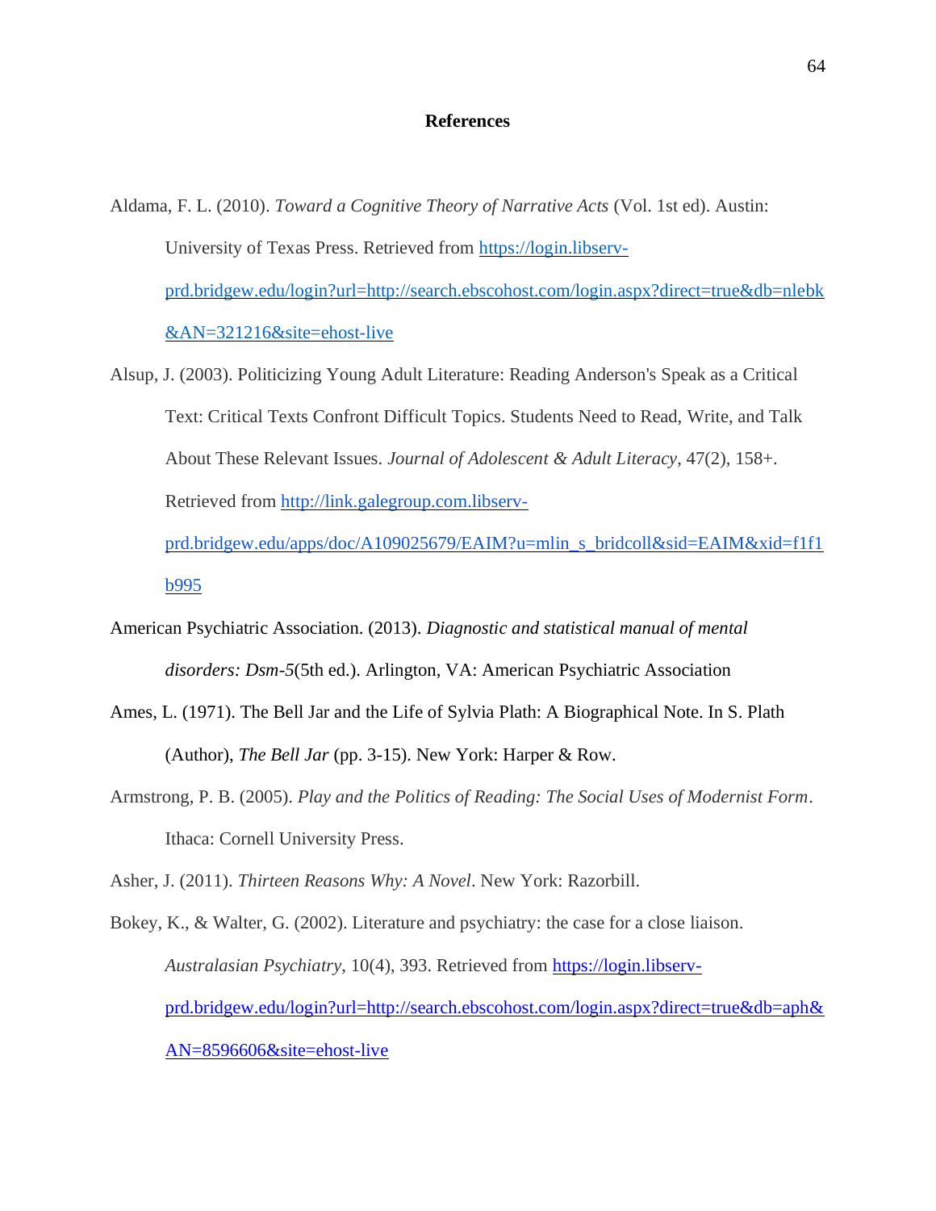# References

Aldama, F. L. (2010). *Toward a Cognitive Theory of Narrative Acts* (Vol. 1st ed). Austin: University of Texas Press. Retrieved from https://login.libserv-prd.bridgew.edu/login?url=http://search.ebscohost.com/login.aspx?direct=true&db=nlebk&AN=321216&site=ehost-live

Alsup, J. (2003). Politicizing Young Adult Literature: Reading Anderson's Speak as a Critical Text: Critical Texts Confront Difficult Topics. Students Need to Read, Write, and Talk About These Relevant Issues. *Journal of Adolescent & Adult Literacy*, 47(2), 158+. Retrieved from http://link.galegroup.com.libserv-prd.bridgew.edu/apps/doc/A109025679/EAIM?u=mlin_s_bridcoll&sid=EAIM&xid=f1f1b995

American Psychiatric Association. (2013). *Diagnostic and statistical manual of mental disorders: Dsm-5*(5th ed.). Arlington, VA: American Psychiatric Association

Ames, L. (1971). The Bell Jar and the Life of Sylvia Plath: A Biographical Note. In S. Plath (Author), *The Bell Jar* (pp. 3-15). New York: Harper & Row.

Armstrong, P. B. (2005). *Play and the Politics of Reading: The Social Uses of Modernist Form*. Ithaca: Cornell University Press.

Asher, J. (2011). *Thirteen Reasons Why: A Novel*. New York: Razorbill.

Bokey, K., & Walter, G. (2002). Literature and psychiatry: the case for a close liaison. *Australasian Psychiatry*, 10(4), 393. Retrieved from https://login.libserv-prd.bridgew.edu/login?url=http://search.ebscohost.com/login.aspx?direct=true&db=aph&AN=8596606&site=ehost-live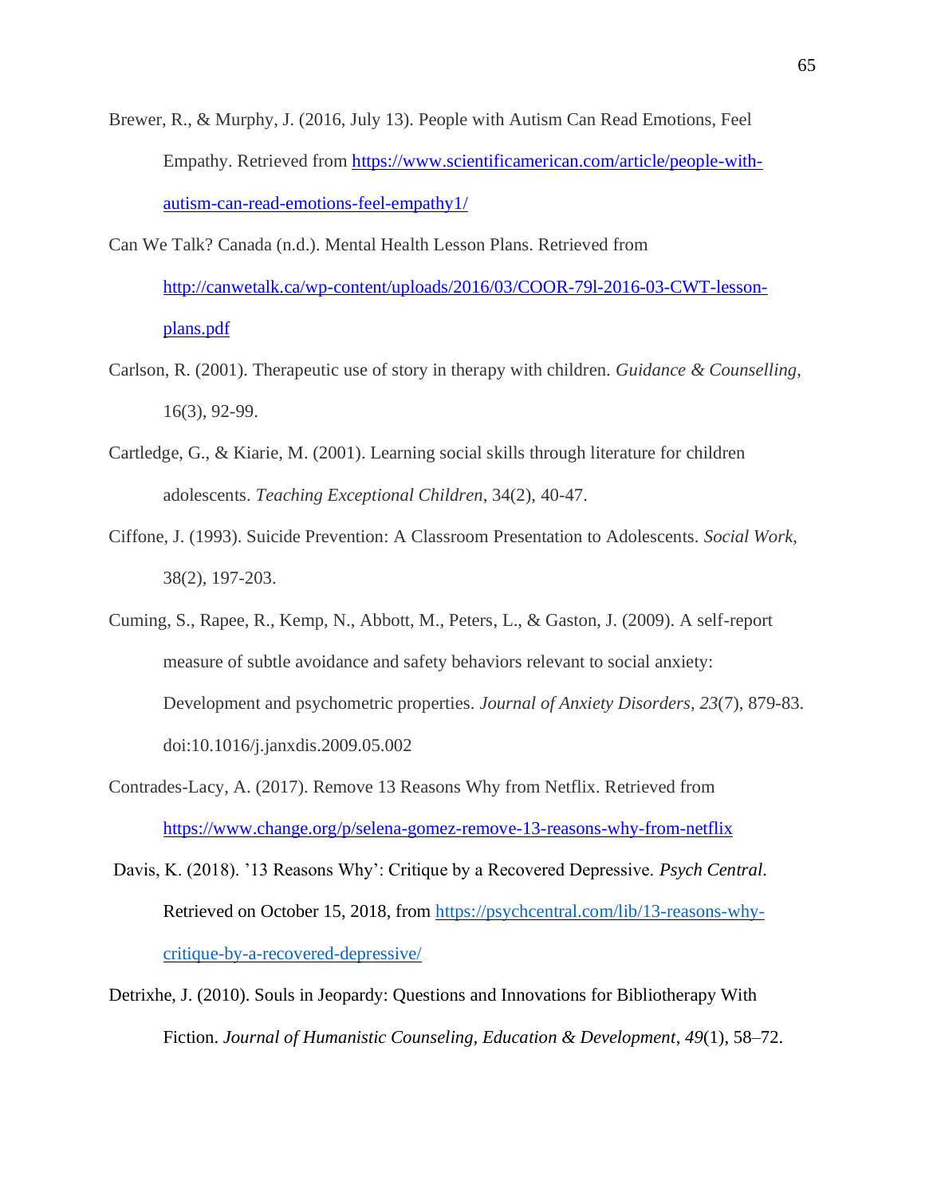Brewer, R., & Murphy, J. (2016, July 13). People with Autism Can Read Emotions, Feel Empathy. Retrieved from https://www.scientificamerican.com/article/people-with-autism-can-read-emotions-feel-empathy1/

Can We Talk? Canada (n.d.). Mental Health Lesson Plans. Retrieved from http://canwetalk.ca/wp-content/uploads/2016/03/COOR-79l-2016-03-CWT-lesson-plans.pdf

Carlson, R. (2001). Therapeutic use of story in therapy with children. *Guidance & Counselling*, 16(3), 92-99.

Cartledge, G., & Kiarie, M. (2001). Learning social skills through literature for children adolescents. *Teaching Exceptional Children*, 34(2), 40-47.

Ciffone, J. (1993). Suicide Prevention: A Classroom Presentation to Adolescents. *Social Work*, 38(2), 197-203.

Cuming, S., Rapee, R., Kemp, N., Abbott, M., Peters, L., & Gaston, J. (2009). A self-report measure of subtle avoidance and safety behaviors relevant to social anxiety: Development and psychometric properties. *Journal of Anxiety Disorders, 23*(7), 879-83. doi:10.1016/j.janxdis.2009.05.002

Contrades-Lacy, A. (2017). Remove 13 Reasons Why from Netflix. Retrieved from https://www.change.org/p/selena-gomez-remove-13-reasons-why-from-netflix

Davis, K. (2018). '13 Reasons Why': Critique by a Recovered Depressive. *Psych Central*. Retrieved on October 15, 2018, from https://psychcentral.com/lib/13-reasons-why-critique-by-a-recovered-depressive/

Detrixhe, J. (2010). Souls in Jeopardy: Questions and Innovations for Bibliotherapy With Fiction. *Journal of Humanistic Counseling, Education & Development*, *49*(1), 58–72.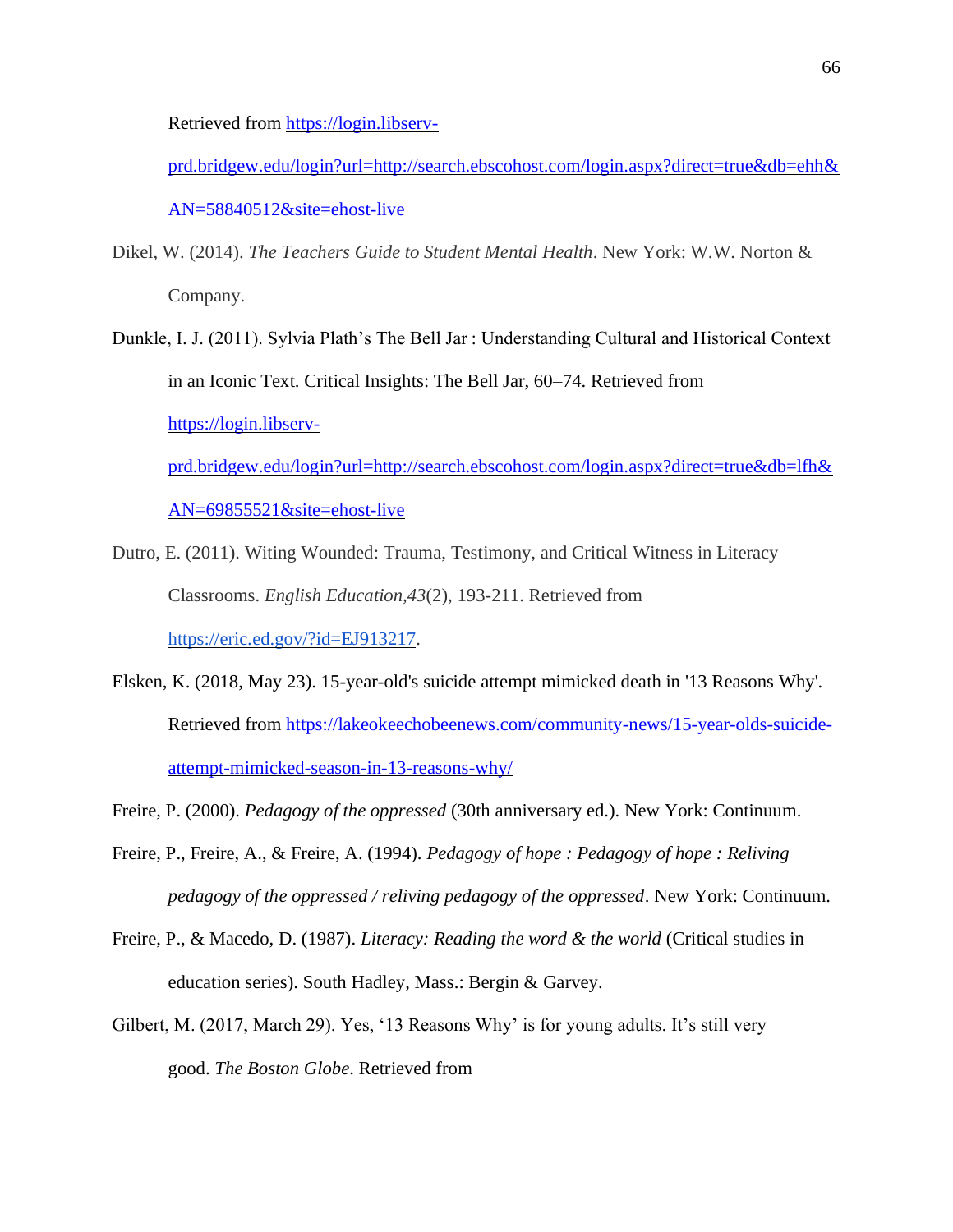Retrieved from https://login.libserv-prd.bridgew.edu/login?url=http://search.ebscohost.com/login.aspx?direct=true&db=ehh&AN=58840512&site=ehost-live

Dikel, W. (2014). *The Teachers Guide to Student Mental Health*. New York: W.W. Norton & Company.

Dunkle, I. J. (2011). Sylvia Plath's The Bell Jar : Understanding Cultural and Historical Context in an Iconic Text. Critical Insights: The Bell Jar, 60–74. Retrieved from https://login.libserv-prd.bridgew.edu/login?url=http://search.ebscohost.com/login.aspx?direct=true&db=lfh&AN=69855521&site=ehost-live

Dutro, E. (2011). Witing Wounded: Trauma, Testimony, and Critical Witness in Literacy Classrooms. *English Education*,*43*(2), 193-211. Retrieved from https://eric.ed.gov/?id=EJ913217.

Elsken, K. (2018, May 23). 15-year-old's suicide attempt mimicked death in '13 Reasons Why'. Retrieved from https://lakeokeechobeenews.com/community-news/15-year-olds-suicide-attempt-mimicked-season-in-13-reasons-why/

Freire, P. (2000). *Pedagogy of the oppressed* (30th anniversary ed.). New York: Continuum.

Freire, P., Freire, A., & Freire, A. (1994). *Pedagogy of hope : Pedagogy of hope : Reliving pedagogy of the oppressed / reliving pedagogy of the oppressed*. New York: Continuum.

Freire, P., & Macedo, D. (1987). *Literacy: Reading the word & the world* (Critical studies in education series). South Hadley, Mass.: Bergin & Garvey.

Gilbert, M. (2017, March 29). Yes, '13 Reasons Why' is for young adults. It's still very good. *The Boston Globe*. Retrieved from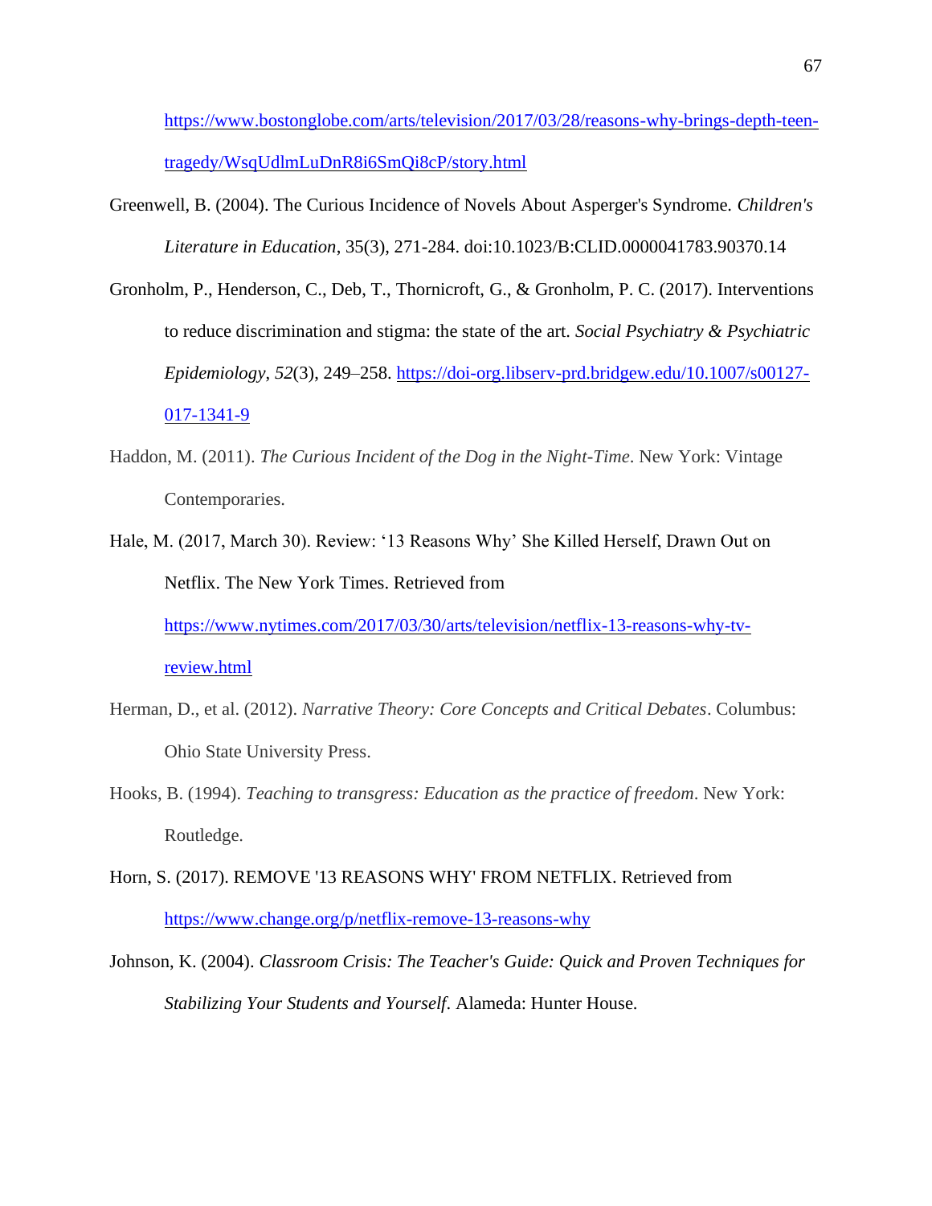https://www.bostonglobe.com/arts/television/2017/03/28/reasons-why-brings-depth-teen-tragedy/WsqUdlmLuDnR8i6SmQi8cP/story.html

Greenwell, B. (2004). The Curious Incidence of Novels About Asperger's Syndrome. *Children's Literature in Education*, 35(3), 271-284. doi:10.1023/B:CLID.0000041783.90370.14

Gronholm, P., Henderson, C., Deb, T., Thornicroft, G., & Gronholm, P. C. (2017). Interventions to reduce discrimination and stigma: the state of the art. *Social Psychiatry & Psychiatric Epidemiology*, *52*(3), 249–258. https://doi-org.libserv-prd.bridgew.edu/10.1007/s00127-017-1341-9

Haddon, M. (2011). *The Curious Incident of the Dog in the Night-Time*. New York: Vintage Contemporaries.

Hale, M. (2017, March 30). Review: '13 Reasons Why' She Killed Herself, Drawn Out on Netflix. The New York Times. Retrieved from https://www.nytimes.com/2017/03/30/arts/television/netflix-13-reasons-why-tv-review.html

Herman, D., et al. (2012). *Narrative Theory: Core Concepts and Critical Debates*. Columbus: Ohio State University Press.

Hooks, B. (1994). *Teaching to transgress: Education as the practice of freedom*. New York: Routledge.

Horn, S. (2017). REMOVE '13 REASONS WHY' FROM NETFLIX. Retrieved from https://www.change.org/p/netflix-remove-13-reasons-why

Johnson, K. (2004). *Classroom Crisis: The Teacher's Guide: Quick and Proven Techniques for Stabilizing Your Students and Yourself*. Alameda: Hunter House.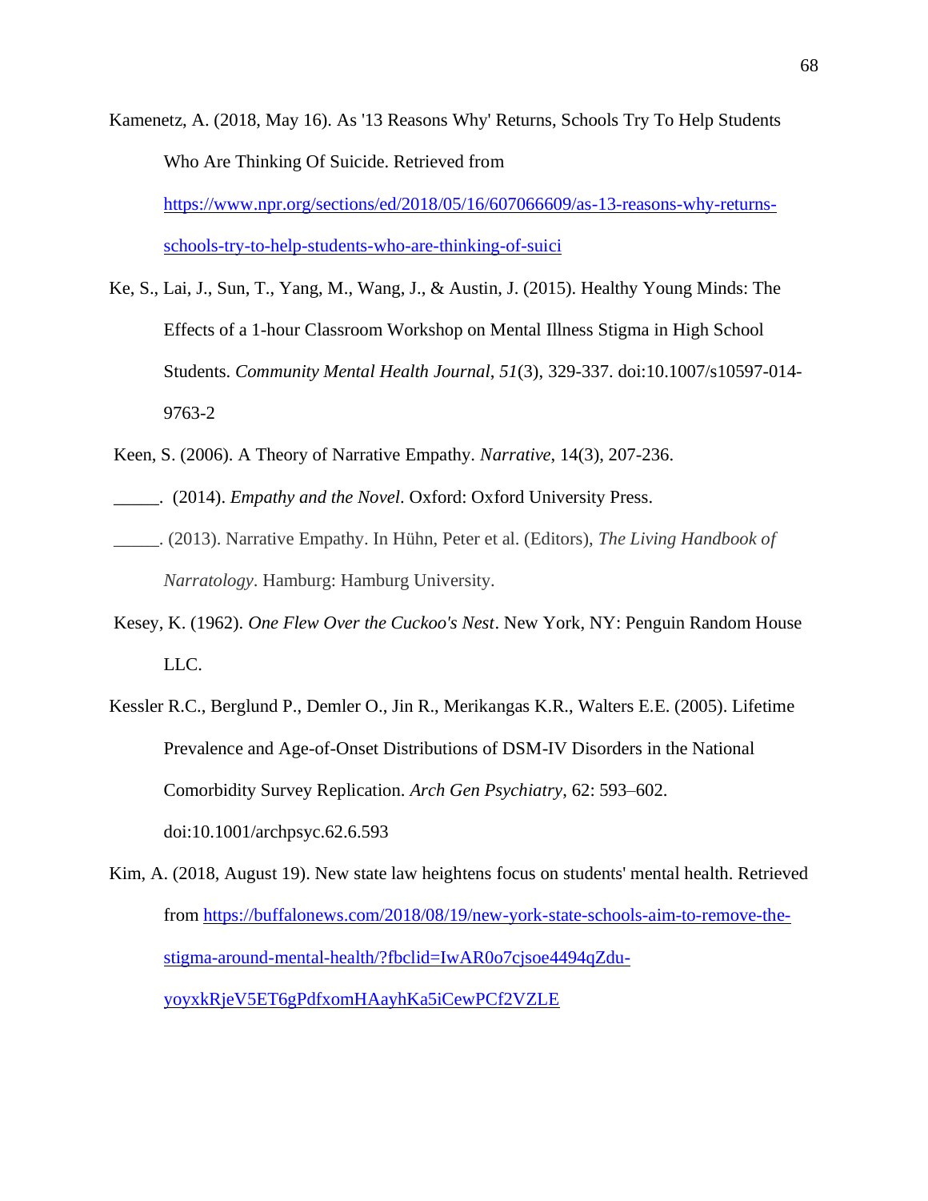Kamenetz, A. (2018, May 16). As '13 Reasons Why' Returns, Schools Try To Help Students Who Are Thinking Of Suicide. Retrieved from [https://www.npr.org/sections/ed/2018/05/16/607066609/as-13-reasons-why-returns-schools-try-to-help-students-who-are-thinking-of-suici](https://www.npr.org/sections/ed/2018/05/16/607066609/as-13-reasons-why-returns-schools-try-to-help-students-who-are-thinking-of-suici)

Ke, S., Lai, J., Sun, T., Yang, M., Wang, J., & Austin, J. (2015). Healthy Young Minds: The Effects of a 1-hour Classroom Workshop on Mental Illness Stigma in High School Students. *Community Mental Health Journal*, *51*(3), 329-337. doi:10.1007/s10597-014-9763-2

Keen, S. (2006). A Theory of Narrative Empathy. *Narrative*, 14(3), 207-236.

_____. (2014). *Empathy and the Novel*. Oxford: Oxford University Press.

_____. (2013). Narrative Empathy. In Hühn, Peter et al. (Editors), *The Living Handbook of Narratology*. Hamburg: Hamburg University.

Kesey, K. (1962). *One Flew Over the Cuckoo's Nest*. New York, NY: Penguin Random House LLC.

Kessler R.C., Berglund P., Demler O., Jin R., Merikangas K.R., Walters E.E. (2005). Lifetime Prevalence and Age-of-Onset Distributions of DSM-IV Disorders in the National Comorbidity Survey Replication. *Arch Gen Psychiatry*, 62: 593–602. doi:10.1001/archpsyc.62.6.593

Kim, A. (2018, August 19). New state law heightens focus on students' mental health. Retrieved from [https://buffalonews.com/2018/08/19/new-york-state-schools-aim-to-remove-the-stigma-around-mental-health/?fbclid=IwAR0o7cjsoe4494qZdu-yoyxkRjeV5ET6gPdfxomHAayhKa5iCewPCf2VZLE](https://buffalonews.com/2018/08/19/new-york-state-schools-aim-to-remove-the-stigma-around-mental-health/?fbclid=IwAR0o7cjsoe4494qZdu-yoyxkRjeV5ET6gPdfxomHAayhKa5iCewPCf2VZLE)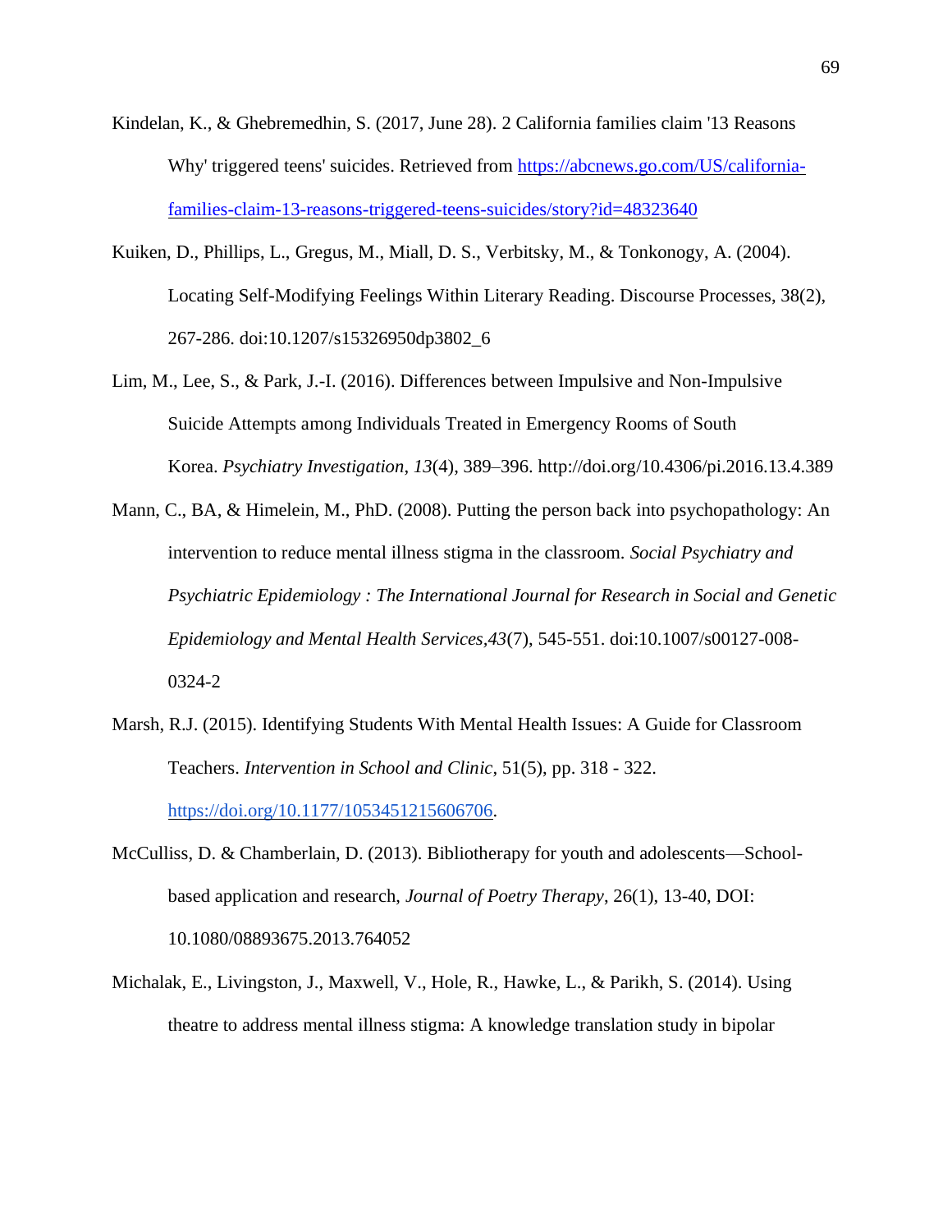Kindelan, K., & Ghebremedhin, S. (2017, June 28). 2 California families claim '13 Reasons Why' triggered teens' suicides. Retrieved from https://abcnews.go.com/US/california-families-claim-13-reasons-triggered-teens-suicides/story?id=48323640

Kuiken, D., Phillips, L., Gregus, M., Miall, D. S., Verbitsky, M., & Tonkonogy, A. (2004). Locating Self-Modifying Feelings Within Literary Reading. Discourse Processes, 38(2), 267-286. doi:10.1207/s15326950dp3802_6

Lim, M., Lee, S., & Park, J.-I. (2016). Differences between Impulsive and Non-Impulsive Suicide Attempts among Individuals Treated in Emergency Rooms of South Korea. *Psychiatry Investigation*, *13*(4), 389–396. http://doi.org/10.4306/pi.2016.13.4.389

Mann, C., BA, & Himelein, M., PhD. (2008). Putting the person back into psychopathology: An intervention to reduce mental illness stigma in the classroom. *Social Psychiatry and Psychiatric Epidemiology : The International Journal for Research in Social and Genetic Epidemiology and Mental Health Services*,*43*(7), 545-551. doi:10.1007/s00127-008-0324-2

Marsh, R.J. (2015). Identifying Students With Mental Health Issues: A Guide for Classroom Teachers. *Intervention in School and Clinic*, 51(5), pp. 318 - 322. https://doi.org/10.1177/1053451215606706.

McCulliss, D. & Chamberlain, D. (2013). Bibliotherapy for youth and adolescents—School-based application and research, *Journal of Poetry Therapy*, 26(1), 13-40, DOI: 10.1080/08893675.2013.764052

Michalak, E., Livingston, J., Maxwell, V., Hole, R., Hawke, L., & Parikh, S. (2014). Using theatre to address mental illness stigma: A knowledge translation study in bipolar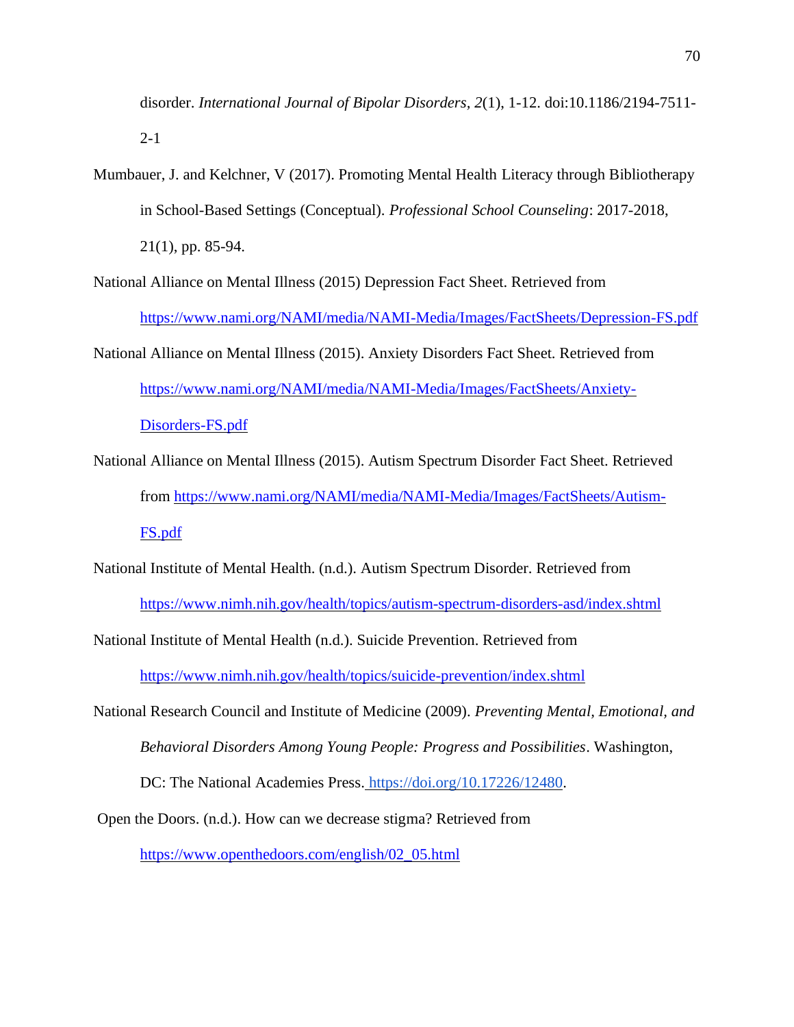disorder. *International Journal of Bipolar Disorders*, *2*(1), 1-12. doi:10.1186/2194-7511-2-1

Mumbauer, J. and Kelchner, V (2017). Promoting Mental Health Literacy through Bibliotherapy in School-Based Settings (Conceptual). *Professional School Counseling*: 2017-2018, 21(1), pp. 85-94.

National Alliance on Mental Illness (2015) Depression Fact Sheet. Retrieved from https://www.nami.org/NAMI/media/NAMI-Media/Images/FactSheets/Depression-FS.pdf

National Alliance on Mental Illness (2015). Anxiety Disorders Fact Sheet. Retrieved from https://www.nami.org/NAMI/media/NAMI-Media/Images/FactSheets/Anxiety-Disorders-FS.pdf

National Alliance on Mental Illness (2015). Autism Spectrum Disorder Fact Sheet. Retrieved from https://www.nami.org/NAMI/media/NAMI-Media/Images/FactSheets/Autism-FS.pdf

National Institute of Mental Health. (n.d.). Autism Spectrum Disorder. Retrieved from https://www.nimh.nih.gov/health/topics/autism-spectrum-disorders-asd/index.shtml

National Institute of Mental Health (n.d.). Suicide Prevention. Retrieved from https://www.nimh.nih.gov/health/topics/suicide-prevention/index.shtml

National Research Council and Institute of Medicine (2009). *Preventing Mental, Emotional, and Behavioral Disorders Among Young People: Progress and Possibilities*. Washington, DC: The National Academies Press. https://doi.org/10.17226/12480.

Open the Doors. (n.d.). How can we decrease stigma? Retrieved from https://www.openthedoors.com/english/02_05.html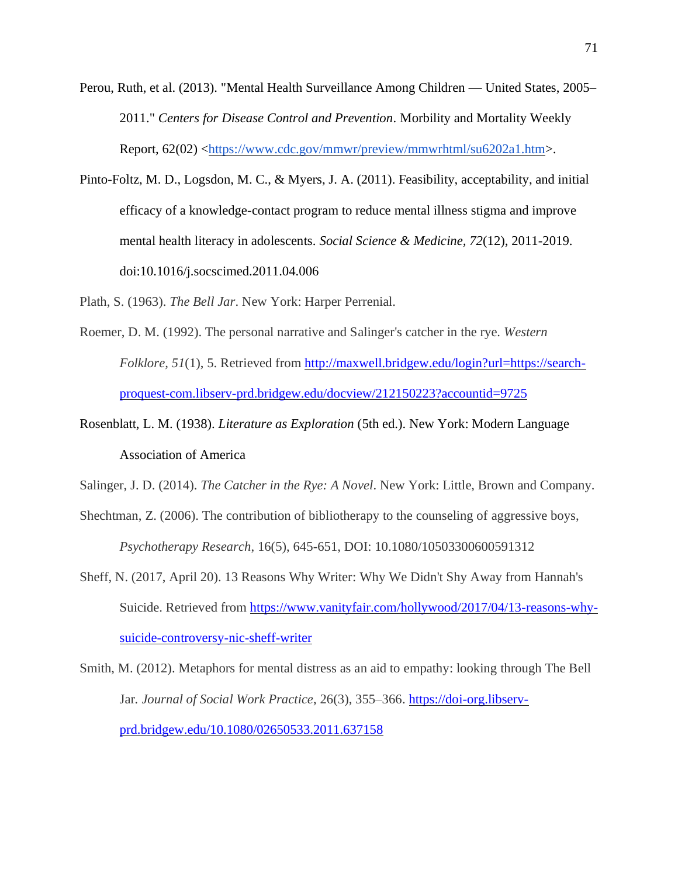Perou, Ruth, et al. (2013). "Mental Health Surveillance Among Children — United States, 2005–2011." *Centers for Disease Control and Prevention*. Morbidity and Mortality Weekly Report, 62(02) <https://www.cdc.gov/mmwr/preview/mmwrhtml/su6202a1.htm>.

Pinto-Foltz, M. D., Logsdon, M. C., & Myers, J. A. (2011). Feasibility, acceptability, and initial efficacy of a knowledge-contact program to reduce mental illness stigma and improve mental health literacy in adolescents. *Social Science & Medicine*, *72*(12), 2011-2019. doi:10.1016/j.socscimed.2011.04.006

Plath, S. (1963). *The Bell Jar*. New York: Harper Perrenial.

Roemer, D. M. (1992). The personal narrative and Salinger's catcher in the rye. *Western Folklore*, *51*(1), 5. Retrieved from http://maxwell.bridgew.edu/login?url=https://search-proquest-com.libserv-prd.bridgew.edu/docview/212150223?accountid=9725

Rosenblatt, L. M. (1938). *Literature as Exploration* (5th ed.). New York: Modern Language Association of America

Salinger, J. D. (2014). *The Catcher in the Rye: A Novel*. New York: Little, Brown and Company.

Shechtman, Z. (2006). The contribution of bibliotherapy to the counseling of aggressive boys, *Psychotherapy Research*, 16(5), 645-651, DOI: 10.1080/10503300600591312

Sheff, N. (2017, April 20). 13 Reasons Why Writer: Why We Didn't Shy Away from Hannah's Suicide. Retrieved from https://www.vanityfair.com/hollywood/2017/04/13-reasons-why-suicide-controversy-nic-sheff-writer

Smith, M. (2012). Metaphors for mental distress as an aid to empathy: looking through The Bell Jar. *Journal of Social Work Practice*, 26(3), 355–366. https://doi-org.libserv-prd.bridgew.edu/10.1080/02650533.2011.637158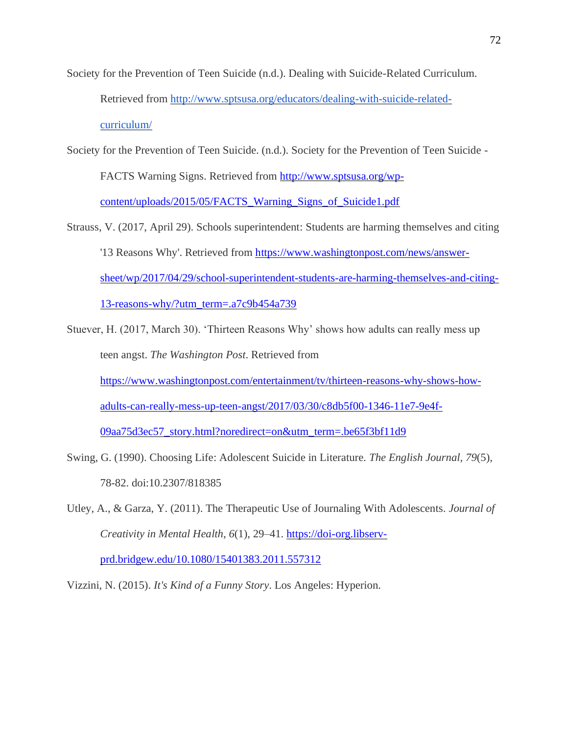Society for the Prevention of Teen Suicide (n.d.). Dealing with Suicide-Related Curriculum. Retrieved from http://www.sptsusa.org/educators/dealing-with-suicide-related-curriculum/

Society for the Prevention of Teen Suicide. (n.d.). Society for the Prevention of Teen Suicide - FACTS Warning Signs. Retrieved from http://www.sptsusa.org/wp-content/uploads/2015/05/FACTS_Warning_Signs_of_Suicide1.pdf

Strauss, V. (2017, April 29). Schools superintendent: Students are harming themselves and citing '13 Reasons Why'. Retrieved from https://www.washingtonpost.com/news/answer-sheet/wp/2017/04/29/school-superintendent-students-are-harming-themselves-and-citing-13-reasons-why/?utm_term=.a7c9b454a739

Stuever, H. (2017, March 30). 'Thirteen Reasons Why' shows how adults can really mess up teen angst. *The Washington Post*. Retrieved from https://www.washingtonpost.com/entertainment/tv/thirteen-reasons-why-shows-how-adults-can-really-mess-up-teen-angst/2017/03/30/c8db5f00-1346-11e7-9e4f-09aa75d3ec57_story.html?noredirect=on&utm_term=.be65f3bf11d9

Swing, G. (1990). Choosing Life: Adolescent Suicide in Literature. *The English Journal*, *79*(5), 78-82. doi:10.2307/818385

Utley, A., & Garza, Y. (2011). The Therapeutic Use of Journaling With Adolescents. *Journal of Creativity in Mental Health*, *6*(1), 29–41. https://doi-org.libserv-prd.bridgew.edu/10.1080/15401383.2011.557312

Vizzini, N. (2015). *It's Kind of a Funny Story*. Los Angeles: Hyperion.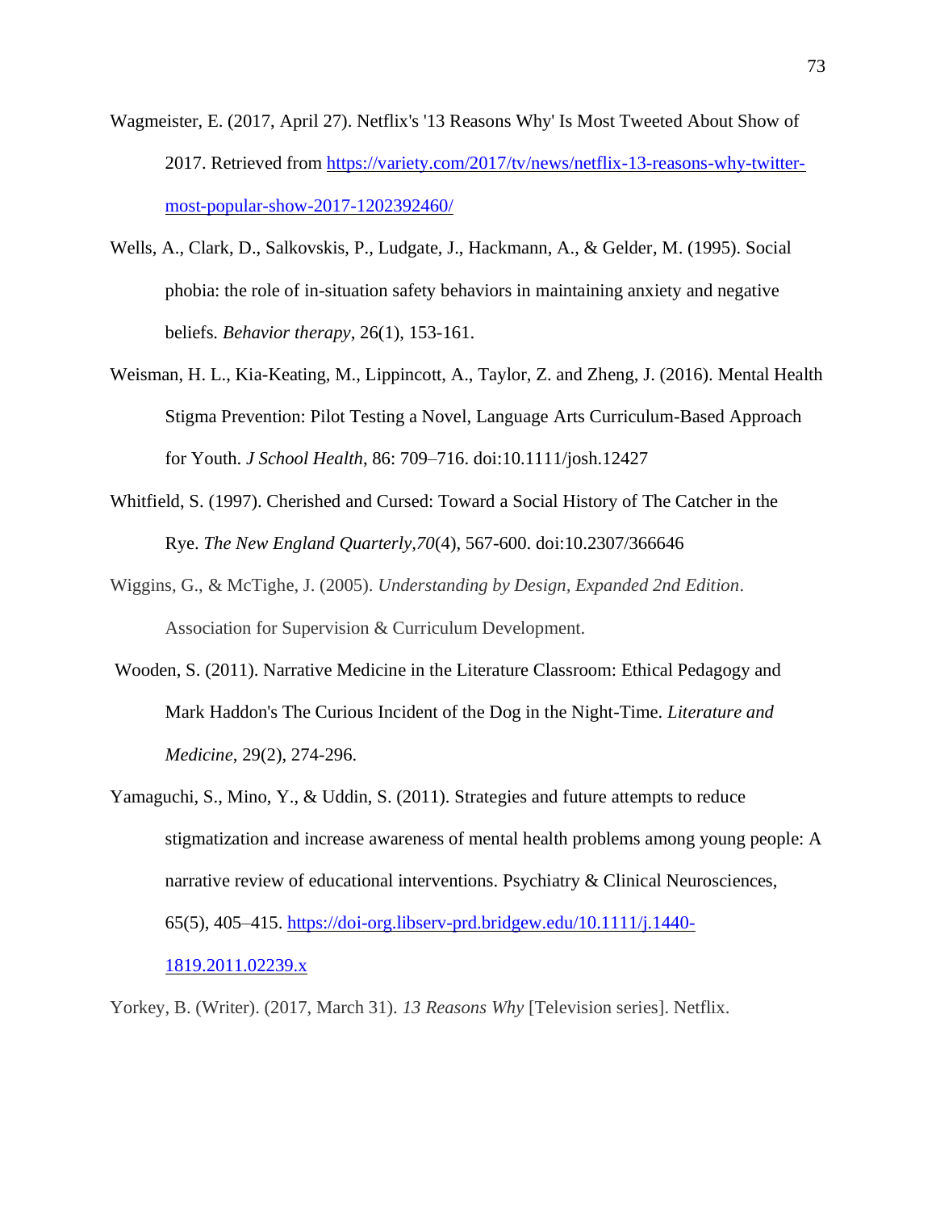Wagmeister, E. (2017, April 27). Netflix's '13 Reasons Why' Is Most Tweeted About Show of 2017. Retrieved from https://variety.com/2017/tv/news/netflix-13-reasons-why-twitter-most-popular-show-2017-1202392460/

Wells, A., Clark, D., Salkovskis, P., Ludgate, J., Hackmann, A., & Gelder, M. (1995). Social phobia: the role of in-situation safety behaviors in maintaining anxiety and negative beliefs. *Behavior therapy*, 26(1), 153-161.

Weisman, H. L., Kia-Keating, M., Lippincott, A., Taylor, Z. and Zheng, J. (2016). Mental Health Stigma Prevention: Pilot Testing a Novel, Language Arts Curriculum-Based Approach for Youth. *J School Health*, 86: 709–716. doi:10.1111/josh.12427

Whitfield, S. (1997). Cherished and Cursed: Toward a Social History of The Catcher in the Rye. *The New England Quarterly,70*(4), 567-600. doi:10.2307/366646

Wiggins, G., & McTighe, J. (2005). *Understanding by Design, Expanded 2nd Edition*. Association for Supervision & Curriculum Development.

Wooden, S. (2011). Narrative Medicine in the Literature Classroom: Ethical Pedagogy and Mark Haddon's The Curious Incident of the Dog in the Night-Time. *Literature and Medicine*, 29(2), 274-296.

Yamaguchi, S., Mino, Y., & Uddin, S. (2011). Strategies and future attempts to reduce stigmatization and increase awareness of mental health problems among young people: A narrative review of educational interventions. Psychiatry & Clinical Neurosciences, 65(5), 405–415. https://doi-org.libserv-prd.bridgew.edu/10.1111/j.1440-1819.2011.02239.x

Yorkey, B. (Writer). (2017, March 31). *13 Reasons Why* [Television series]. Netflix.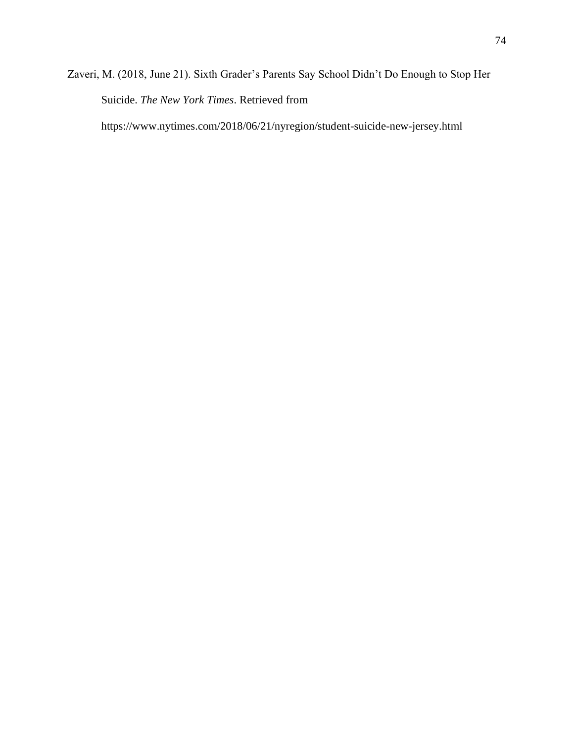Zaveri, M. (2018, June 21). Sixth Grader's Parents Say School Didn't Do Enough to Stop Her Suicide. *The New York Times*. Retrieved from https://www.nytimes.com/2018/06/21/nyregion/student-suicide-new-jersey.html